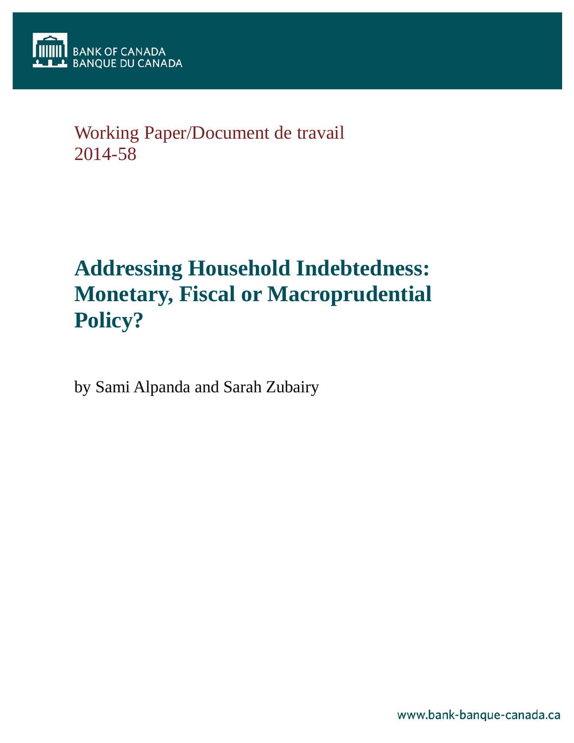BANK OF CANADA
BANQUE DU CANADA

Working Paper/Document de travail
2014-58

# Addressing Household Indebtedness: Monetary, Fiscal or Macroprudential Policy?

by Sami Alpanda and Sarah Zubairy

www.bank-banque-canada.ca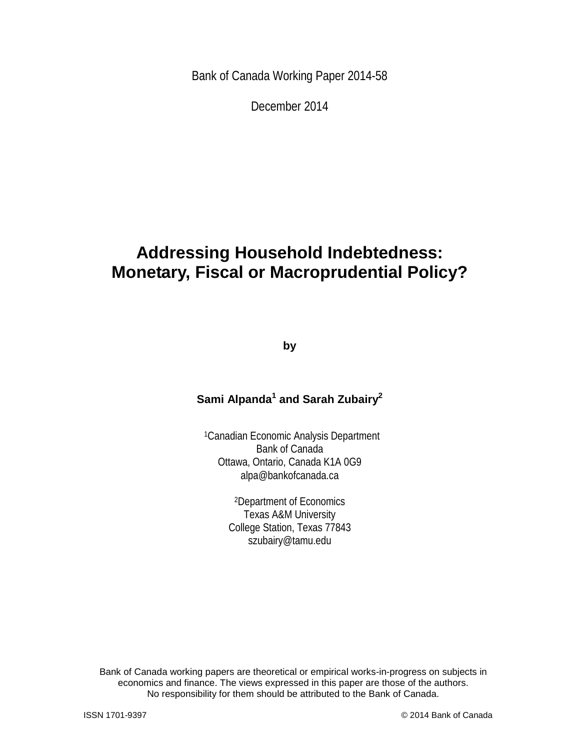Bank of Canada Working Paper 2014-58

December 2014

# Addressing Household Indebtedness: Monetary, Fiscal or Macroprudential Policy?

**by**

**Sami Alpanda[1] and Sarah Zubairy[2]**

[1]Canadian Economic Analysis Department
Bank of Canada
Ottawa, Ontario, Canada K1A 0G9
alpa@bankofcanada.ca

[2]Department of Economics
Texas A&M University
College Station, Texas 77843
szubairy@tamu.edu

Bank of Canada working papers are theoretical or empirical works-in-progress on subjects in economics and finance. The views expressed in this paper are those of the authors. No responsibility for them should be attributed to the Bank of Canada.

ISSN 1701-9397 © 2014 Bank of Canada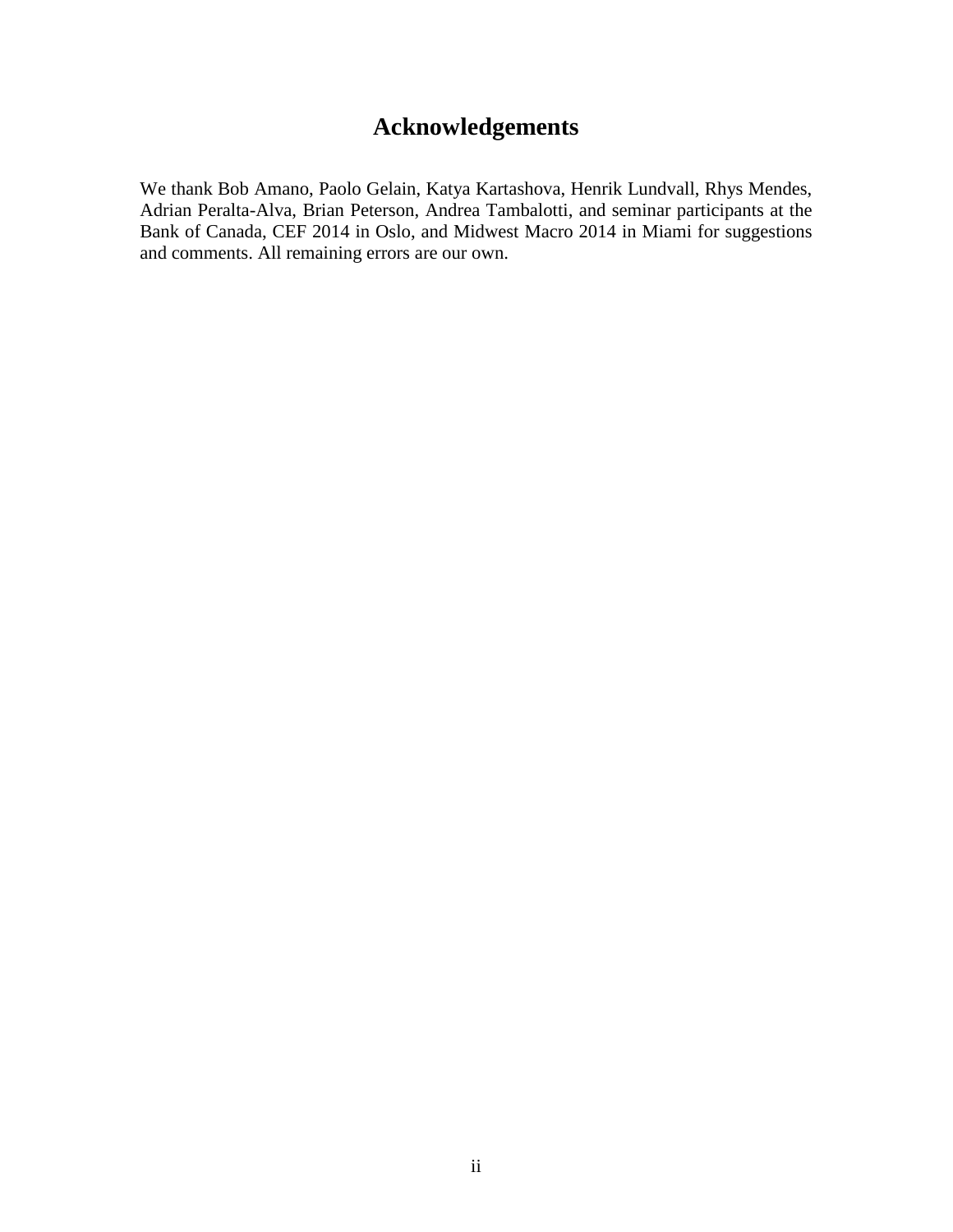# Acknowledgements

We thank Bob Amano, Paolo Gelain, Katya Kartashova, Henrik Lundvall, Rhys Mendes, Adrian Peralta-Alva, Brian Peterson, Andrea Tambalotti, and seminar participants at the Bank of Canada, CEF 2014 in Oslo, and Midwest Macro 2014 in Miami for suggestions and comments. All remaining errors are our own.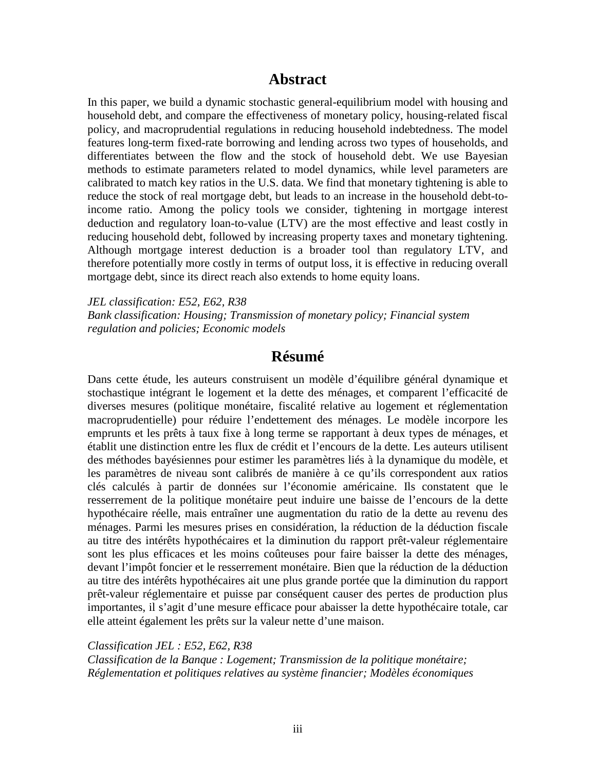## Abstract

In this paper, we build a dynamic stochastic general-equilibrium model with housing and household debt, and compare the effectiveness of monetary policy, housing-related fiscal policy, and macroprudential regulations in reducing household indebtedness. The model features long-term fixed-rate borrowing and lending across two types of households, and differentiates between the flow and the stock of household debt. We use Bayesian methods to estimate parameters related to model dynamics, while level parameters are calibrated to match key ratios in the U.S. data. We find that monetary tightening is able to reduce the stock of real mortgage debt, but leads to an increase in the household debt-to-income ratio. Among the policy tools we consider, tightening in mortgage interest deduction and regulatory loan-to-value (LTV) are the most effective and least costly in reducing household debt, followed by increasing property taxes and monetary tightening. Although mortgage interest deduction is a broader tool than regulatory LTV, and therefore potentially more costly in terms of output loss, it is effective in reducing overall mortgage debt, since its direct reach also extends to home equity loans.

*JEL classification: E52, E62, R38*
*Bank classification: Housing; Transmission of monetary policy; Financial system regulation and policies; Economic models*

## Résumé

Dans cette étude, les auteurs construisent un modèle d'équilibre général dynamique et stochastique intégrant le logement et la dette des ménages, et comparent l'efficacité de diverses mesures (politique monétaire, fiscalité relative au logement et réglementation macroprudentielle) pour réduire l'endettement des ménages. Le modèle incorpore les emprunts et les prêts à taux fixe à long terme se rapportant à deux types de ménages, et établit une distinction entre les flux de crédit et l'encours de la dette. Les auteurs utilisent des méthodes bayésiennes pour estimer les paramètres liés à la dynamique du modèle, et les paramètres de niveau sont calibrés de manière à ce qu'ils correspondent aux ratios clés calculés à partir de données sur l'économie américaine. Ils constatent que le resserrement de la politique monétaire peut induire une baisse de l'encours de la dette hypothécaire réelle, mais entraîner une augmentation du ratio de la dette au revenu des ménages. Parmi les mesures prises en considération, la réduction de la déduction fiscale au titre des intérêts hypothécaires et la diminution du rapport prêt-valeur réglementaire sont les plus efficaces et les moins coûteuses pour faire baisser la dette des ménages, devant l'impôt foncier et le resserrement monétaire. Bien que la réduction de la déduction au titre des intérêts hypothécaires ait une plus grande portée que la diminution du rapport prêt-valeur réglementaire et puisse par conséquent causer des pertes de production plus importantes, il s'agit d'une mesure efficace pour abaisser la dette hypothécaire totale, car elle atteint également les prêts sur la valeur nette d'une maison.

*Classification JEL : E52, E62, R38*
*Classification de la Banque : Logement; Transmission de la politique monétaire; Réglementation et politiques relatives au système financier; Modèles économiques*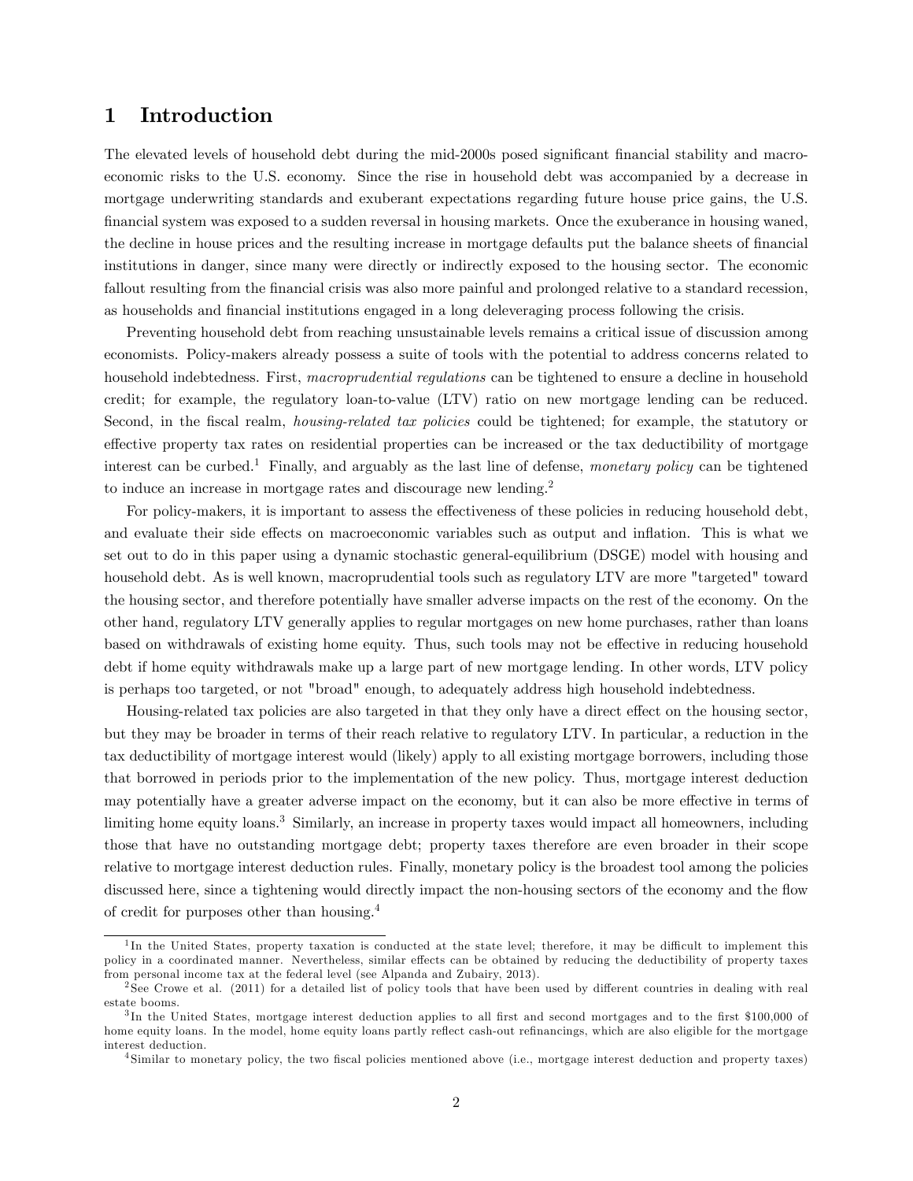# 1 Introduction

The elevated levels of household debt during the mid-2000s posed significant financial stability and macroeconomic risks to the U.S. economy. Since the rise in household debt was accompanied by a decrease in mortgage underwriting standards and exuberant expectations regarding future house price gains, the U.S. financial system was exposed to a sudden reversal in housing markets. Once the exuberance in housing waned, the decline in house prices and the resulting increase in mortgage defaults put the balance sheets of financial institutions in danger, since many were directly or indirectly exposed to the housing sector. The economic fallout resulting from the financial crisis was also more painful and prolonged relative to a standard recession, as households and financial institutions engaged in a long deleveraging process following the crisis.

Preventing household debt from reaching unsustainable levels remains a critical issue of discussion among economists. Policy-makers already possess a suite of tools with the potential to address concerns related to household indebtedness. First, *macroprudential regulations* can be tightened to ensure a decline in household credit; for example, the regulatory loan-to-value (LTV) ratio on new mortgage lending can be reduced. Second, in the fiscal realm, *housing-related tax policies* could be tightened; for example, the statutory or effective property tax rates on residential properties can be increased or the tax deductibility of mortgage interest can be curbed.[1] Finally, and arguably as the last line of defense, *monetary policy* can be tightened to induce an increase in mortgage rates and discourage new lending.[2]

For policy-makers, it is important to assess the effectiveness of these policies in reducing household debt, and evaluate their side effects on macroeconomic variables such as output and inflation. This is what we set out to do in this paper using a dynamic stochastic general-equilibrium (DSGE) model with housing and household debt. As is well known, macroprudential tools such as regulatory LTV are more "targeted" toward the housing sector, and therefore potentially have smaller adverse impacts on the rest of the economy. On the other hand, regulatory LTV generally applies to regular mortgages on new home purchases, rather than loans based on withdrawals of existing home equity. Thus, such tools may not be effective in reducing household debt if home equity withdrawals make up a large part of new mortgage lending. In other words, LTV policy is perhaps too targeted, or not "broad" enough, to adequately address high household indebtedness.

Housing-related tax policies are also targeted in that they only have a direct effect on the housing sector, but they may be broader in terms of their reach relative to regulatory LTV. In particular, a reduction in the tax deductibility of mortgage interest would (likely) apply to all existing mortgage borrowers, including those that borrowed in periods prior to the implementation of the new policy. Thus, mortgage interest deduction may potentially have a greater adverse impact on the economy, but it can also be more effective in terms of limiting home equity loans.[3] Similarly, an increase in property taxes would impact all homeowners, including those that have no outstanding mortgage debt; property taxes therefore are even broader in their scope relative to mortgage interest deduction rules. Finally, monetary policy is the broadest tool among the policies discussed here, since a tightening would directly impact the non-housing sectors of the economy and the flow of credit for purposes other than housing.[4]

---

[1] In the United States, property taxation is conducted at the state level; therefore, it may be difficult to implement this policy in a coordinated manner. Nevertheless, similar effects can be obtained by reducing the deductibility of property taxes from personal income tax at the federal level (see Alpanda and Zubairy, 2013).

[2] See Crowe et al. (2011) for a detailed list of policy tools that have been used by different countries in dealing with real estate booms.

[3] In the United States, mortgage interest deduction applies to all first and second mortgages and to the first \$100,000 of home equity loans. In the model, home equity loans partly reflect cash-out refinancings, which are also eligible for the mortgage interest deduction.

[4] Similar to monetary policy, the two fiscal policies mentioned above (i.e., mortgage interest deduction and property taxes)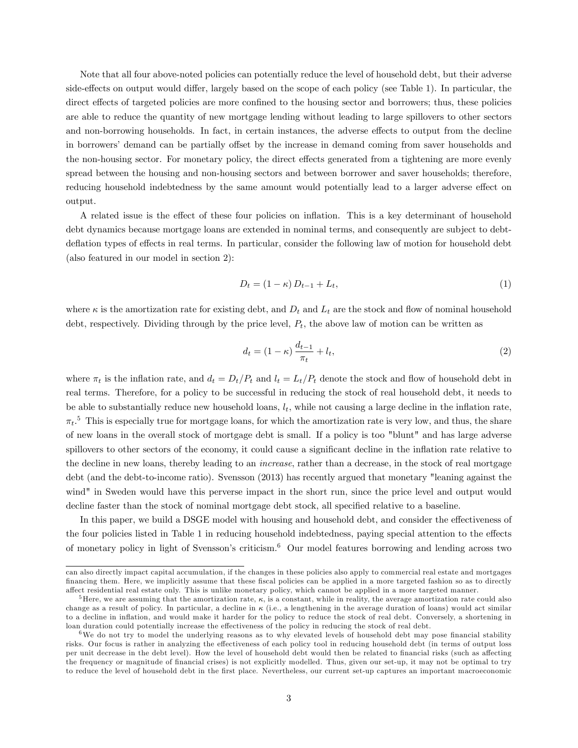Note that all four above-noted policies can potentially reduce the level of household debt, but their adverse side-effects on output would differ, largely based on the scope of each policy (see Table 1). In particular, the direct effects of targeted policies are more confined to the housing sector and borrowers; thus, these policies are able to reduce the quantity of new mortgage lending without leading to large spillovers to other sectors and non-borrowing households. In fact, in certain instances, the adverse effects to output from the decline in borrowers' demand can be partially offset by the increase in demand coming from saver households and the non-housing sector. For monetary policy, the direct effects generated from a tightening are more evenly spread between the housing and non-housing sectors and between borrower and saver households; therefore, reducing household indebtedness by the same amount would potentially lead to a larger adverse effect on output.

A related issue is the effect of these four policies on inflation. This is a key determinant of household debt dynamics because mortgage loans are extended in nominal terms, and consequently are subject to debt-deflation types of effects in real terms. In particular, consider the following law of motion for household debt (also featured in our model in section 2):

$$D_t = (1-\kappa) D_{t-1} + L_t, \tag{1}$$

where $\kappa$ is the amortization rate for existing debt, and $D_t$ and $L_t$ are the stock and flow of nominal household debt, respectively. Dividing through by the price level, $P_t$, the above law of motion can be written as

$$d_t = (1-\kappa) \frac{d_{t-1}}{\pi_t} + l_t, \tag{2}$$

where $\pi_t$ is the inflation rate, and $d_t = D_t/P_t$ and $l_t = L_t/P_t$ denote the stock and flow of household debt in real terms. Therefore, for a policy to be successful in reducing the stock of real household debt, it needs to be able to substantially reduce new household loans, $l_t$, while not causing a large decline in the inflation rate, $\pi_t$.[5] This is especially true for mortgage loans, for which the amortization rate is very low, and thus, the share of new loans in the overall stock of mortgage debt is small. If a policy is too "blunt" and has large adverse spillovers to other sectors of the economy, it could cause a significant decline in the inflation rate relative to the decline in new loans, thereby leading to an *increase*, rather than a decrease, in the stock of real mortgage debt (and the debt-to-income ratio). Svensson (2013) has recently argued that monetary "leaning against the wind" in Sweden would have this perverse impact in the short run, since the price level and output would decline faster than the stock of nominal mortgage debt stock, all specified relative to a baseline.

In this paper, we build a DSGE model with housing and household debt, and consider the effectiveness of the four policies listed in Table 1 in reducing household indebtedness, paying special attention to the effects of monetary policy in light of Svensson's criticism.[6] Our model features borrowing and lending across two

---

can also directly impact capital accumulation, if the changes in these policies also apply to commercial real estate and mortgages financing them. Here, we implicitly assume that these fiscal policies can be applied in a more targeted fashion so as to directly affect residential real estate only. This is unlike monetary policy, which cannot be applied in a more targeted manner.

[5] Here, we are assuming that the amortization rate, $\kappa$, is a constant, while in reality, the average amortization rate could also change as a result of policy. In particular, a decline in $\kappa$ (i.e., a lengthening in the average duration of loans) would act similar to a decline in inflation, and would make it harder for the policy to reduce the stock of real debt. Conversely, a shortening in loan duration could potentially increase the effectiveness of the policy in reducing the stock of real debt.

[6] We do not try to model the underlying reasons as to why elevated levels of household debt may pose financial stability risks. Our focus is rather in analyzing the effectiveness of each policy tool in reducing household debt (in terms of output loss per unit decrease in the debt level). How the level of household debt would then be related to financial risks (such as affecting the frequency or magnitude of financial crises) is not explicitly modelled. Thus, given our set-up, it may not be optimal to try to reduce the level of household debt in the first place. Nevertheless, our current set-up captures an important macroeconomic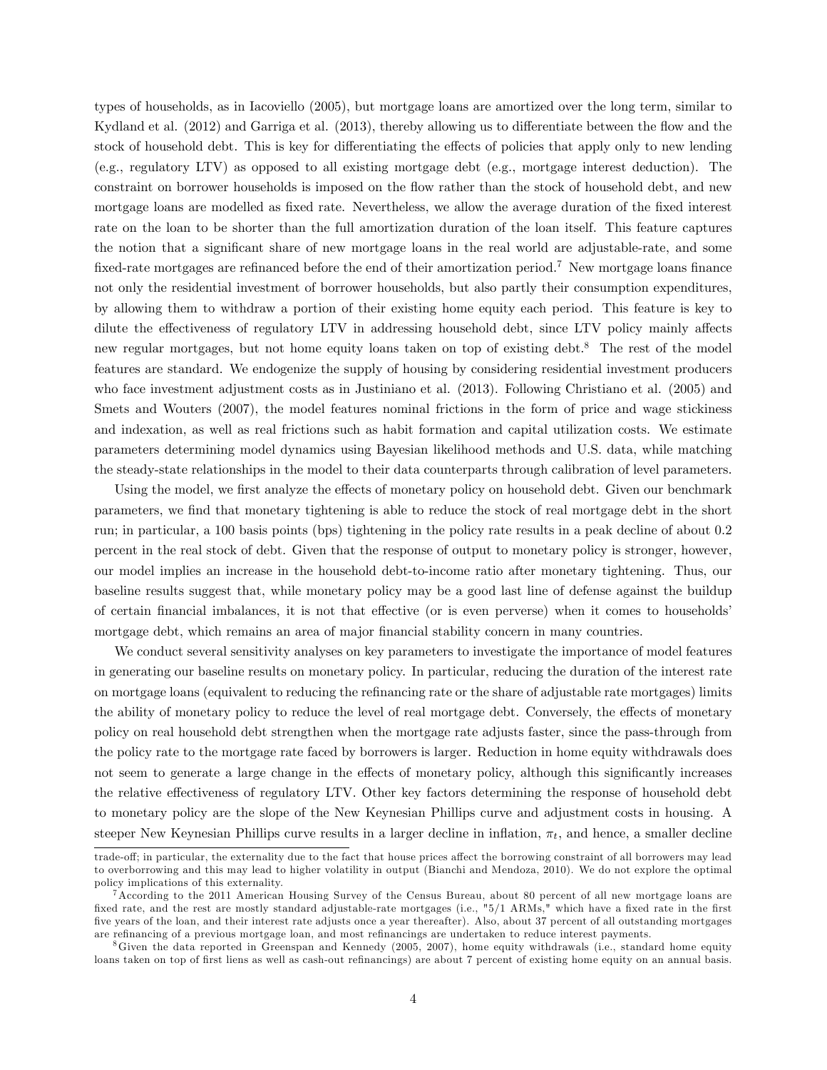types of households, as in Iacoviello (2005), but mortgage loans are amortized over the long term, similar to Kydland et al. (2012) and Garriga et al. (2013), thereby allowing us to differentiate between the flow and the stock of household debt. This is key for differentiating the effects of policies that apply only to new lending (e.g., regulatory LTV) as opposed to all existing mortgage debt (e.g., mortgage interest deduction). The constraint on borrower households is imposed on the flow rather than the stock of household debt, and new mortgage loans are modelled as fixed rate. Nevertheless, we allow the average duration of the fixed interest rate on the loan to be shorter than the full amortization duration of the loan itself. This feature captures the notion that a significant share of new mortgage loans in the real world are adjustable-rate, and some fixed-rate mortgages are refinanced before the end of their amortization period.[7] New mortgage loans finance not only the residential investment of borrower households, but also partly their consumption expenditures, by allowing them to withdraw a portion of their existing home equity each period. This feature is key to dilute the effectiveness of regulatory LTV in addressing household debt, since LTV policy mainly affects new regular mortgages, but not home equity loans taken on top of existing debt.[8] The rest of the model features are standard. We endogenize the supply of housing by considering residential investment producers who face investment adjustment costs as in Justiniano et al. (2013). Following Christiano et al. (2005) and Smets and Wouters (2007), the model features nominal frictions in the form of price and wage stickiness and indexation, as well as real frictions such as habit formation and capital utilization costs. We estimate parameters determining model dynamics using Bayesian likelihood methods and U.S. data, while matching the steady-state relationships in the model to their data counterparts through calibration of level parameters.

Using the model, we first analyze the effects of monetary policy on household debt. Given our benchmark parameters, we find that monetary tightening is able to reduce the stock of real mortgage debt in the short run; in particular, a 100 basis points (bps) tightening in the policy rate results in a peak decline of about 0.2 percent in the real stock of debt. Given that the response of output to monetary policy is stronger, however, our model implies an increase in the household debt-to-income ratio after monetary tightening. Thus, our baseline results suggest that, while monetary policy may be a good last line of defense against the buildup of certain financial imbalances, it is not that effective (or is even perverse) when it comes to households' mortgage debt, which remains an area of major financial stability concern in many countries.

We conduct several sensitivity analyses on key parameters to investigate the importance of model features in generating our baseline results on monetary policy. In particular, reducing the duration of the interest rate on mortgage loans (equivalent to reducing the refinancing rate or the share of adjustable rate mortgages) limits the ability of monetary policy to reduce the level of real mortgage debt. Conversely, the effects of monetary policy on real household debt strengthen when the mortgage rate adjusts faster, since the pass-through from the policy rate to the mortgage rate faced by borrowers is larger. Reduction in home equity withdrawals does not seem to generate a large change in the effects of monetary policy, although this significantly increases the relative effectiveness of regulatory LTV. Other key factors determining the response of household debt to monetary policy are the slope of the New Keynesian Phillips curve and adjustment costs in housing. A steeper New Keynesian Phillips curve results in a larger decline in inflation, $\pi_t$, and hence, a smaller decline

---

trade-off; in particular, the externality due to the fact that house prices affect the borrowing constraint of all borrowers may lead to overborrowing and this may lead to higher volatility in output (Bianchi and Mendoza, 2010). We do not explore the optimal policy implications of this externality.

[7] According to the 2011 American Housing Survey of the Census Bureau, about 80 percent of all new mortgage loans are fixed rate, and the rest are mostly standard adjustable-rate mortgages (i.e., "5/1 ARMs," which have a fixed rate in the first five years of the loan, and their interest rate adjusts once a year thereafter). Also, about 37 percent of all outstanding mortgages are refinancing of a previous mortgage loan, and most refinancings are undertaken to reduce interest payments.

[8] Given the data reported in Greenspan and Kennedy (2005, 2007), home equity withdrawals (i.e., standard home equity loans taken on top of first liens as well as cash-out refinancings) are about 7 percent of existing home equity on an annual basis.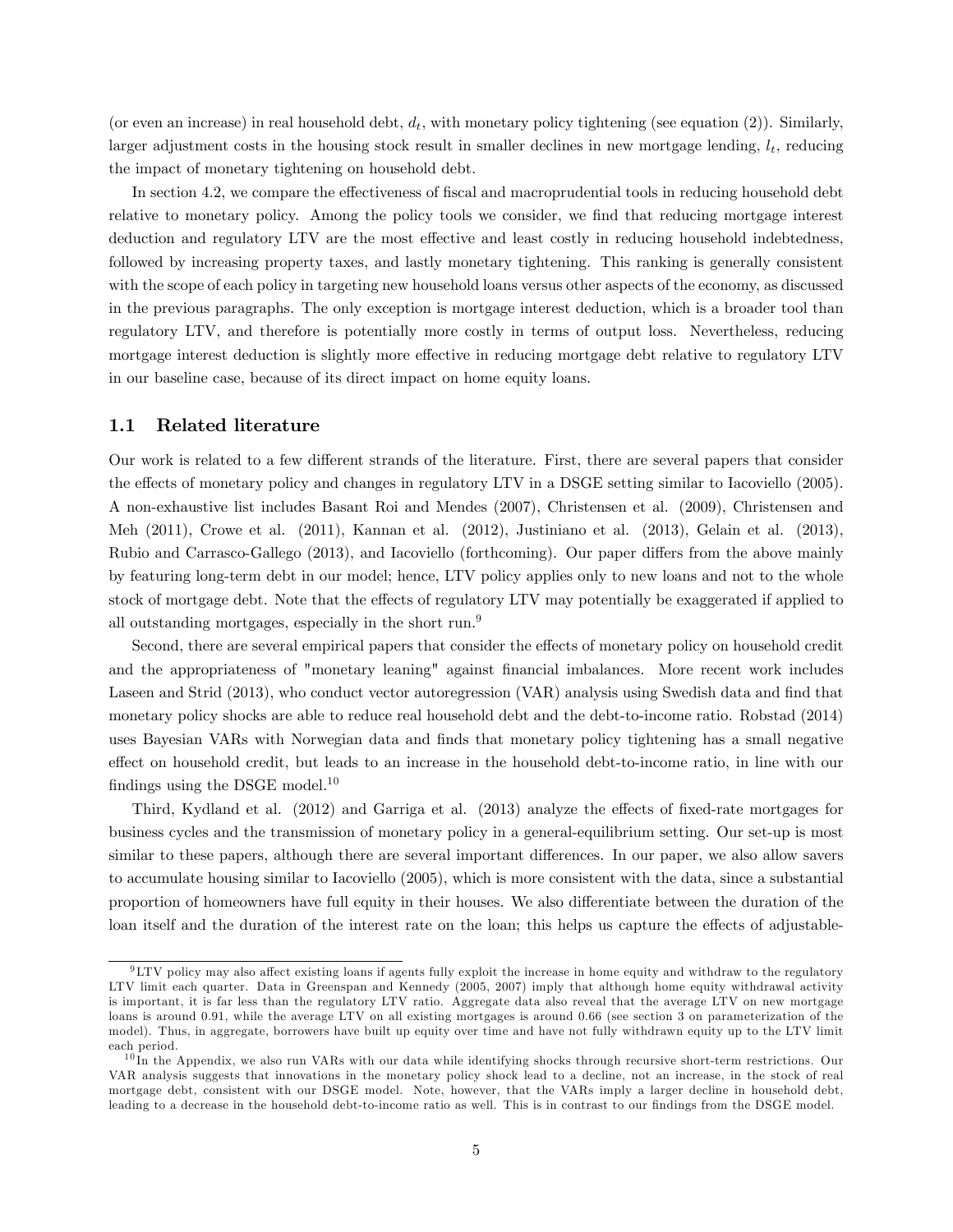(or even an increase) in real household debt, $d_t$, with monetary policy tightening (see equation (2)). Similarly, larger adjustment costs in the housing stock result in smaller declines in new mortgage lending, $l_t$, reducing the impact of monetary tightening on household debt.

In section 4.2, we compare the effectiveness of fiscal and macroprudential tools in reducing household debt relative to monetary policy. Among the policy tools we consider, we find that reducing mortgage interest deduction and regulatory LTV are the most effective and least costly in reducing household indebtedness, followed by increasing property taxes, and lastly monetary tightening. This ranking is generally consistent with the scope of each policy in targeting new household loans versus other aspects of the economy, as discussed in the previous paragraphs. The only exception is mortgage interest deduction, which is a broader tool than regulatory LTV, and therefore is potentially more costly in terms of output loss. Nevertheless, reducing mortgage interest deduction is slightly more effective in reducing mortgage debt relative to regulatory LTV in our baseline case, because of its direct impact on home equity loans.

## 1.1 Related literature

Our work is related to a few different strands of the literature. First, there are several papers that consider the effects of monetary policy and changes in regulatory LTV in a DSGE setting similar to Iacoviello (2005). A non-exhaustive list includes Basant Roi and Mendes (2007), Christensen et al. (2009), Christensen and Meh (2011), Crowe et al. (2011), Kannan et al. (2012), Justiniano et al. (2013), Gelain et al. (2013), Rubio and Carrasco-Gallego (2013), and Iacoviello (forthcoming). Our paper differs from the above mainly by featuring long-term debt in our model; hence, LTV policy applies only to new loans and not to the whole stock of mortgage debt. Note that the effects of regulatory LTV may potentially be exaggerated if applied to all outstanding mortgages, especially in the short run.[9]

Second, there are several empirical papers that consider the effects of monetary policy on household credit and the appropriateness of "monetary leaning" against financial imbalances. More recent work includes Laseen and Strid (2013), who conduct vector autoregression (VAR) analysis using Swedish data and find that monetary policy shocks are able to reduce real household debt and the debt-to-income ratio. Robstad (2014) uses Bayesian VARs with Norwegian data and finds that monetary policy tightening has a small negative effect on household credit, but leads to an increase in the household debt-to-income ratio, in line with our findings using the DSGE model.[10]

Third, Kydland et al. (2012) and Garriga et al. (2013) analyze the effects of fixed-rate mortgages for business cycles and the transmission of monetary policy in a general-equilibrium setting. Our set-up is most similar to these papers, although there are several important differences. In our paper, we also allow savers to accumulate housing similar to Iacoviello (2005), which is more consistent with the data, since a substantial proportion of homeowners have full equity in their houses. We also differentiate between the duration of the loan itself and the duration of the interest rate on the loan; this helps us capture the effects of adjustable-

[9] LTV policy may also affect existing loans if agents fully exploit the increase in home equity and withdraw to the regulatory LTV limit each quarter. Data in Greenspan and Kennedy (2005, 2007) imply that although home equity withdrawal activity is important, it is far less than the regulatory LTV ratio. Aggregate data also reveal that the average LTV on new mortgage loans is around 0.91, while the average LTV on all existing mortgages is around 0.66 (see section 3 on parameterization of the model). Thus, in aggregate, borrowers have built up equity over time and have not fully withdrawn equity up to the LTV limit each period.

[10] In the Appendix, we also run VARs with our data while identifying shocks through recursive short-term restrictions. Our VAR analysis suggests that innovations in the monetary policy shock lead to a decline, not an increase, in the stock of real mortgage debt, consistent with our DSGE model. Note, however, that the VARs imply a larger decline in household debt, leading to a decrease in the household debt-to-income ratio as well. This is in contrast to our findings from the DSGE model.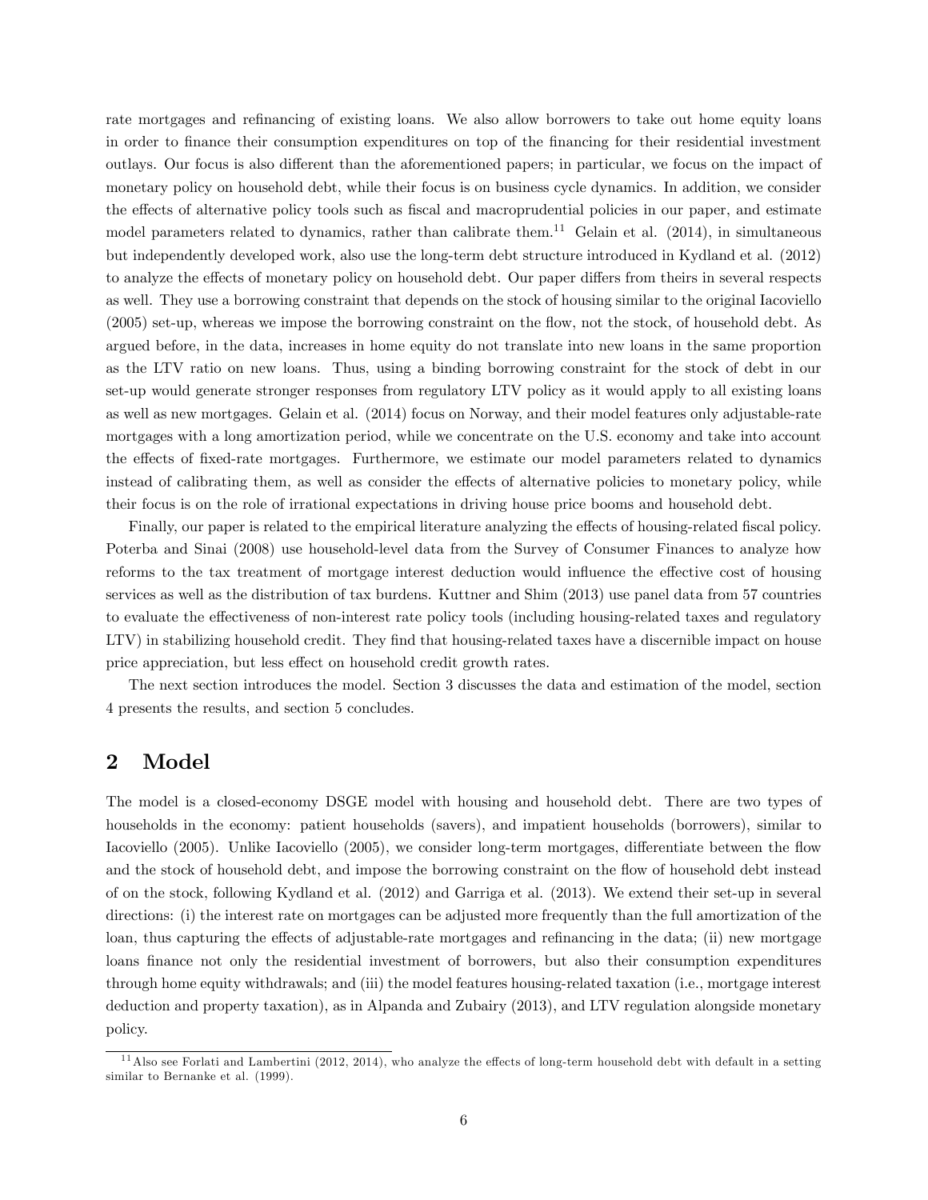rate mortgages and refinancing of existing loans. We also allow borrowers to take out home equity loans in order to finance their consumption expenditures on top of the financing for their residential investment outlays. Our focus is also different than the aforementioned papers; in particular, we focus on the impact of monetary policy on household debt, while their focus is on business cycle dynamics. In addition, we consider the effects of alternative policy tools such as fiscal and macroprudential policies in our paper, and estimate model parameters related to dynamics, rather than calibrate them.[11] Gelain et al. (2014), in simultaneous but independently developed work, also use the long-term debt structure introduced in Kydland et al. (2012) to analyze the effects of monetary policy on household debt. Our paper differs from theirs in several respects as well. They use a borrowing constraint that depends on the stock of housing similar to the original Iacoviello (2005) set-up, whereas we impose the borrowing constraint on the flow, not the stock, of household debt. As argued before, in the data, increases in home equity do not translate into new loans in the same proportion as the LTV ratio on new loans. Thus, using a binding borrowing constraint for the stock of debt in our set-up would generate stronger responses from regulatory LTV policy as it would apply to all existing loans as well as new mortgages. Gelain et al. (2014) focus on Norway, and their model features only adjustable-rate mortgages with a long amortization period, while we concentrate on the U.S. economy and take into account the effects of fixed-rate mortgages. Furthermore, we estimate our model parameters related to dynamics instead of calibrating them, as well as consider the effects of alternative policies to monetary policy, while their focus is on the role of irrational expectations in driving house price booms and household debt.

Finally, our paper is related to the empirical literature analyzing the effects of housing-related fiscal policy. Poterba and Sinai (2008) use household-level data from the Survey of Consumer Finances to analyze how reforms to the tax treatment of mortgage interest deduction would influence the effective cost of housing services as well as the distribution of tax burdens. Kuttner and Shim (2013) use panel data from 57 countries to evaluate the effectiveness of non-interest rate policy tools (including housing-related taxes and regulatory LTV) in stabilizing household credit. They find that housing-related taxes have a discernible impact on house price appreciation, but less effect on household credit growth rates.

The next section introduces the model. Section 3 discusses the data and estimation of the model, section 4 presents the results, and section 5 concludes.

## 2 Model

The model is a closed-economy DSGE model with housing and household debt. There are two types of households in the economy: patient households (savers), and impatient households (borrowers), similar to Iacoviello (2005). Unlike Iacoviello (2005), we consider long-term mortgages, differentiate between the flow and the stock of household debt, and impose the borrowing constraint on the flow of household debt instead of on the stock, following Kydland et al. (2012) and Garriga et al. (2013). We extend their set-up in several directions: (i) the interest rate on mortgages can be adjusted more frequently than the full amortization of the loan, thus capturing the effects of adjustable-rate mortgages and refinancing in the data; (ii) new mortgage loans finance not only the residential investment of borrowers, but also their consumption expenditures through home equity withdrawals; and (iii) the model features housing-related taxation (i.e., mortgage interest deduction and property taxation), as in Alpanda and Zubairy (2013), and LTV regulation alongside monetary policy.

[11] Also see Forlati and Lambertini (2012, 2014), who analyze the effects of long-term household debt with default in a setting similar to Bernanke et al. (1999).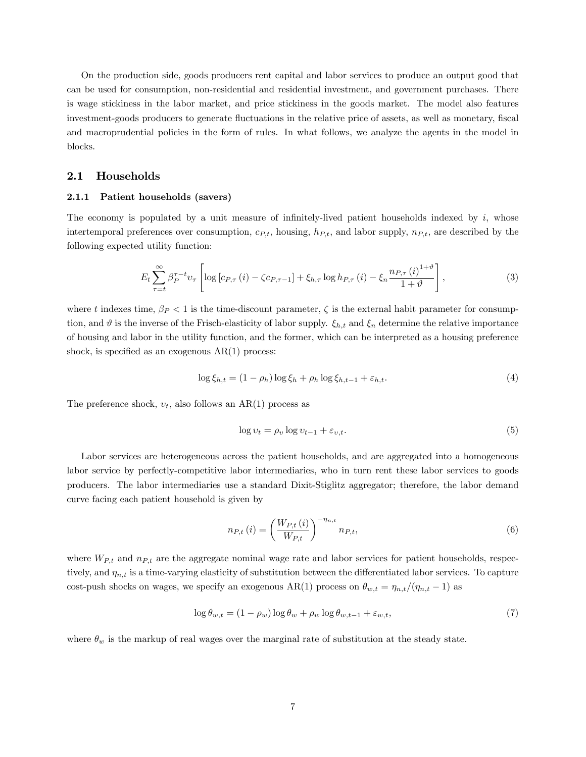On the production side, goods producers rent capital and labor services to produce an output good that can be used for consumption, non-residential and residential investment, and government purchases. There is wage stickiness in the labor market, and price stickiness in the goods market. The model also features investment-goods producers to generate fluctuations in the relative price of assets, as well as monetary, fiscal and macroprudential policies in the form of rules. In what follows, we analyze the agents in the model in blocks.

## 2.1 Households

### 2.1.1 Patient households (savers)

The economy is populated by a unit measure of infinitely-lived patient households indexed by $i$, whose intertemporal preferences over consumption, $c_{P,t}$, housing, $h_{P,t}$, and labor supply, $n_{P,t}$, are described by the following expected utility function:

$$E_t \sum_{\tau=t}^{\infty} \beta_P^{\tau-t} \upsilon_\tau \left[ \log \left[ c_{P,\tau}(i) - \zeta c_{P,\tau-1} \right] + \xi_{h,\tau} \log h_{P,\tau}(i) - \xi_n \frac{n_{P,\tau}(i)^{1+\vartheta}}{1+\vartheta} \right], \tag{3}$$

where $t$ indexes time, $\beta_P < 1$ is the time-discount parameter, $\zeta$ is the external habit parameter for consumption, and $\vartheta$ is the inverse of the Frisch-elasticity of labor supply. $\xi_{h,t}$ and $\xi_n$ determine the relative importance of housing and labor in the utility function, and the former, which can be interpreted as a housing preference shock, is specified as an exogenous AR(1) process:

$$\log \xi_{h,t} = (1 - \rho_h) \log \xi_h + \rho_h \log \xi_{h,t-1} + \varepsilon_{h,t}. \tag{4}$$

The preference shock, $\upsilon_t$, also follows an AR(1) process as

$$\log \upsilon_t = \rho_\upsilon \log \upsilon_{t-1} + \varepsilon_{\upsilon,t}. \tag{5}$$

Labor services are heterogeneous across the patient households, and are aggregated into a homogeneous labor service by perfectly-competitive labor intermediaries, who in turn rent these labor services to goods producers. The labor intermediaries use a standard Dixit-Stiglitz aggregator; therefore, the labor demand curve facing each patient household is given by

$$n_{P,t}(i) = \left( \frac{W_{P,t}(i)}{W_{P,t}} \right)^{-\eta_{n,t}} n_{P,t}, \tag{6}$$

where $W_{P,t}$ and $n_{P,t}$ are the aggregate nominal wage rate and labor services for patient households, respectively, and $\eta_{n,t}$ is a time-varying elasticity of substitution between the differentiated labor services. To capture cost-push shocks on wages, we specify an exogenous AR(1) process on $\theta_{w,t} = \eta_{n,t}/(\eta_{n,t} - 1)$ as

$$\log \theta_{w,t} = (1 - \rho_w) \log \theta_w + \rho_w \log \theta_{w,t-1} + \varepsilon_{w,t}, \tag{7}$$

where $\theta_w$ is the markup of real wages over the marginal rate of substitution at the steady state.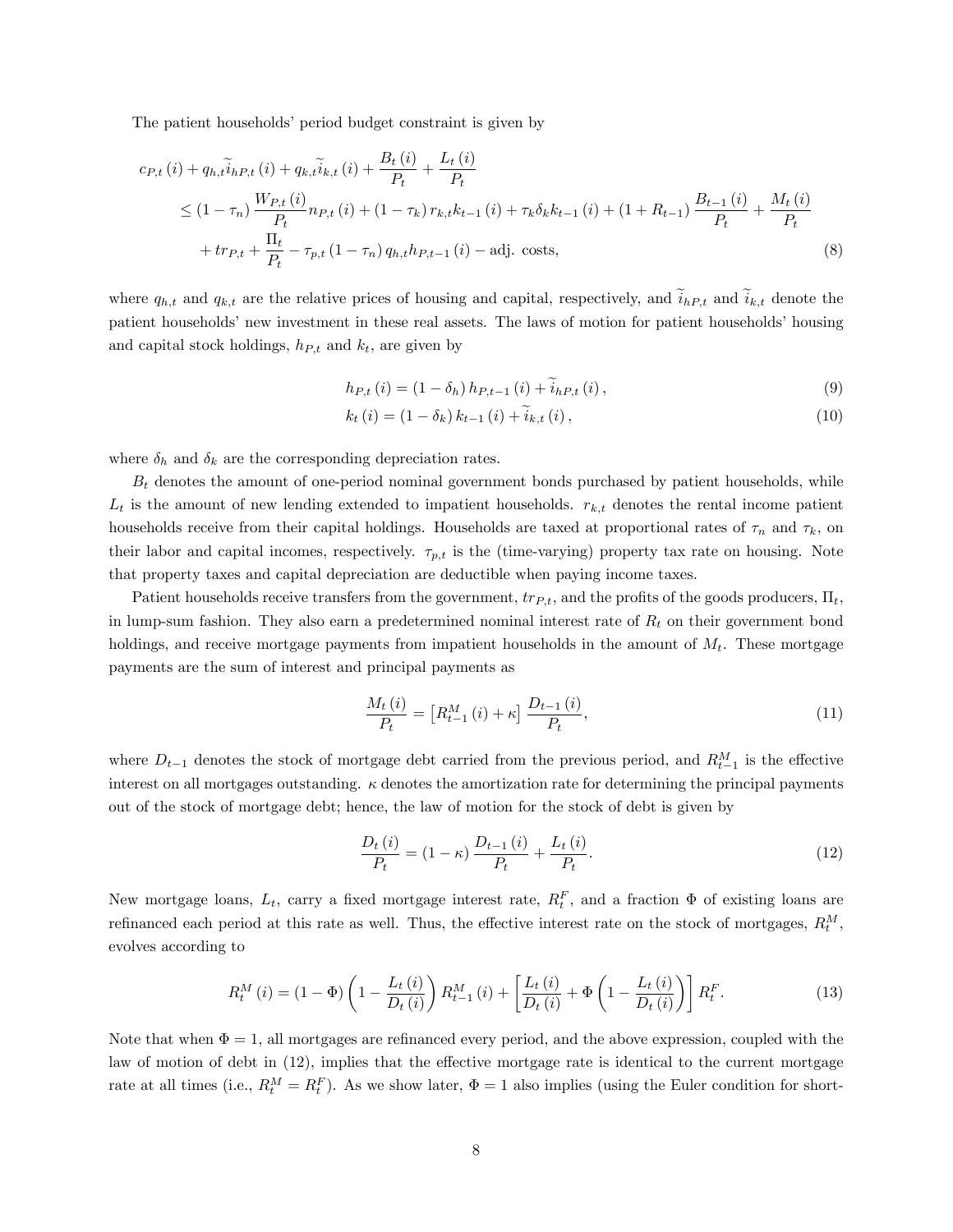The patient households' period budget constraint is given by

$$
\begin{aligned}
& c_{P,t}(i) + q_{h,t}\widetilde{i}_{hP,t}(i) + q_{k,t}\widetilde{i}_{k,t}(i) + \frac{B_t(i)}{P_t} + \frac{L_t(i)}{P_t} \\
& \leq (1-\tau_n)\frac{W_{P,t}(i)}{P_t}n_{P,t}(i) + (1-\tau_k)r_{k,t}k_{t-1}(i) + \tau_k\delta_k k_{t-1}(i) + (1+R_{t-1})\frac{B_{t-1}(i)}{P_t} + \frac{M_t(i)}{P_t} \\
& \quad + tr_{P,t} + \frac{\Pi_t}{P_t} - \tau_{p,t}(1-\tau_n)q_{h,t}h_{P,t-1}(i) - \text{adj. costs}, \qquad (8)
\end{aligned}
$$

where $q_{h,t}$ and $q_{k,t}$ are the relative prices of housing and capital, respectively, and $\widetilde{i}_{hP,t}$ and $\widetilde{i}_{k,t}$ denote the patient households' new investment in these real assets. The laws of motion for patient households' housing and capital stock holdings, $h_{P,t}$ and $k_t$, are given by

$$
h_{P,t}(i) = (1-\delta_h)h_{P,t-1}(i) + \widetilde{i}_{hP,t}(i), \qquad (9)
$$

$$
k_t(i) = (1-\delta_k)k_{t-1}(i) + \widetilde{i}_{k,t}(i), \qquad (10)
$$

where $\delta_h$ and $\delta_k$ are the corresponding depreciation rates.

$B_t$ denotes the amount of one-period nominal government bonds purchased by patient households, while $L_t$ is the amount of new lending extended to impatient households. $r_{k,t}$ denotes the rental income patient households receive from their capital holdings. Households are taxed at proportional rates of $\tau_n$ and $\tau_k$, on their labor and capital incomes, respectively. $\tau_{p,t}$ is the (time-varying) property tax rate on housing. Note that property taxes and capital depreciation are deductible when paying income taxes.

Patient households receive transfers from the government, $tr_{P,t}$, and the profits of the goods producers, $\Pi_t$, in lump-sum fashion. They also earn a predetermined nominal interest rate of $R_t$ on their government bond holdings, and receive mortgage payments from impatient households in the amount of $M_t$. These mortgage payments are the sum of interest and principal payments as

$$
\frac{M_t(i)}{P_t} = \left[R^M_{t-1}(i) + \kappa\right]\frac{D_{t-1}(i)}{P_t}, \qquad (11)
$$

where $D_{t-1}$ denotes the stock of mortgage debt carried from the previous period, and $R^M_{t-1}$ is the effective interest on all mortgages outstanding. $\kappa$ denotes the amortization rate for determining the principal payments out of the stock of mortgage debt; hence, the law of motion for the stock of debt is given by

$$
\frac{D_t(i)}{P_t} = (1-\kappa)\frac{D_{t-1}(i)}{P_t} + \frac{L_t(i)}{P_t}. \qquad (12)
$$

New mortgage loans, $L_t$, carry a fixed mortgage interest rate, $R^F_t$, and a fraction $\Phi$ of existing loans are refinanced each period at this rate as well. Thus, the effective interest rate on the stock of mortgages, $R^M_t$, evolves according to

$$
R^M_t(i) = (1-\Phi)\left(1 - \frac{L_t(i)}{D_t(i)}\right)R^M_{t-1}(i) + \left[\frac{L_t(i)}{D_t(i)} + \Phi\left(1 - \frac{L_t(i)}{D_t(i)}\right)\right]R^F_t. \qquad (13)
$$

Note that when $\Phi = 1$, all mortgages are refinanced every period, and the above expression, coupled with the law of motion of debt in (12), implies that the effective mortgage rate is identical to the current mortgage rate at all times (i.e., $R^M_t = R^F_t$). As we show later, $\Phi = 1$ also implies (using the Euler condition for short-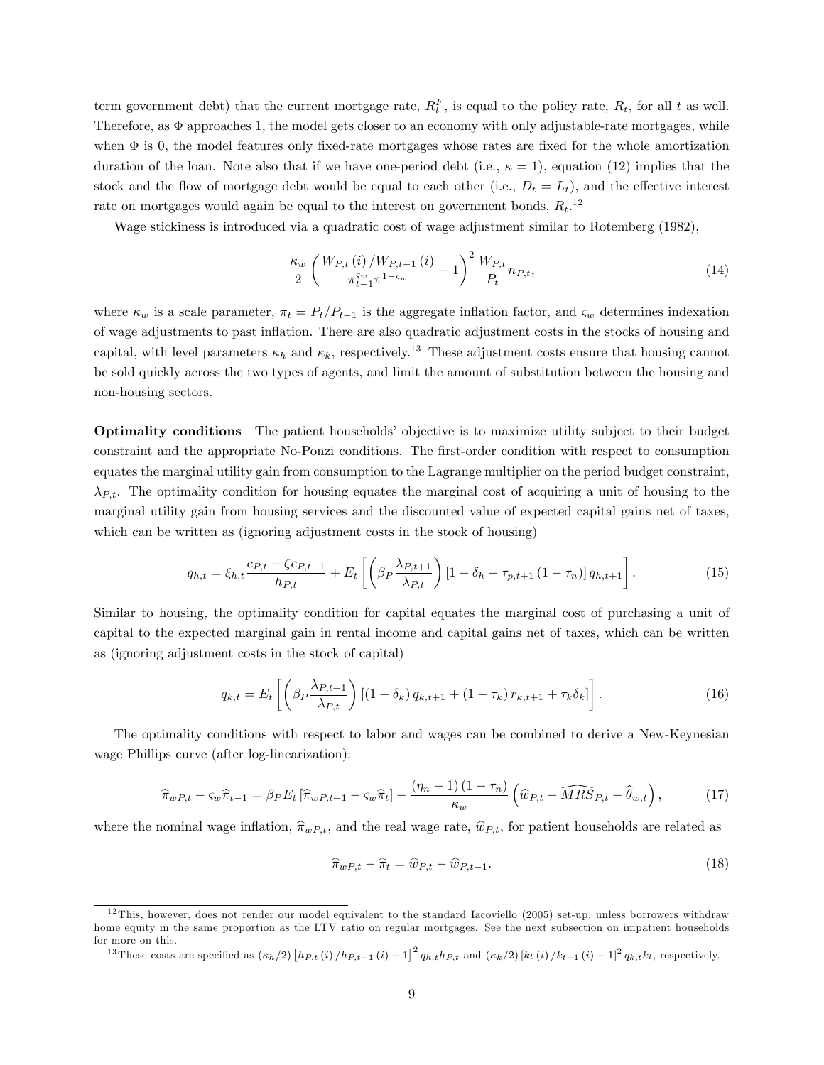term government debt) that the current mortgage rate, $R_t^F$, is equal to the policy rate, $R_t$, for all $t$ as well. Therefore, as $\Phi$ approaches 1, the model gets closer to an economy with only adjustable-rate mortgages, while when $\Phi$ is 0, the model features only fixed-rate mortgages whose rates are fixed for the whole amortization duration of the loan. Note also that if we have one-period debt (i.e., $\kappa = 1$), equation (12) implies that the stock and the flow of mortgage debt would be equal to each other (i.e., $D_t = L_t$), and the effective interest rate on mortgages would again be equal to the interest on government bonds, $R_t$.[12]

Wage stickiness is introduced via a quadratic cost of wage adjustment similar to Rotemberg (1982),

$$\frac{\kappa_w}{2}\left(\frac{W_{P,t}(i)/W_{P,t-1}(i)}{\pi_{t-1}^{\varsigma_w}\pi^{1-\varsigma_w}} - 1\right)^2 \frac{W_{P,t}}{P_t} n_{P,t}, \tag{14}$$

where $\kappa_w$ is a scale parameter, $\pi_t = P_t/P_{t-1}$ is the aggregate inflation factor, and $\varsigma_w$ determines indexation of wage adjustments to past inflation. There are also quadratic adjustment costs in the stocks of housing and capital, with level parameters $\kappa_h$ and $\kappa_k$, respectively.[13] These adjustment costs ensure that housing cannot be sold quickly across the two types of agents, and limit the amount of substitution between the housing and non-housing sectors.

**Optimality conditions** The patient households' objective is to maximize utility subject to their budget constraint and the appropriate No-Ponzi conditions. The first-order condition with respect to consumption equates the marginal utility gain from consumption to the Lagrange multiplier on the period budget constraint, $\lambda_{P,t}$. The optimality condition for housing equates the marginal cost of acquiring a unit of housing to the marginal utility gain from housing services and the discounted value of expected capital gains net of taxes, which can be written as (ignoring adjustment costs in the stock of housing)

$$q_{h,t} = \xi_{h,t}\frac{c_{P,t} - \zeta c_{P,t-1}}{h_{P,t}} + E_t\left[\left(\beta_P \frac{\lambda_{P,t+1}}{\lambda_{P,t}}\right)\left[1 - \delta_h - \tau_{p,t+1}(1-\tau_n)\right] q_{h,t+1}\right]. \tag{15}$$

Similar to housing, the optimality condition for capital equates the marginal cost of purchasing a unit of capital to the expected marginal gain in rental income and capital gains net of taxes, which can be written as (ignoring adjustment costs in the stock of capital)

$$q_{k,t} = E_t\left[\left(\beta_P \frac{\lambda_{P,t+1}}{\lambda_{P,t}}\right)\left[(1-\delta_k) q_{k,t+1} + (1-\tau_k) r_{k,t+1} + \tau_k \delta_k\right]\right]. \tag{16}$$

The optimality conditions with respect to labor and wages can be combined to derive a New-Keynesian wage Phillips curve (after log-linearization):

$$\widehat{\pi}_{wP,t} - \varsigma_w \widehat{\pi}_{t-1} = \beta_P E_t\left[\widehat{\pi}_{wP,t+1} - \varsigma_w \widehat{\pi}_t\right] - \frac{(\eta_n - 1)(1-\tau_n)}{\kappa_w}\left(\widehat{w}_{P,t} - \widehat{MRS}_{P,t} - \widehat{\theta}_{w,t}\right), \tag{17}$$

where the nominal wage inflation, $\widehat{\pi}_{wP,t}$, and the real wage rate, $\widehat{w}_{P,t}$, for patient households are related as

$$\widehat{\pi}_{wP,t} - \widehat{\pi}_t = \widehat{w}_{P,t} - \widehat{w}_{P,t-1}. \tag{18}$$

[12] This, however, does not render our model equivalent to the standard Iacoviello (2005) set-up, unless borrowers withdraw home equity in the same proportion as the LTV ratio on regular mortgages. See the next subsection on impatient households for more on this.

[13] These costs are specified as $(\kappa_h/2)\left[h_{P,t}(i)/h_{P,t-1}(i) - 1\right]^2 q_{h,t} h_{P,t}$ and $(\kappa_k/2)\left[k_t(i)/k_{t-1}(i) - 1\right]^2 q_{k,t} k_t$, respectively.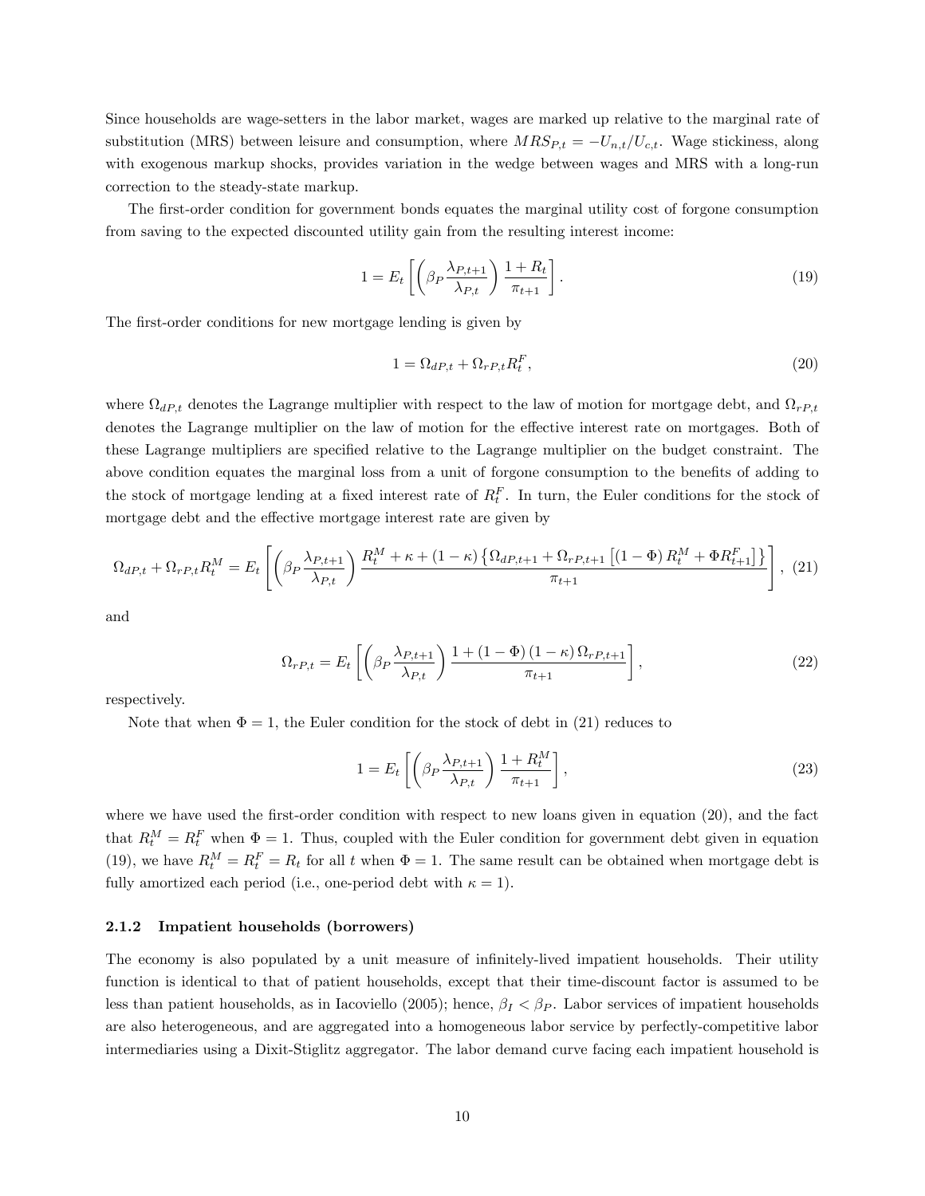Since households are wage-setters in the labor market, wages are marked up relative to the marginal rate of substitution (MRS) between leisure and consumption, where $MRS_{P,t} = -U_{n,t}/U_{c,t}$. Wage stickiness, along with exogenous markup shocks, provides variation in the wedge between wages and MRS with a long-run correction to the steady-state markup.

The first-order condition for government bonds equates the marginal utility cost of forgone consumption from saving to the expected discounted utility gain from the resulting interest income:

$$1 = E_t \left[ \left( \beta_P \frac{\lambda_{P,t+1}}{\lambda_{P,t}} \right) \frac{1 + R_t}{\pi_{t+1}} \right]. \tag{19}$$

The first-order conditions for new mortgage lending is given by

$$1 = \Omega_{dP,t} + \Omega_{rP,t} R_t^F, \tag{20}$$

where $\Omega_{dP,t}$ denotes the Lagrange multiplier with respect to the law of motion for mortgage debt, and $\Omega_{rP,t}$ denotes the Lagrange multiplier on the law of motion for the effective interest rate on mortgages. Both of these Lagrange multipliers are specified relative to the Lagrange multiplier on the budget constraint. The above condition equates the marginal loss from a unit of forgone consumption to the benefits of adding to the stock of mortgage lending at a fixed interest rate of $R_t^F$. In turn, the Euler conditions for the stock of mortgage debt and the effective mortgage interest rate are given by

$$\Omega_{dP,t} + \Omega_{rP,t} R_t^M = E_t \left[ \left( \beta_P \frac{\lambda_{P,t+1}}{\lambda_{P,t}} \right) \frac{R_t^M + \kappa + (1-\kappa) \left\{ \Omega_{dP,t+1} + \Omega_{rP,t+1} \left[ (1-\Phi) R_t^M + \Phi R_{t+1}^F \right] \right\}}{\pi_{t+1}} \right], \tag{21}$$

and

$$\Omega_{rP,t} = E_t \left[ \left( \beta_P \frac{\lambda_{P,t+1}}{\lambda_{P,t}} \right) \frac{1 + (1-\Phi)(1-\kappa) \Omega_{rP,t+1}}{\pi_{t+1}} \right], \tag{22}$$

respectively.

Note that when $\Phi = 1$, the Euler condition for the stock of debt in (21) reduces to

$$1 = E_t \left[ \left( \beta_P \frac{\lambda_{P,t+1}}{\lambda_{P,t}} \right) \frac{1 + R_t^M}{\pi_{t+1}} \right], \tag{23}$$

where we have used the first-order condition with respect to new loans given in equation (20), and the fact that $R_t^M = R_t^F$ when $\Phi = 1$. Thus, coupled with the Euler condition for government debt given in equation (19), we have $R_t^M = R_t^F = R_t$ for all $t$ when $\Phi = 1$. The same result can be obtained when mortgage debt is fully amortized each period (i.e., one-period debt with $\kappa = 1$).

### 2.1.2 Impatient households (borrowers)

The economy is also populated by a unit measure of infinitely-lived impatient households. Their utility function is identical to that of patient households, except that their time-discount factor is assumed to be less than patient households, as in Iacoviello (2005); hence, $\beta_I < \beta_P$. Labor services of impatient households are also heterogeneous, and are aggregated into a homogeneous labor service by perfectly-competitive labor intermediaries using a Dixit-Stiglitz aggregator. The labor demand curve facing each impatient household is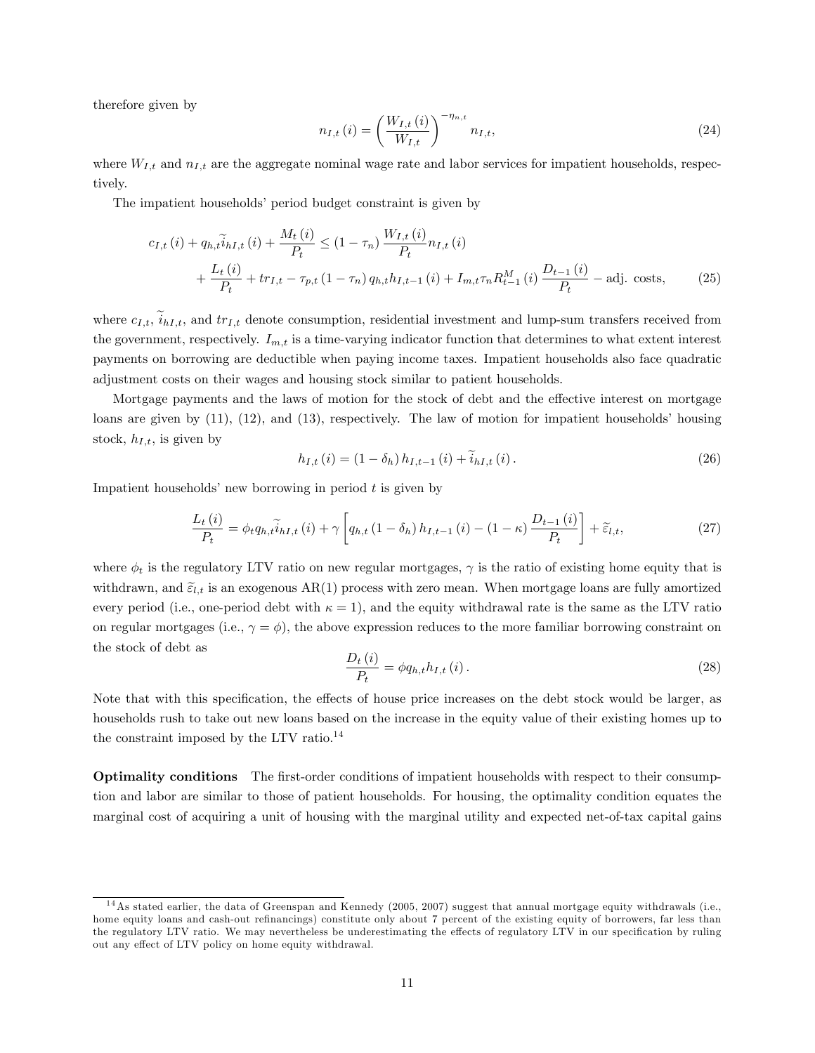therefore given by

$$n_{I,t}(i) = \left(\frac{W_{I,t}(i)}{W_{I,t}}\right)^{-\eta_{n,t}} n_{I,t}, \tag{24}$$

where $W_{I,t}$ and $n_{I,t}$ are the aggregate nominal wage rate and labor services for impatient households, respectively.

The impatient households' period budget constraint is given by

$$\begin{aligned} c_{I,t}(i) + q_{h,t}\widetilde{i}_{hI,t}(i) + \frac{M_t(i)}{P_t} &\leq (1-\tau_n)\frac{W_{I,t}(i)}{P_t}n_{I,t}(i) \\ &+ \frac{L_t(i)}{P_t} + tr_{I,t} - \tau_{p,t}(1-\tau_n)q_{h,t}h_{I,t-1}(i) + I_{m,t}\tau_n R^M_{t-1}(i)\frac{D_{t-1}(i)}{P_t} - \text{adj. costs}, \end{aligned} \tag{25}$$

where $c_{I,t}$, $\widetilde{i}_{hI,t}$, and $tr_{I,t}$ denote consumption, residential investment and lump-sum transfers received from the government, respectively. $I_{m,t}$ is a time-varying indicator function that determines to what extent interest payments on borrowing are deductible when paying income taxes. Impatient households also face quadratic adjustment costs on their wages and housing stock similar to patient households.

Mortgage payments and the laws of motion for the stock of debt and the effective interest on mortgage loans are given by (11), (12), and (13), respectively. The law of motion for impatient households' housing stock, $h_{I,t}$, is given by

$$h_{I,t}(i) = (1-\delta_h)h_{I,t-1}(i) + \widetilde{i}_{hI,t}(i). \tag{26}$$

Impatient households' new borrowing in period $t$ is given by

$$\frac{L_t(i)}{P_t} = \phi_t q_{h,t}\widetilde{i}_{hI,t}(i) + \gamma\left[q_{h,t}(1-\delta_h)h_{I,t-1}(i) - (1-\kappa)\frac{D_{t-1}(i)}{P_t}\right] + \widetilde{\varepsilon}_{l,t}, \tag{27}$$

where $\phi_t$ is the regulatory LTV ratio on new regular mortgages, $\gamma$ is the ratio of existing home equity that is withdrawn, and $\widetilde{\varepsilon}_{l,t}$ is an exogenous AR(1) process with zero mean. When mortgage loans are fully amortized every period (i.e., one-period debt with $\kappa = 1$), and the equity withdrawal rate is the same as the LTV ratio on regular mortgages (i.e., $\gamma = \phi$), the above expression reduces to the more familiar borrowing constraint on the stock of debt as

$$\frac{D_t(i)}{P_t} = \phi q_{h,t}h_{I,t}(i). \tag{28}$$

Note that with this specification, the effects of house price increases on the debt stock would be larger, as households rush to take out new loans based on the increase in the equity value of their existing homes up to the constraint imposed by the LTV ratio.[14]

**Optimality conditions** The first-order conditions of impatient households with respect to their consumption and labor are similar to those of patient households. For housing, the optimality condition equates the marginal cost of acquiring a unit of housing with the marginal utility and expected net-of-tax capital gains

[14] As stated earlier, the data of Greenspan and Kennedy (2005, 2007) suggest that annual mortgage equity withdrawals (i.e., home equity loans and cash-out refinancings) constitute only about 7 percent of the existing equity of borrowers, far less than the regulatory LTV ratio. We may nevertheless be underestimating the effects of regulatory LTV in our specification by ruling out any effect of LTV policy on home equity withdrawal.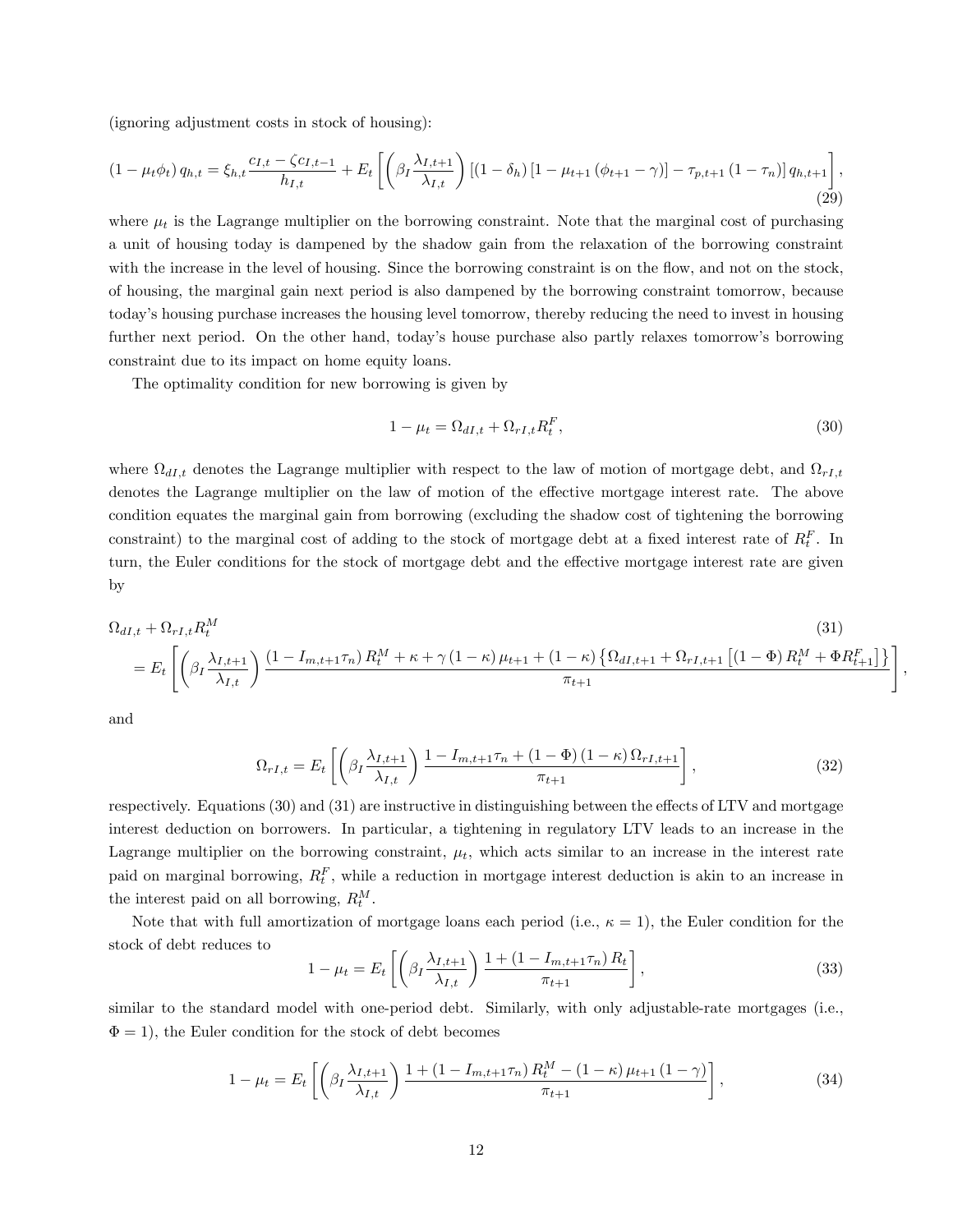(ignoring adjustment costs in stock of housing):

$$
(1-\mu_t\phi_t)\, q_{h,t} = \xi_{h,t}\frac{c_{I,t}-\zeta c_{I,t-1}}{h_{I,t}} + E_t\left[\left(\beta_I\frac{\lambda_{I,t+1}}{\lambda_{I,t}}\right)\left[(1-\delta_h)\left[1-\mu_{t+1}\left(\phi_{t+1}-\gamma\right)\right]-\tau_{p,t+1}\left(1-\tau_n\right)\right]q_{h,t+1}\right], \tag{29}
$$

where $\mu_t$ is the Lagrange multiplier on the borrowing constraint. Note that the marginal cost of purchasing a unit of housing today is dampened by the shadow gain from the relaxation of the borrowing constraint with the increase in the level of housing. Since the borrowing constraint is on the flow, and not on the stock, of housing, the marginal gain next period is also dampened by the borrowing constraint tomorrow, because today's housing purchase increases the housing level tomorrow, thereby reducing the need to invest in housing further next period. On the other hand, today's house purchase also partly relaxes tomorrow's borrowing constraint due to its impact on home equity loans.

The optimality condition for new borrowing is given by

$$
1-\mu_t = \Omega_{dI,t} + \Omega_{rI,t}R_t^F, \tag{30}
$$

where $\Omega_{dI,t}$ denotes the Lagrange multiplier with respect to the law of motion of mortgage debt, and $\Omega_{rI,t}$ denotes the Lagrange multiplier on the law of motion of the effective mortgage interest rate. The above condition equates the marginal gain from borrowing (excluding the shadow cost of tightening the borrowing constraint) to the marginal cost of adding to the stock of mortgage debt at a fixed interest rate of $R_t^F$. In turn, the Euler conditions for the stock of mortgage debt and the effective mortgage interest rate are given by

$$
\begin{aligned}
&\Omega_{dI,t} + \Omega_{rI,t}R_t^M \\
&= E_t\left[\left(\beta_I\frac{\lambda_{I,t+1}}{\lambda_{I,t}}\right)\frac{\left(1-I_{m,t+1}\tau_n\right)R_t^M + \kappa + \gamma\left(1-\kappa\right)\mu_{t+1} + \left(1-\kappa\right)\left\{\Omega_{dI,t+1}+\Omega_{rI,t+1}\left[\left(1-\Phi\right)R_t^M + \Phi R_{t+1}^F\right]\right\}}{\pi_{t+1}}\right],
\end{aligned} \tag{31}
$$

and

$$
\Omega_{rI,t} = E_t\left[\left(\beta_I\frac{\lambda_{I,t+1}}{\lambda_{I,t}}\right)\frac{1-I_{m,t+1}\tau_n + \left(1-\Phi\right)\left(1-\kappa\right)\Omega_{rI,t+1}}{\pi_{t+1}}\right], \tag{32}
$$

respectively. Equations (30) and (31) are instructive in distinguishing between the effects of LTV and mortgage interest deduction on borrowers. In particular, a tightening in regulatory LTV leads to an increase in the Lagrange multiplier on the borrowing constraint, $\mu_t$, which acts similar to an increase in the interest rate paid on marginal borrowing, $R_t^F$, while a reduction in mortgage interest deduction is akin to an increase in the interest paid on all borrowing, $R_t^M$.

Note that with full amortization of mortgage loans each period (i.e., $\kappa = 1$), the Euler condition for the stock of debt reduces to

$$
1-\mu_t = E_t\left[\left(\beta_I\frac{\lambda_{I,t+1}}{\lambda_{I,t}}\right)\frac{1+\left(1-I_{m,t+1}\tau_n\right)R_t}{\pi_{t+1}}\right], \tag{33}
$$

similar to the standard model with one-period debt. Similarly, with only adjustable-rate mortgages (i.e., $\Phi = 1$), the Euler condition for the stock of debt becomes

$$
1-\mu_t = E_t\left[\left(\beta_I\frac{\lambda_{I,t+1}}{\lambda_{I,t}}\right)\frac{1+\left(1-I_{m,t+1}\tau_n\right)R_t^M - \left(1-\kappa\right)\mu_{t+1}\left(1-\gamma\right)}{\pi_{t+1}}\right], \tag{34}
$$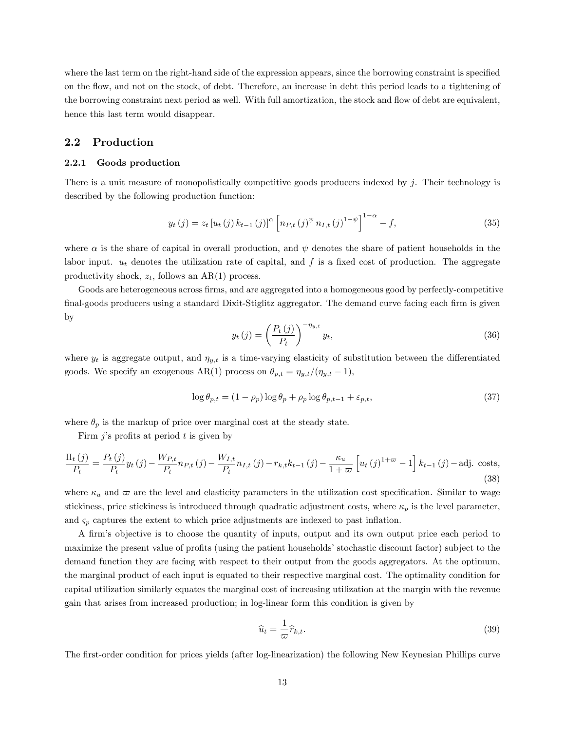where the last term on the right-hand side of the expression appears, since the borrowing constraint is specified on the flow, and not on the stock, of debt. Therefore, an increase in debt this period leads to a tightening of the borrowing constraint next period as well. With full amortization, the stock and flow of debt are equivalent, hence this last term would disappear.

## 2.2 Production

### 2.2.1 Goods production

There is a unit measure of monopolistically competitive goods producers indexed by $j$. Their technology is described by the following production function:

$$y_t(j) = z_t \left[u_t(j) k_{t-1}(j)\right]^{\alpha} \left[n_{P,t}(j)^{\psi} n_{I,t}(j)^{1-\psi}\right]^{1-\alpha} - f, \tag{35}$$

where $\alpha$ is the share of capital in overall production, and $\psi$ denotes the share of patient households in the labor input. $u_t$ denotes the utilization rate of capital, and $f$ is a fixed cost of production. The aggregate productivity shock, $z_t$, follows an AR(1) process.

Goods are heterogeneous across firms, and are aggregated into a homogeneous good by perfectly-competitive final-goods producers using a standard Dixit-Stiglitz aggregator. The demand curve facing each firm is given by

$$y_t(j) = \left(\frac{P_t(j)}{P_t}\right)^{-\eta_{y,t}} y_t, \tag{36}$$

where $y_t$ is aggregate output, and $\eta_{y,t}$ is a time-varying elasticity of substitution between the differentiated goods. We specify an exogenous AR(1) process on $\theta_{p,t} = \eta_{y,t}/(\eta_{y,t} - 1)$,

$$\log \theta_{p,t} = (1 - \rho_p) \log \theta_p + \rho_p \log \theta_{p,t-1} + \varepsilon_{p,t}, \tag{37}$$

where $\theta_p$ is the markup of price over marginal cost at the steady state.

Firm $j$'s profits at period $t$ is given by

$$\frac{\Pi_t(j)}{P_t} = \frac{P_t(j)}{P_t} y_t(j) - \frac{W_{P,t}}{P_t} n_{P,t}(j) - \frac{W_{I,t}}{P_t} n_{I,t}(j) - r_{k,t} k_{t-1}(j) - \frac{\kappa_u}{1+\varpi}\left[u_t(j)^{1+\varpi} - 1\right] k_{t-1}(j) - \text{adj. costs}, \tag{38}$$

where $\kappa_u$ and $\varpi$ are the level and elasticity parameters in the utilization cost specification. Similar to wage stickiness, price stickiness is introduced through quadratic adjustment costs, where $\kappa_p$ is the level parameter, and $\varsigma_p$ captures the extent to which price adjustments are indexed to past inflation.

A firm's objective is to choose the quantity of inputs, output and its own output price each period to maximize the present value of profits (using the patient households' stochastic discount factor) subject to the demand function they are facing with respect to their output from the goods aggregators. At the optimum, the marginal product of each input is equated to their respective marginal cost. The optimality condition for capital utilization similarly equates the marginal cost of increasing utilization at the margin with the revenue gain that arises from increased production; in log-linear form this condition is given by

$$\widehat{u}_t = \frac{1}{\varpi} \widehat{r}_{k,t}. \tag{39}$$

The first-order condition for prices yields (after log-linearization) the following New Keynesian Phillips curve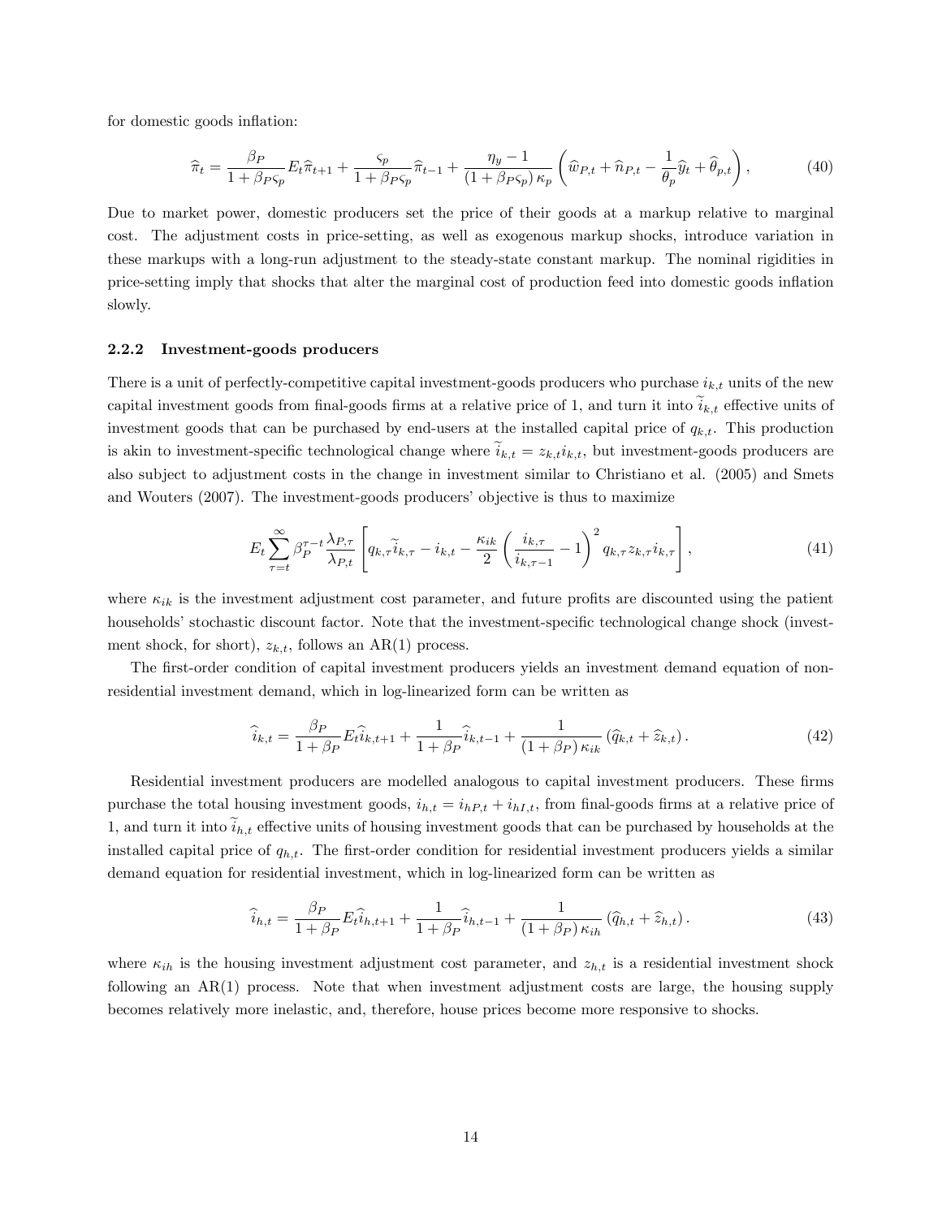for domestic goods inflation:

$$\widehat{\pi}_t = \frac{\beta_P}{1+\beta_P\varsigma_p} E_t\widehat{\pi}_{t+1} + \frac{\varsigma_p}{1+\beta_P\varsigma_p}\widehat{\pi}_{t-1} + \frac{\eta_y - 1}{(1+\beta_P\varsigma_p)\,\kappa_p}\left(\widehat{w}_{P,t} + \widehat{n}_{P,t} - \frac{1}{\theta_p}\widehat{y}_t + \widehat{\theta}_{p,t}\right), \tag{40}$$

Due to market power, domestic producers set the price of their goods at a markup relative to marginal cost. The adjustment costs in price-setting, as well as exogenous markup shocks, introduce variation in these markups with a long-run adjustment to the steady-state constant markup. The nominal rigidities in price-setting imply that shocks that alter the marginal cost of production feed into domestic goods inflation slowly.

### 2.2.2 Investment-goods producers

There is a unit of perfectly-competitive capital investment-goods producers who purchase $i_{k,t}$ units of the new capital investment goods from final-goods firms at a relative price of 1, and turn it into $\widetilde{i}_{k,t}$ effective units of investment goods that can be purchased by end-users at the installed capital price of $q_{k,t}$. This production is akin to investment-specific technological change where $\widetilde{i}_{k,t} = z_{k,t} i_{k,t}$, but investment-goods producers are also subject to adjustment costs in the change in investment similar to Christiano et al. (2005) and Smets and Wouters (2007). The investment-goods producers' objective is thus to maximize

$$E_t \sum_{\tau=t}^{\infty} \beta_P^{\tau-t} \frac{\lambda_{P,\tau}}{\lambda_{P,t}} \left[ q_{k,\tau}\widetilde{i}_{k,\tau} - i_{k,t} - \frac{\kappa_{ik}}{2}\left(\frac{i_{k,\tau}}{i_{k,\tau-1}} - 1\right)^2 q_{k,\tau} z_{k,\tau} i_{k,\tau} \right], \tag{41}$$

where $\kappa_{ik}$ is the investment adjustment cost parameter, and future profits are discounted using the patient households' stochastic discount factor. Note that the investment-specific technological change shock (investment shock, for short), $z_{k,t}$, follows an AR(1) process.

The first-order condition of capital investment producers yields an investment demand equation of non-residential investment demand, which in log-linearized form can be written as

$$\widehat{i}_{k,t} = \frac{\beta_P}{1+\beta_P} E_t\widehat{i}_{k,t+1} + \frac{1}{1+\beta_P}\widehat{i}_{k,t-1} + \frac{1}{(1+\beta_P)\,\kappa_{ik}}\left(\widehat{q}_{k,t} + \widehat{z}_{k,t}\right). \tag{42}$$

Residential investment producers are modelled analogous to capital investment producers. These firms purchase the total housing investment goods, $i_{h,t} = i_{hP,t} + i_{hI,t}$, from final-goods firms at a relative price of 1, and turn it into $\widetilde{i}_{h,t}$ effective units of housing investment goods that can be purchased by households at the installed capital price of $q_{h,t}$. The first-order condition for residential investment producers yields a similar demand equation for residential investment, which in log-linearized form can be written as

$$\widehat{i}_{h,t} = \frac{\beta_P}{1+\beta_P} E_t\widehat{i}_{h,t+1} + \frac{1}{1+\beta_P}\widehat{i}_{h,t-1} + \frac{1}{(1+\beta_P)\,\kappa_{ih}}\left(\widehat{q}_{h,t} + \widehat{z}_{h,t}\right). \tag{43}$$

where $\kappa_{ih}$ is the housing investment adjustment cost parameter, and $z_{h,t}$ is a residential investment shock following an AR(1) process. Note that when investment adjustment costs are large, the housing supply becomes relatively more inelastic, and, therefore, house prices become more responsive to shocks.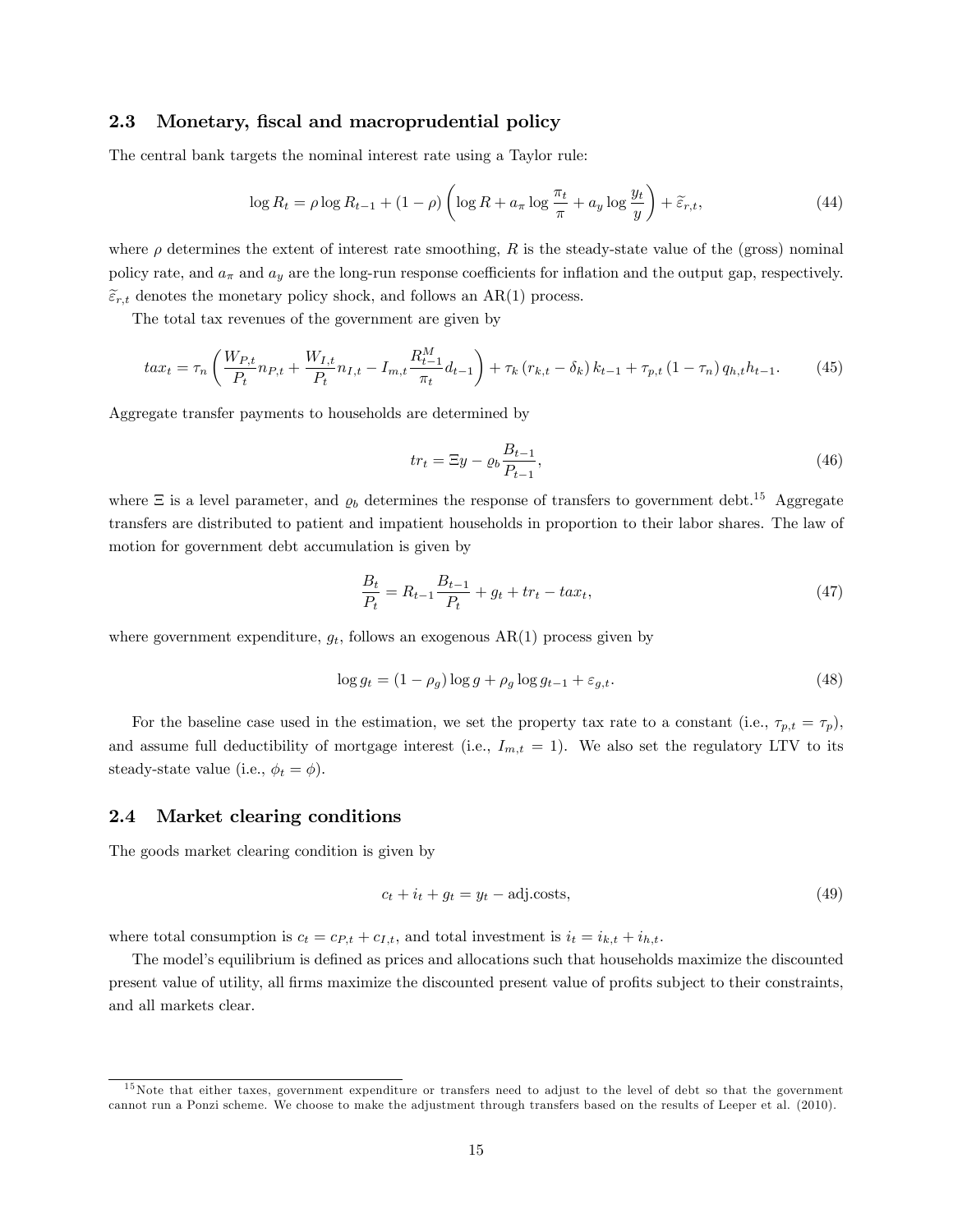### 2.3 Monetary, fiscal and macroprudential policy

The central bank targets the nominal interest rate using a Taylor rule:

$$\log R_t = \rho \log R_{t-1} + (1-\rho)\left(\log R + a_\pi \log \frac{\pi_t}{\pi} + a_y \log \frac{y_t}{y}\right) + \widetilde{\varepsilon}_{r,t}, \tag{44}$$

where $\rho$ determines the extent of interest rate smoothing, $R$ is the steady-state value of the (gross) nominal policy rate, and $a_\pi$ and $a_y$ are the long-run response coefficients for inflation and the output gap, respectively. $\widetilde{\varepsilon}_{r,t}$ denotes the monetary policy shock, and follows an AR(1) process.

The total tax revenues of the government are given by

$$tax_t = \tau_n \left(\frac{W_{P,t}}{P_t} n_{P,t} + \frac{W_{I,t}}{P_t} n_{I,t} - I_{m,t} \frac{R^M_{t-1}}{\pi_t} d_{t-1}\right) + \tau_k \left(r_{k,t} - \delta_k\right) k_{t-1} + \tau_{p,t} \left(1 - \tau_n\right) q_{h,t} h_{t-1}. \tag{45}$$

Aggregate transfer payments to households are determined by

$$tr_t = \Xi y - \varrho_b \frac{B_{t-1}}{P_{t-1}}, \tag{46}$$

where $\Xi$ is a level parameter, and $\varrho_b$ determines the response of transfers to government debt.[15] Aggregate transfers are distributed to patient and impatient households in proportion to their labor shares. The law of motion for government debt accumulation is given by

$$\frac{B_t}{P_t} = R_{t-1} \frac{B_{t-1}}{P_t} + g_t + tr_t - tax_t, \tag{47}$$

where government expenditure, $g_t$, follows an exogenous AR(1) process given by

$$\log g_t = (1 - \rho_g) \log g + \rho_g \log g_{t-1} + \varepsilon_{g,t}. \tag{48}$$

For the baseline case used in the estimation, we set the property tax rate to a constant (i.e., $\tau_{p,t} = \tau_p$), and assume full deductibility of mortgage interest (i.e., $I_{m,t} = 1$). We also set the regulatory LTV to its steady-state value (i.e., $\phi_t = \phi$).

### 2.4 Market clearing conditions

The goods market clearing condition is given by

$$c_t + i_t + g_t = y_t - \text{adj.costs}, \tag{49}$$

where total consumption is $c_t = c_{P,t} + c_{I,t}$, and total investment is $i_t = i_{k,t} + i_{h,t}$.

The model's equilibrium is defined as prices and allocations such that households maximize the discounted present value of utility, all firms maximize the discounted present value of profits subject to their constraints, and all markets clear.

[15] Note that either taxes, government expenditure or transfers need to adjust to the level of debt so that the government cannot run a Ponzi scheme. We choose to make the adjustment through transfers based on the results of Leeper et al. (2010).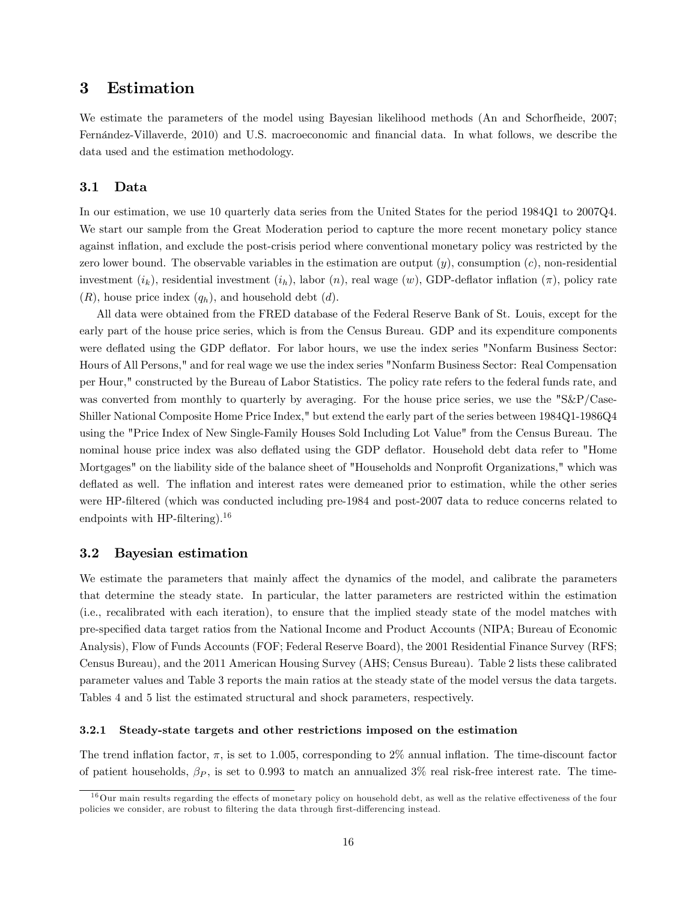# 3 Estimation

We estimate the parameters of the model using Bayesian likelihood methods (An and Schorfheide, 2007; Fernández-Villaverde, 2010) and U.S. macroeconomic and financial data. In what follows, we describe the data used and the estimation methodology.

## 3.1 Data

In our estimation, we use 10 quarterly data series from the United States for the period 1984Q1 to 2007Q4. We start our sample from the Great Moderation period to capture the more recent monetary policy stance against inflation, and exclude the post-crisis period where conventional monetary policy was restricted by the zero lower bound. The observable variables in the estimation are output ($y$), consumption ($c$), non-residential investment ($i_k$), residential investment ($i_h$), labor ($n$), real wage ($w$), GDP-deflator inflation ($\pi$), policy rate ($R$), house price index ($q_h$), and household debt ($d$).

All data were obtained from the FRED database of the Federal Reserve Bank of St. Louis, except for the early part of the house price series, which is from the Census Bureau. GDP and its expenditure components were deflated using the GDP deflator. For labor hours, we use the index series "Nonfarm Business Sector: Hours of All Persons," and for real wage we use the index series "Nonfarm Business Sector: Real Compensation per Hour," constructed by the Bureau of Labor Statistics. The policy rate refers to the federal funds rate, and was converted from monthly to quarterly by averaging. For the house price series, we use the "S&P/Case-Shiller National Composite Home Price Index," but extend the early part of the series between 1984Q1-1986Q4 using the "Price Index of New Single-Family Houses Sold Including Lot Value" from the Census Bureau. The nominal house price index was also deflated using the GDP deflator. Household debt data refer to "Home Mortgages" on the liability side of the balance sheet of "Households and Nonprofit Organizations," which was deflated as well. The inflation and interest rates were demeaned prior to estimation, while the other series were HP-filtered (which was conducted including pre-1984 and post-2007 data to reduce concerns related to endpoints with HP-filtering).[16]

## 3.2 Bayesian estimation

We estimate the parameters that mainly affect the dynamics of the model, and calibrate the parameters that determine the steady state. In particular, the latter parameters are restricted within the estimation (i.e., recalibrated with each iteration), to ensure that the implied steady state of the model matches with pre-specified data target ratios from the National Income and Product Accounts (NIPA; Bureau of Economic Analysis), Flow of Funds Accounts (FOF; Federal Reserve Board), the 2001 Residential Finance Survey (RFS; Census Bureau), and the 2011 American Housing Survey (AHS; Census Bureau). Table 2 lists these calibrated parameter values and Table 3 reports the main ratios at the steady state of the model versus the data targets. Tables 4 and 5 list the estimated structural and shock parameters, respectively.

### 3.2.1 Steady-state targets and other restrictions imposed on the estimation

The trend inflation factor, $\pi$, is set to 1.005, corresponding to 2% annual inflation. The time-discount factor of patient households, $\beta_P$, is set to 0.993 to match an annualized 3% real risk-free interest rate. The time-

[16] Our main results regarding the effects of monetary policy on household debt, as well as the relative effectiveness of the four policies we consider, are robust to filtering the data through first-differencing instead.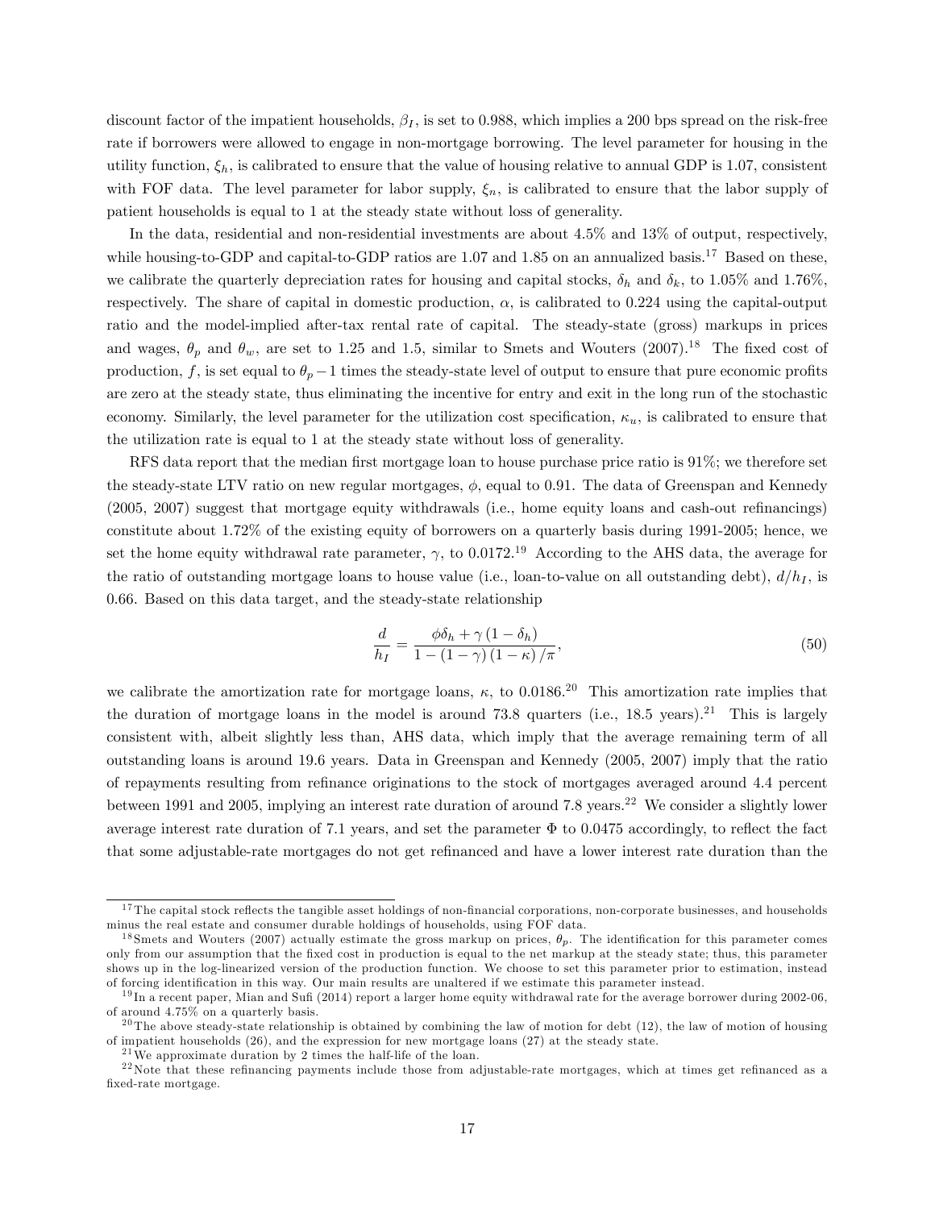discount factor of the impatient households, $\beta_I$, is set to 0.988, which implies a 200 bps spread on the risk-free rate if borrowers were allowed to engage in non-mortgage borrowing. The level parameter for housing in the utility function, $\xi_h$, is calibrated to ensure that the value of housing relative to annual GDP is 1.07, consistent with FOF data. The level parameter for labor supply, $\xi_n$, is calibrated to ensure that the labor supply of patient households is equal to 1 at the steady state without loss of generality.

In the data, residential and non-residential investments are about 4.5% and 13% of output, respectively, while housing-to-GDP and capital-to-GDP ratios are 1.07 and 1.85 on an annualized basis.[17] Based on these, we calibrate the quarterly depreciation rates for housing and capital stocks, $\delta_h$ and $\delta_k$, to 1.05% and 1.76%, respectively. The share of capital in domestic production, $\alpha$, is calibrated to 0.224 using the capital-output ratio and the model-implied after-tax rental rate of capital. The steady-state (gross) markups in prices and wages, $\theta_p$ and $\theta_w$, are set to 1.25 and 1.5, similar to Smets and Wouters (2007).[18] The fixed cost of production, $f$, is set equal to $\theta_p - 1$ times the steady-state level of output to ensure that pure economic profits are zero at the steady state, thus eliminating the incentive for entry and exit in the long run of the stochastic economy. Similarly, the level parameter for the utilization cost specification, $\kappa_u$, is calibrated to ensure that the utilization rate is equal to 1 at the steady state without loss of generality.

RFS data report that the median first mortgage loan to house purchase price ratio is 91%; we therefore set the steady-state LTV ratio on new regular mortgages, $\phi$, equal to 0.91. The data of Greenspan and Kennedy (2005, 2007) suggest that mortgage equity withdrawals (i.e., home equity loans and cash-out refinancings) constitute about 1.72% of the existing equity of borrowers on a quarterly basis during 1991-2005; hence, we set the home equity withdrawal rate parameter, $\gamma$, to 0.0172.[19] According to the AHS data, the average for the ratio of outstanding mortgage loans to house value (i.e., loan-to-value on all outstanding debt), $d/h_I$, is 0.66. Based on this data target, and the steady-state relationship

$$\frac{d}{h_I} = \frac{\phi\delta_h + \gamma(1-\delta_h)}{1-(1-\gamma)(1-\kappa)/\pi}, \tag{50}$$

we calibrate the amortization rate for mortgage loans, $\kappa$, to 0.0186.[20] This amortization rate implies that the duration of mortgage loans in the model is around 73.8 quarters (i.e., 18.5 years).[21] This is largely consistent with, albeit slightly less than, AHS data, which imply that the average remaining term of all outstanding loans is around 19.6 years. Data in Greenspan and Kennedy (2005, 2007) imply that the ratio of repayments resulting from refinance originations to the stock of mortgages averaged around 4.4 percent between 1991 and 2005, implying an interest rate duration of around 7.8 years.[22] We consider a slightly lower average interest rate duration of 7.1 years, and set the parameter $\Phi$ to 0.0475 accordingly, to reflect the fact that some adjustable-rate mortgages do not get refinanced and have a lower interest rate duration than the

---

[17] The capital stock reflects the tangible asset holdings of non-financial corporations, non-corporate businesses, and households minus the real estate and consumer durable holdings of households, using FOF data.

[18] Smets and Wouters (2007) actually estimate the gross markup on prices, $\theta_p$. The identification for this parameter comes only from our assumption that the fixed cost in production is equal to the net markup at the steady state; thus, this parameter shows up in the log-linearized version of the production function. We choose to set this parameter prior to estimation, instead of forcing identification in this way. Our main results are unaltered if we estimate this parameter instead.

[19] In a recent paper, Mian and Sufi (2014) report a larger home equity withdrawal rate for the average borrower during 2002-06, of around 4.75% on a quarterly basis.

[20] The above steady-state relationship is obtained by combining the law of motion for debt (12), the law of motion of housing of impatient households (26), and the expression for new mortgage loans (27) at the steady state.

[21] We approximate duration by 2 times the half-life of the loan.

[22] Note that these refinancing payments include those from adjustable-rate mortgages, which at times get refinanced as a fixed-rate mortgage.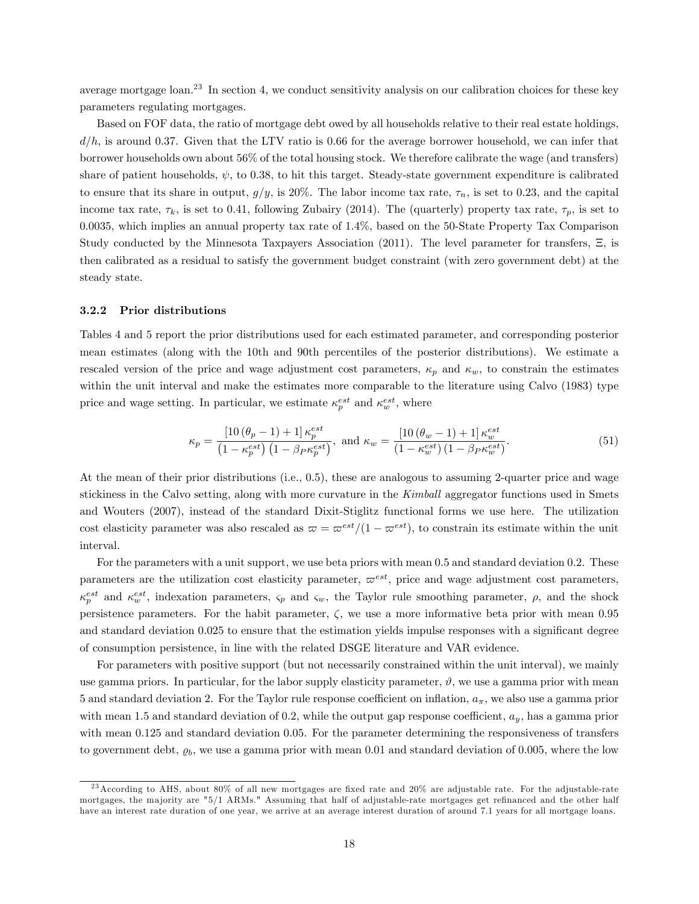average mortgage loan.[23] In section 4, we conduct sensitivity analysis on our calibration choices for these key parameters regulating mortgages.

Based on FOF data, the ratio of mortgage debt owed by all households relative to their real estate holdings, $d/h$, is around 0.37. Given that the LTV ratio is 0.66 for the average borrower household, we can infer that borrower households own about 56% of the total housing stock. We therefore calibrate the wage (and transfers) share of patient households, $\psi$, to 0.38, to hit this target. Steady-state government expenditure is calibrated to ensure that its share in output, $g/y$, is 20%. The labor income tax rate, $\tau_n$, is set to 0.23, and the capital income tax rate, $\tau_k$, is set to 0.41, following Zubairy (2014). The (quarterly) property tax rate, $\tau_p$, is set to 0.0035, which implies an annual property tax rate of 1.4%, based on the 50-State Property Tax Comparison Study conducted by the Minnesota Taxpayers Association (2011). The level parameter for transfers, $\Xi$, is then calibrated as a residual to satisfy the government budget constraint (with zero government debt) at the steady state.

### 3.2.2 Prior distributions

Tables 4 and 5 report the prior distributions used for each estimated parameter, and corresponding posterior mean estimates (along with the 10th and 90th percentiles of the posterior distributions). We estimate a rescaled version of the price and wage adjustment cost parameters, $\kappa_p$ and $\kappa_w$, to constrain the estimates within the unit interval and make the estimates more comparable to the literature using Calvo (1983) type price and wage setting. In particular, we estimate $\kappa_p^{est}$ and $\kappa_w^{est}$, where

$$\kappa_p = \frac{\left[10\left(\theta_p - 1\right) + 1\right]\kappa_p^{est}}{\left(1 - \kappa_p^{est}\right)\left(1 - \beta_P \kappa_p^{est}\right)}, \text{ and } \kappa_w = \frac{\left[10\left(\theta_w - 1\right) + 1\right]\kappa_w^{est}}{\left(1 - \kappa_w^{est}\right)\left(1 - \beta_P \kappa_w^{est}\right)}. \tag{51}$$

At the mean of their prior distributions (i.e., 0.5), these are analogous to assuming 2-quarter price and wage stickiness in the Calvo setting, along with more curvature in the *Kimball* aggregator functions used in Smets and Wouters (2007), instead of the standard Dixit-Stiglitz functional forms we use here. The utilization cost elasticity parameter was also rescaled as $\varpi = \varpi^{est}/(1 - \varpi^{est})$, to constrain its estimate within the unit interval.

For the parameters with a unit support, we use beta priors with mean 0.5 and standard deviation 0.2. These parameters are the utilization cost elasticity parameter, $\varpi^{est}$, price and wage adjustment cost parameters, $\kappa_p^{est}$ and $\kappa_w^{est}$, indexation parameters, $\varsigma_p$ and $\varsigma_w$, the Taylor rule smoothing parameter, $\rho$, and the shock persistence parameters. For the habit parameter, $\zeta$, we use a more informative beta prior with mean 0.95 and standard deviation 0.025 to ensure that the estimation yields impulse responses with a significant degree of consumption persistence, in line with the related DSGE literature and VAR evidence.

For parameters with positive support (but not necessarily constrained within the unit interval), we mainly use gamma priors. In particular, for the labor supply elasticity parameter, $\vartheta$, we use a gamma prior with mean 5 and standard deviation 2. For the Taylor rule response coefficient on inflation, $a_\pi$, we also use a gamma prior with mean 1.5 and standard deviation of 0.2, while the output gap response coefficient, $a_y$, has a gamma prior with mean 0.125 and standard deviation 0.05. For the parameter determining the responsiveness of transfers to government debt, $\varrho_b$, we use a gamma prior with mean 0.01 and standard deviation of 0.005, where the low

[23] According to AHS, about 80% of all new mortgages are fixed rate and 20% are adjustable rate. For the adjustable-rate mortgages, the majority are "5/1 ARMs." Assuming that half of adjustable-rate mortgages get refinanced and the other half have an interest rate duration of one year, we arrive at an average interest duration of around 7.1 years for all mortgage loans.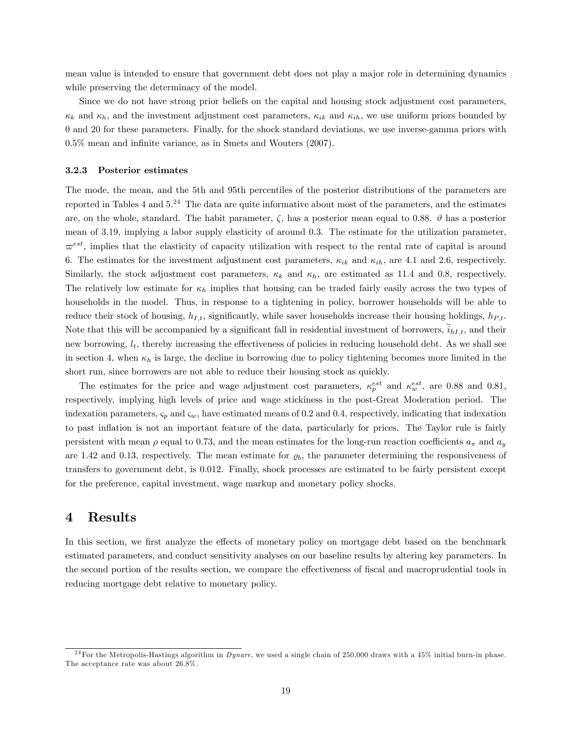mean value is intended to ensure that government debt does not play a major role in determining dynamics while preserving the determinacy of the model.

Since we do not have strong prior beliefs on the capital and housing stock adjustment cost parameters, $\kappa_k$ and $\kappa_h$, and the investment adjustment cost parameters, $\kappa_{ik}$ and $\kappa_{ih}$, we use uniform priors bounded by 0 and 20 for these parameters. Finally, for the shock standard deviations, we use inverse-gamma priors with 0.5% mean and infinite variance, as in Smets and Wouters (2007).

### 3.2.3 Posterior estimates

The mode, the mean, and the 5th and 95th percentiles of the posterior distributions of the parameters are reported in Tables 4 and 5.[24] The data are quite informative about most of the parameters, and the estimates are, on the whole, standard. The habit parameter, $\zeta$, has a posterior mean equal to 0.88. $\vartheta$ has a posterior mean of 3.19, implying a labor supply elasticity of around 0.3. The estimate for the utilization parameter, $\varpi^{est}$, implies that the elasticity of capacity utilization with respect to the rental rate of capital is around 6. The estimates for the investment adjustment cost parameters, $\kappa_{ik}$ and $\kappa_{ih}$, are 4.1 and 2.6, respectively. Similarly, the stock adjustment cost parameters, $\kappa_k$ and $\kappa_h$, are estimated as 11.4 and 0.8, respectively. The relatively low estimate for $\kappa_h$ implies that housing can be traded fairly easily across the two types of households in the model. Thus, in response to a tightening in policy, borrower households will be able to reduce their stock of housing, $h_{I,t}$, significantly, while saver households increase their housing holdings, $h_{P,t}$. Note that this will be accompanied by a significant fall in residential investment of borrowers, $\widetilde{i}_{hI,t}$, and their new borrowing, $l_t$, thereby increasing the effectiveness of policies in reducing household debt. As we shall see in section 4, when $\kappa_h$ is large, the decline in borrowing due to policy tightening becomes more limited in the short run, since borrowers are not able to reduce their housing stock as quickly.

The estimates for the price and wage adjustment cost parameters, $\kappa_p^{est}$ and $\kappa_w^{est}$, are 0.88 and 0.81, respectively, implying high levels of price and wage stickiness in the post-Great Moderation period. The indexation parameters, $\varsigma_p$ and $\varsigma_w$, have estimated means of 0.2 and 0.4, respectively, indicating that indexation to past inflation is not an important feature of the data, particularly for prices. The Taylor rule is fairly persistent with mean $\rho$ equal to 0.73, and the mean estimates for the long-run reaction coefficients $a_\pi$ and $a_y$ are 1.42 and 0.13, respectively. The mean estimate for $\varrho_b$, the parameter determining the responsiveness of transfers to government debt, is 0.012. Finally, shock processes are estimated to be fairly persistent except for the preference, capital investment, wage markup and monetary policy shocks.

# 4 Results

In this section, we first analyze the effects of monetary policy on mortgage debt based on the benchmark estimated parameters, and conduct sensitivity analyses on our baseline results by altering key parameters. In the second portion of the results section, we compare the effectiveness of fiscal and macroprudential tools in reducing mortgage debt relative to monetary policy.

[24] For the Metropolis-Hastings algorithm in *Dynare*, we used a single chain of 250,000 draws with a 45% initial burn-in phase. The acceptance rate was about 26.8%.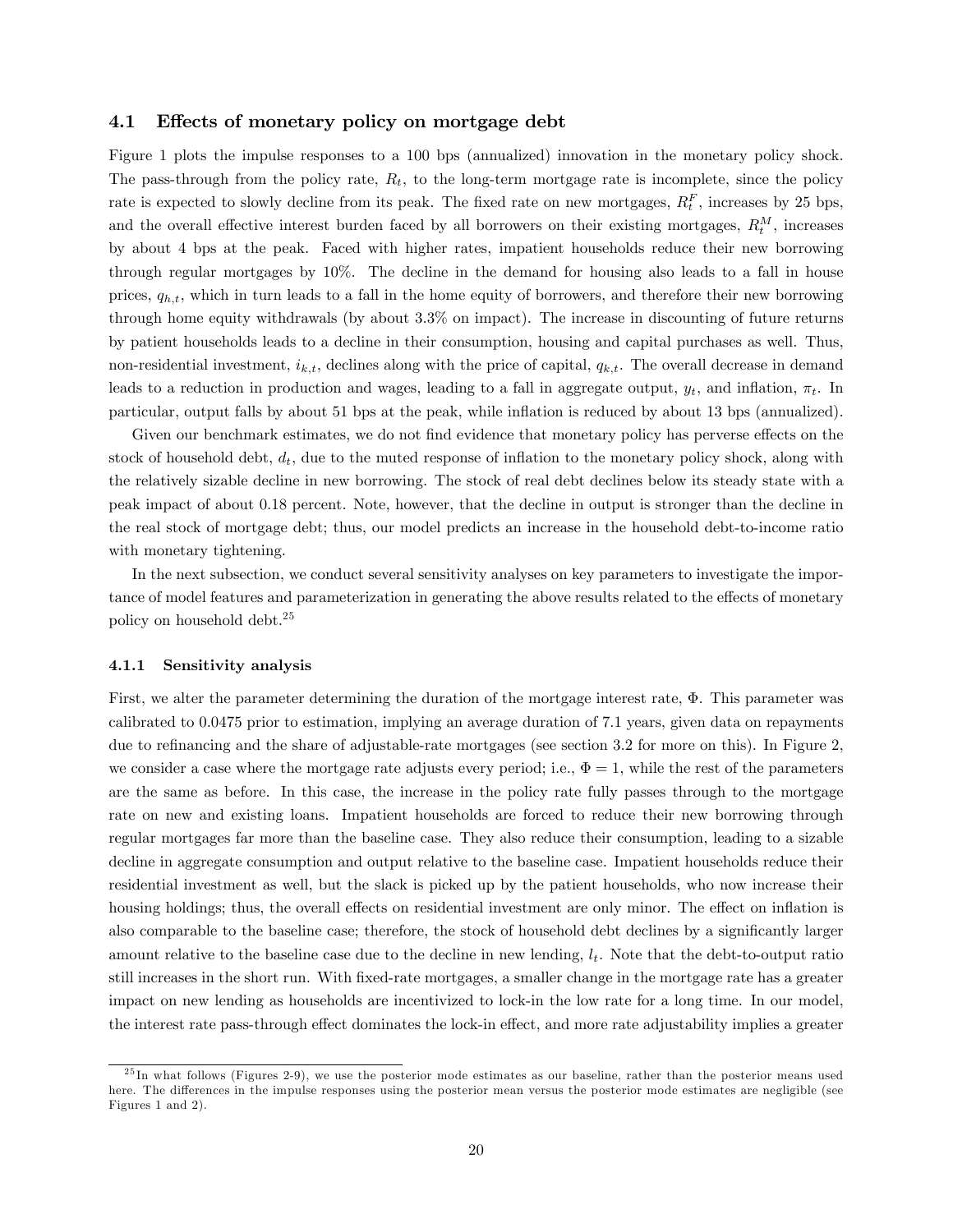### 4.1 Effects of monetary policy on mortgage debt

Figure 1 plots the impulse responses to a 100 bps (annualized) innovation in the monetary policy shock. The pass-through from the policy rate, $R_t$, to the long-term mortgage rate is incomplete, since the policy rate is expected to slowly decline from its peak. The fixed rate on new mortgages, $R_t^F$, increases by 25 bps, and the overall effective interest burden faced by all borrowers on their existing mortgages, $R_t^M$, increases by about 4 bps at the peak. Faced with higher rates, impatient households reduce their new borrowing through regular mortgages by 10%. The decline in the demand for housing also leads to a fall in house prices, $q_{h,t}$, which in turn leads to a fall in the home equity of borrowers, and therefore their new borrowing through home equity withdrawals (by about 3.3% on impact). The increase in discounting of future returns by patient households leads to a decline in their consumption, housing and capital purchases as well. Thus, non-residential investment, $i_{k,t}$, declines along with the price of capital, $q_{k,t}$. The overall decrease in demand leads to a reduction in production and wages, leading to a fall in aggregate output, $y_t$, and inflation, $\pi_t$. In particular, output falls by about 51 bps at the peak, while inflation is reduced by about 13 bps (annualized).

Given our benchmark estimates, we do not find evidence that monetary policy has perverse effects on the stock of household debt, $d_t$, due to the muted response of inflation to the monetary policy shock, along with the relatively sizable decline in new borrowing. The stock of real debt declines below its steady state with a peak impact of about 0.18 percent. Note, however, that the decline in output is stronger than the decline in the real stock of mortgage debt; thus, our model predicts an increase in the household debt-to-income ratio with monetary tightening.

In the next subsection, we conduct several sensitivity analyses on key parameters to investigate the importance of model features and parameterization in generating the above results related to the effects of monetary policy on household debt.[25]

#### 4.1.1 Sensitivity analysis

First, we alter the parameter determining the duration of the mortgage interest rate, $\Phi$. This parameter was calibrated to 0.0475 prior to estimation, implying an average duration of 7.1 years, given data on repayments due to refinancing and the share of adjustable-rate mortgages (see section 3.2 for more on this). In Figure 2, we consider a case where the mortgage rate adjusts every period; i.e., $\Phi = 1$, while the rest of the parameters are the same as before. In this case, the increase in the policy rate fully passes through to the mortgage rate on new and existing loans. Impatient households are forced to reduce their new borrowing through regular mortgages far more than the baseline case. They also reduce their consumption, leading to a sizable decline in aggregate consumption and output relative to the baseline case. Impatient households reduce their residential investment as well, but the slack is picked up by the patient households, who now increase their housing holdings; thus, the overall effects on residential investment are only minor. The effect on inflation is also comparable to the baseline case; therefore, the stock of household debt declines by a significantly larger amount relative to the baseline case due to the decline in new lending, $l_t$. Note that the debt-to-output ratio still increases in the short run. With fixed-rate mortgages, a smaller change in the mortgage rate has a greater impact on new lending as households are incentivized to lock-in the low rate for a long time. In our model, the interest rate pass-through effect dominates the lock-in effect, and more rate adjustability implies a greater

[25] In what follows (Figures 2-9), we use the posterior mode estimates as our baseline, rather than the posterior means used here. The differences in the impulse responses using the posterior mean versus the posterior mode estimates are negligible (see Figures 1 and 2).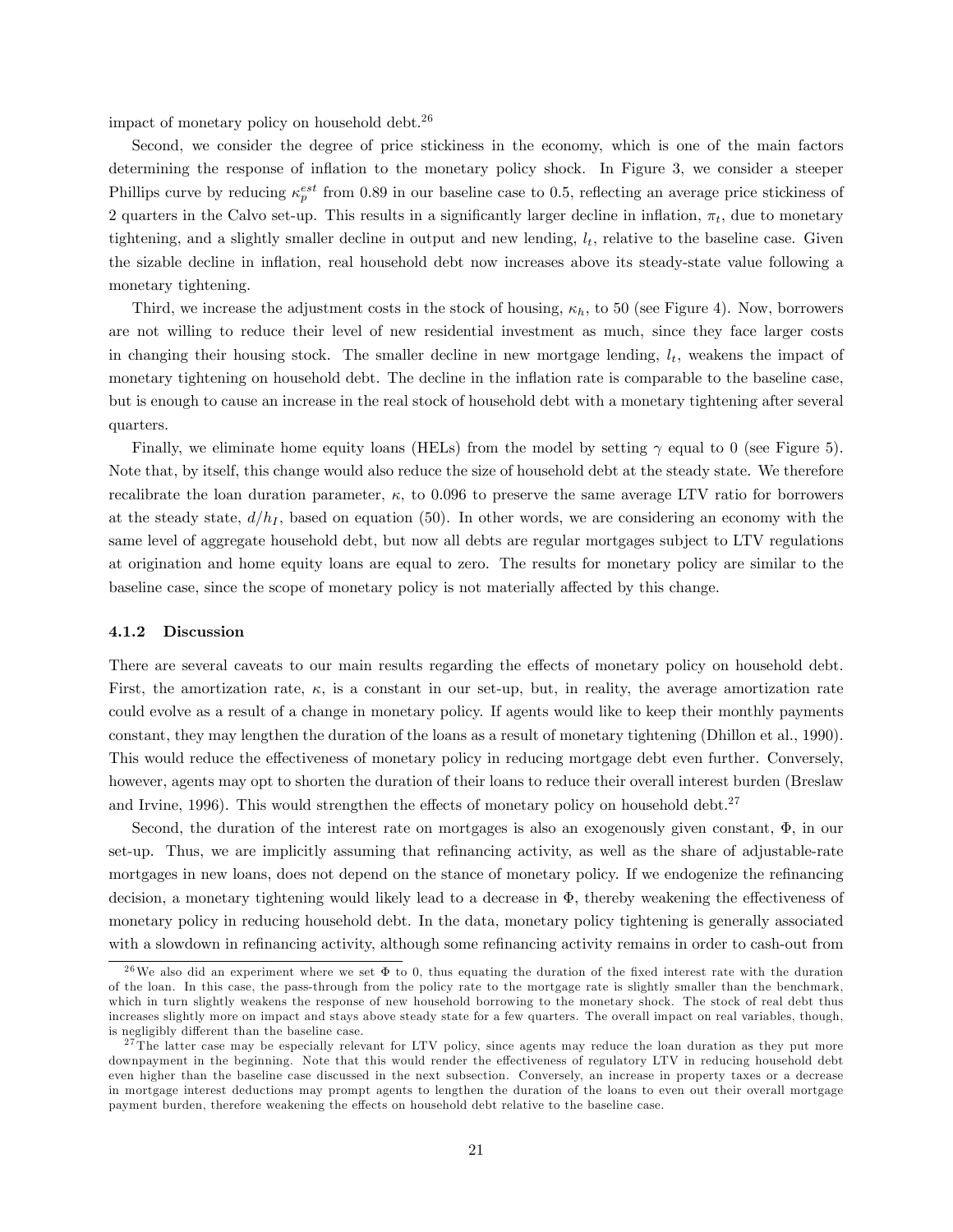impact of monetary policy on household debt.[26]

Second, we consider the degree of price stickiness in the economy, which is one of the main factors determining the response of inflation to the monetary policy shock. In Figure 3, we consider a steeper Phillips curve by reducing $\kappa_p^{est}$ from 0.89 in our baseline case to 0.5, reflecting an average price stickiness of 2 quarters in the Calvo set-up. This results in a significantly larger decline in inflation, $\pi_t$, due to monetary tightening, and a slightly smaller decline in output and new lending, $l_t$, relative to the baseline case. Given the sizable decline in inflation, real household debt now increases above its steady-state value following a monetary tightening.

Third, we increase the adjustment costs in the stock of housing, $\kappa_h$, to 50 (see Figure 4). Now, borrowers are not willing to reduce their level of new residential investment as much, since they face larger costs in changing their housing stock. The smaller decline in new mortgage lending, $l_t$, weakens the impact of monetary tightening on household debt. The decline in the inflation rate is comparable to the baseline case, but is enough to cause an increase in the real stock of household debt with a monetary tightening after several quarters.

Finally, we eliminate home equity loans (HELs) from the model by setting $\gamma$ equal to 0 (see Figure 5). Note that, by itself, this change would also reduce the size of household debt at the steady state. We therefore recalibrate the loan duration parameter, $\kappa$, to 0.096 to preserve the same average LTV ratio for borrowers at the steady state, $d/h_I$, based on equation (50). In other words, we are considering an economy with the same level of aggregate household debt, but now all debts are regular mortgages subject to LTV regulations at origination and home equity loans are equal to zero. The results for monetary policy are similar to the baseline case, since the scope of monetary policy is not materially affected by this change.

### 4.1.2 Discussion

There are several caveats to our main results regarding the effects of monetary policy on household debt. First, the amortization rate, $\kappa$, is a constant in our set-up, but, in reality, the average amortization rate could evolve as a result of a change in monetary policy. If agents would like to keep their monthly payments constant, they may lengthen the duration of the loans as a result of monetary tightening (Dhillon et al., 1990). This would reduce the effectiveness of monetary policy in reducing mortgage debt even further. Conversely, however, agents may opt to shorten the duration of their loans to reduce their overall interest burden (Breslaw and Irvine, 1996). This would strengthen the effects of monetary policy on household debt.[27]

Second, the duration of the interest rate on mortgages is also an exogenously given constant, $\Phi$, in our set-up. Thus, we are implicitly assuming that refinancing activity, as well as the share of adjustable-rate mortgages in new loans, does not depend on the stance of monetary policy. If we endogenize the refinancing decision, a monetary tightening would likely lead to a decrease in $\Phi$, thereby weakening the effectiveness of monetary policy in reducing household debt. In the data, monetary policy tightening is generally associated with a slowdown in refinancing activity, although some refinancing activity remains in order to cash-out from

[26] We also did an experiment where we set $\Phi$ to 0, thus equating the duration of the fixed interest rate with the duration of the loan. In this case, the pass-through from the policy rate to the mortgage rate is slightly smaller than the benchmark, which in turn slightly weakens the response of new household borrowing to the monetary shock. The stock of real debt thus increases slightly more on impact and stays above steady state for a few quarters. The overall impact on real variables, though, is negligibly different than the baseline case.

[27] The latter case may be especially relevant for LTV policy, since agents may reduce the loan duration as they put more downpayment in the beginning. Note that this would render the effectiveness of regulatory LTV in reducing household debt even higher than the baseline case discussed in the next subsection. Conversely, an increase in property taxes or a decrease in mortgage interest deductions may prompt agents to lengthen the duration of the loans to even out their overall mortgage payment burden, therefore weakening the effects on household debt relative to the baseline case.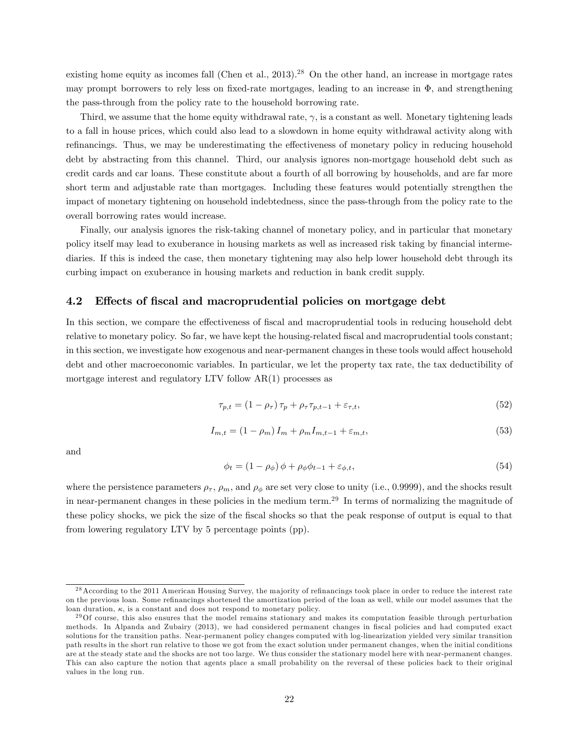existing home equity as incomes fall (Chen et al., 2013).[28] On the other hand, an increase in mortgage rates may prompt borrowers to rely less on fixed-rate mortgages, leading to an increase in $\Phi$, and strengthening the pass-through from the policy rate to the household borrowing rate.

Third, we assume that the home equity withdrawal rate, $\gamma$, is a constant as well. Monetary tightening leads to a fall in house prices, which could also lead to a slowdown in home equity withdrawal activity along with refinancings. Thus, we may be underestimating the effectiveness of monetary policy in reducing household debt by abstracting from this channel. Third, our analysis ignores non-mortgage household debt such as credit cards and car loans. These constitute about a fourth of all borrowing by households, and are far more short term and adjustable rate than mortgages. Including these features would potentially strengthen the impact of monetary tightening on household indebtedness, since the pass-through from the policy rate to the overall borrowing rates would increase.

Finally, our analysis ignores the risk-taking channel of monetary policy, and in particular that monetary policy itself may lead to exuberance in housing markets as well as increased risk taking by financial intermediaries. If this is indeed the case, then monetary tightening may also help lower household debt through its curbing impact on exuberance in housing markets and reduction in bank credit supply.

### 4.2 Effects of fiscal and macroprudential policies on mortgage debt

In this section, we compare the effectiveness of fiscal and macroprudential tools in reducing household debt relative to monetary policy. So far, we have kept the housing-related fiscal and macroprudential tools constant; in this section, we investigate how exogenous and near-permanent changes in these tools would affect household debt and other macroeconomic variables. In particular, we let the property tax rate, the tax deductibility of mortgage interest and regulatory LTV follow AR(1) processes as

$$\tau_{p,t} = (1 - \rho_{\tau})\,\tau_p + \rho_{\tau}\tau_{p,t-1} + \varepsilon_{\tau,t}, \tag{52}$$

$$I_{m,t} = (1 - \rho_m)\,I_m + \rho_m I_{m,t-1} + \varepsilon_{m,t}, \tag{53}$$

and

$$\phi_t = (1 - \rho_{\phi})\,\phi + \rho_{\phi}\phi_{t-1} + \varepsilon_{\phi,t}, \tag{54}$$

where the persistence parameters $\rho_{\tau}$, $\rho_m$, and $\rho_{\phi}$ are set very close to unity (i.e., 0.9999), and the shocks result in near-permanent changes in these policies in the medium term.[29] In terms of normalizing the magnitude of these policy shocks, we pick the size of the fiscal shocks so that the peak response of output is equal to that from lowering regulatory LTV by 5 percentage points (pp).

[28] According to the 2011 American Housing Survey, the majority of refinancings took place in order to reduce the interest rate on the previous loan. Some refinancings shortened the amortization period of the loan as well, while our model assumes that the loan duration, $\kappa$, is a constant and does not respond to monetary policy.

[29] Of course, this also ensures that the model remains stationary and makes its computation feasible through perturbation methods. In Alpanda and Zubairy (2013), we had considered permanent changes in fiscal policies and had computed exact solutions for the transition paths. Near-permanent policy changes computed with log-linearization yielded very similar transition path results in the short run relative to those we got from the exact solution under permanent changes, when the initial conditions are at the steady state and the shocks are not too large. We thus consider the stationary model here with near-permanent changes. This can also capture the notion that agents place a small probability on the reversal of these policies back to their original values in the long run.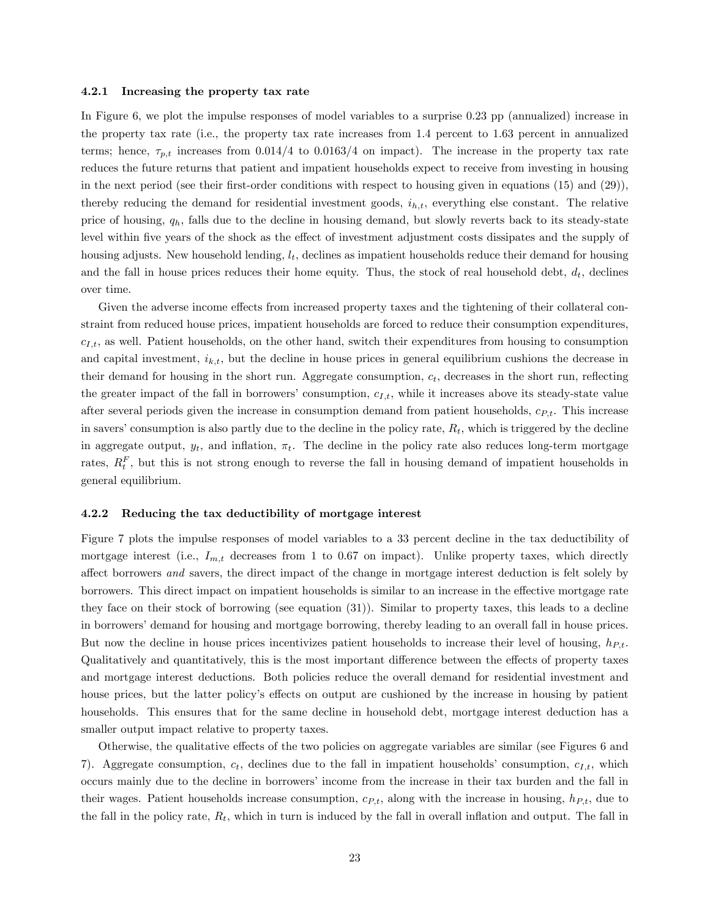#### 4.2.1 Increasing the property tax rate

In Figure 6, we plot the impulse responses of model variables to a surprise 0.23 pp (annualized) increase in the property tax rate (i.e., the property tax rate increases from 1.4 percent to 1.63 percent in annualized terms; hence, $\tau_{p,t}$ increases from 0.014/4 to 0.0163/4 on impact). The increase in the property tax rate reduces the future returns that patient and impatient households expect to receive from investing in housing in the next period (see their first-order conditions with respect to housing given in equations (15) and (29)), thereby reducing the demand for residential investment goods, $i_{h,t}$, everything else constant. The relative price of housing, $q_h$, falls due to the decline in housing demand, but slowly reverts back to its steady-state level within five years of the shock as the effect of investment adjustment costs dissipates and the supply of housing adjusts. New household lending, $l_t$, declines as impatient households reduce their demand for housing and the fall in house prices reduces their home equity. Thus, the stock of real household debt, $d_t$, declines over time.

Given the adverse income effects from increased property taxes and the tightening of their collateral constraint from reduced house prices, impatient households are forced to reduce their consumption expenditures, $c_{I,t}$, as well. Patient households, on the other hand, switch their expenditures from housing to consumption and capital investment, $i_{k,t}$, but the decline in house prices in general equilibrium cushions the decrease in their demand for housing in the short run. Aggregate consumption, $c_t$, decreases in the short run, reflecting the greater impact of the fall in borrowers' consumption, $c_{I,t}$, while it increases above its steady-state value after several periods given the increase in consumption demand from patient households, $c_{P,t}$. This increase in savers' consumption is also partly due to the decline in the policy rate, $R_t$, which is triggered by the decline in aggregate output, $y_t$, and inflation, $\pi_t$. The decline in the policy rate also reduces long-term mortgage rates, $R_t^F$, but this is not strong enough to reverse the fall in housing demand of impatient households in general equilibrium.

#### 4.2.2 Reducing the tax deductibility of mortgage interest

Figure 7 plots the impulse responses of model variables to a 33 percent decline in the tax deductibility of mortgage interest (i.e., $I_{m,t}$ decreases from 1 to 0.67 on impact). Unlike property taxes, which directly affect borrowers *and* savers, the direct impact of the change in mortgage interest deduction is felt solely by borrowers. This direct impact on impatient households is similar to an increase in the effective mortgage rate they face on their stock of borrowing (see equation (31)). Similar to property taxes, this leads to a decline in borrowers' demand for housing and mortgage borrowing, thereby leading to an overall fall in house prices. But now the decline in house prices incentivizes patient households to increase their level of housing, $h_{P,t}$. Qualitatively and quantitatively, this is the most important difference between the effects of property taxes and mortgage interest deductions. Both policies reduce the overall demand for residential investment and house prices, but the latter policy's effects on output are cushioned by the increase in housing by patient households. This ensures that for the same decline in household debt, mortgage interest deduction has a smaller output impact relative to property taxes.

Otherwise, the qualitative effects of the two policies on aggregate variables are similar (see Figures 6 and 7). Aggregate consumption, $c_t$, declines due to the fall in impatient households' consumption, $c_{I,t}$, which occurs mainly due to the decline in borrowers' income from the increase in their tax burden and the fall in their wages. Patient households increase consumption, $c_{P,t}$, along with the increase in housing, $h_{P,t}$, due to the fall in the policy rate, $R_t$, which in turn is induced by the fall in overall inflation and output. The fall in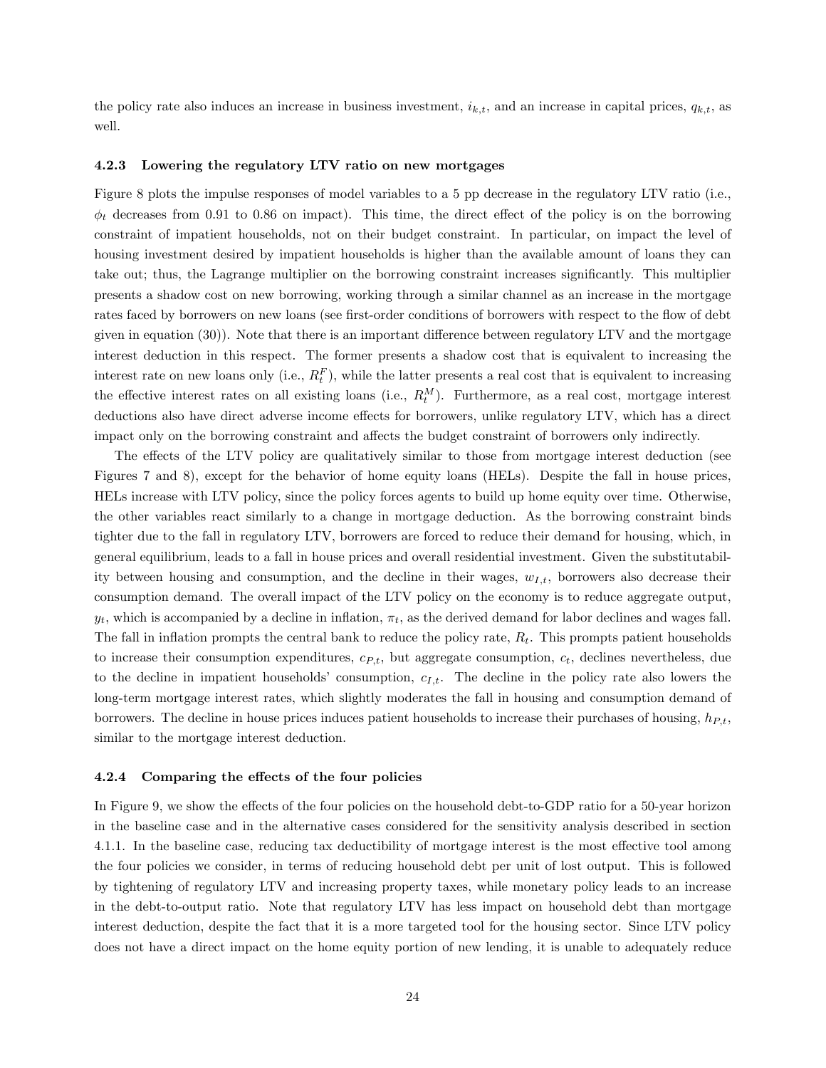the policy rate also induces an increase in business investment, $i_{k,t}$, and an increase in capital prices, $q_{k,t}$, as well.

#### 4.2.3 Lowering the regulatory LTV ratio on new mortgages

Figure 8 plots the impulse responses of model variables to a 5 pp decrease in the regulatory LTV ratio (i.e., $\phi_t$ decreases from 0.91 to 0.86 on impact). This time, the direct effect of the policy is on the borrowing constraint of impatient households, not on their budget constraint. In particular, on impact the level of housing investment desired by impatient households is higher than the available amount of loans they can take out; thus, the Lagrange multiplier on the borrowing constraint increases significantly. This multiplier presents a shadow cost on new borrowing, working through a similar channel as an increase in the mortgage rates faced by borrowers on new loans (see first-order conditions of borrowers with respect to the flow of debt given in equation (30)). Note that there is an important difference between regulatory LTV and the mortgage interest deduction in this respect. The former presents a shadow cost that is equivalent to increasing the interest rate on new loans only (i.e., $R_t^F$), while the latter presents a real cost that is equivalent to increasing the effective interest rates on all existing loans (i.e., $R_t^M$). Furthermore, as a real cost, mortgage interest deductions also have direct adverse income effects for borrowers, unlike regulatory LTV, which has a direct impact only on the borrowing constraint and affects the budget constraint of borrowers only indirectly.

The effects of the LTV policy are qualitatively similar to those from mortgage interest deduction (see Figures 7 and 8), except for the behavior of home equity loans (HELs). Despite the fall in house prices, HELs increase with LTV policy, since the policy forces agents to build up home equity over time. Otherwise, the other variables react similarly to a change in mortgage deduction. As the borrowing constraint binds tighter due to the fall in regulatory LTV, borrowers are forced to reduce their demand for housing, which, in general equilibrium, leads to a fall in house prices and overall residential investment. Given the substitutability between housing and consumption, and the decline in their wages, $w_{I,t}$, borrowers also decrease their consumption demand. The overall impact of the LTV policy on the economy is to reduce aggregate output, $y_t$, which is accompanied by a decline in inflation, $\pi_t$, as the derived demand for labor declines and wages fall. The fall in inflation prompts the central bank to reduce the policy rate, $R_t$. This prompts patient households to increase their consumption expenditures, $c_{P,t}$, but aggregate consumption, $c_t$, declines nevertheless, due to the decline in impatient households' consumption, $c_{I,t}$. The decline in the policy rate also lowers the long-term mortgage interest rates, which slightly moderates the fall in housing and consumption demand of borrowers. The decline in house prices induces patient households to increase their purchases of housing, $h_{P,t}$, similar to the mortgage interest deduction.

#### 4.2.4 Comparing the effects of the four policies

In Figure 9, we show the effects of the four policies on the household debt-to-GDP ratio for a 50-year horizon in the baseline case and in the alternative cases considered for the sensitivity analysis described in section 4.1.1. In the baseline case, reducing tax deductibility of mortgage interest is the most effective tool among the four policies we consider, in terms of reducing household debt per unit of lost output. This is followed by tightening of regulatory LTV and increasing property taxes, while monetary policy leads to an increase in the debt-to-output ratio. Note that regulatory LTV has less impact on household debt than mortgage interest deduction, despite the fact that it is a more targeted tool for the housing sector. Since LTV policy does not have a direct impact on the home equity portion of new lending, it is unable to adequately reduce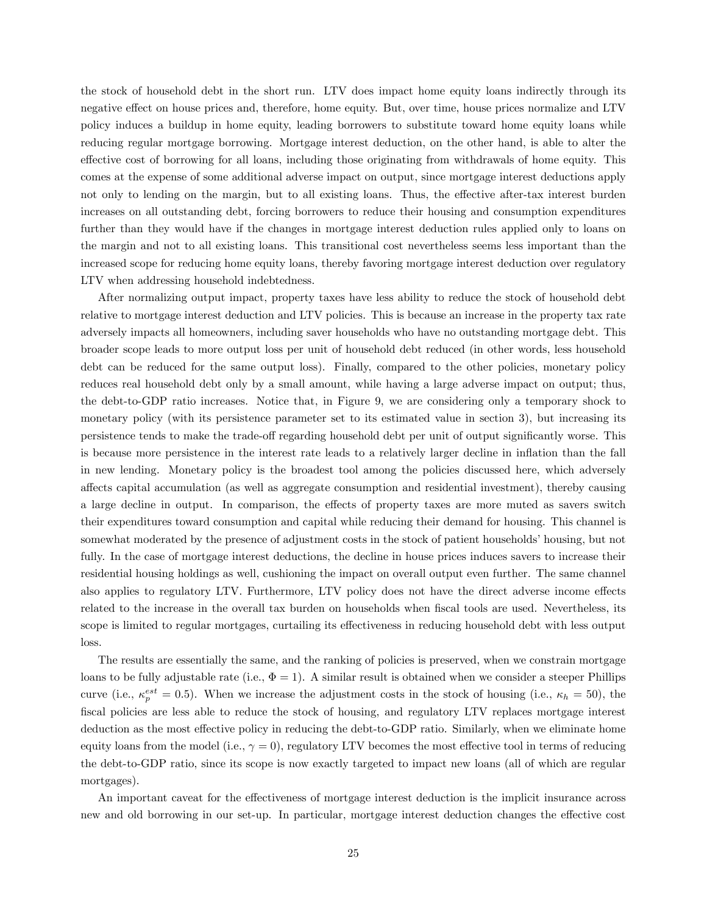the stock of household debt in the short run. LTV does impact home equity loans indirectly through its negative effect on house prices and, therefore, home equity. But, over time, house prices normalize and LTV policy induces a buildup in home equity, leading borrowers to substitute toward home equity loans while reducing regular mortgage borrowing. Mortgage interest deduction, on the other hand, is able to alter the effective cost of borrowing for all loans, including those originating from withdrawals of home equity. This comes at the expense of some additional adverse impact on output, since mortgage interest deductions apply not only to lending on the margin, but to all existing loans. Thus, the effective after-tax interest burden increases on all outstanding debt, forcing borrowers to reduce their housing and consumption expenditures further than they would have if the changes in mortgage interest deduction rules applied only to loans on the margin and not to all existing loans. This transitional cost nevertheless seems less important than the increased scope for reducing home equity loans, thereby favoring mortgage interest deduction over regulatory LTV when addressing household indebtedness.

After normalizing output impact, property taxes have less ability to reduce the stock of household debt relative to mortgage interest deduction and LTV policies. This is because an increase in the property tax rate adversely impacts all homeowners, including saver households who have no outstanding mortgage debt. This broader scope leads to more output loss per unit of household debt reduced (in other words, less household debt can be reduced for the same output loss). Finally, compared to the other policies, monetary policy reduces real household debt only by a small amount, while having a large adverse impact on output; thus, the debt-to-GDP ratio increases. Notice that, in Figure 9, we are considering only a temporary shock to monetary policy (with its persistence parameter set to its estimated value in section 3), but increasing its persistence tends to make the trade-off regarding household debt per unit of output significantly worse. This is because more persistence in the interest rate leads to a relatively larger decline in inflation than the fall in new lending. Monetary policy is the broadest tool among the policies discussed here, which adversely affects capital accumulation (as well as aggregate consumption and residential investment), thereby causing a large decline in output. In comparison, the effects of property taxes are more muted as savers switch their expenditures toward consumption and capital while reducing their demand for housing. This channel is somewhat moderated by the presence of adjustment costs in the stock of patient households' housing, but not fully. In the case of mortgage interest deductions, the decline in house prices induces savers to increase their residential housing holdings as well, cushioning the impact on overall output even further. The same channel also applies to regulatory LTV. Furthermore, LTV policy does not have the direct adverse income effects related to the increase in the overall tax burden on households when fiscal tools are used. Nevertheless, its scope is limited to regular mortgages, curtailing its effectiveness in reducing household debt with less output loss.

The results are essentially the same, and the ranking of policies is preserved, when we constrain mortgage loans to be fully adjustable rate (i.e., $\Phi = 1$). A similar result is obtained when we consider a steeper Phillips curve (i.e., $\kappa_p^{est} = 0.5$). When we increase the adjustment costs in the stock of housing (i.e., $\kappa_h = 50$), the fiscal policies are less able to reduce the stock of housing, and regulatory LTV replaces mortgage interest deduction as the most effective policy in reducing the debt-to-GDP ratio. Similarly, when we eliminate home equity loans from the model (i.e., $\gamma = 0$), regulatory LTV becomes the most effective tool in terms of reducing the debt-to-GDP ratio, since its scope is now exactly targeted to impact new loans (all of which are regular mortgages).

An important caveat for the effectiveness of mortgage interest deduction is the implicit insurance across new and old borrowing in our set-up. In particular, mortgage interest deduction changes the effective cost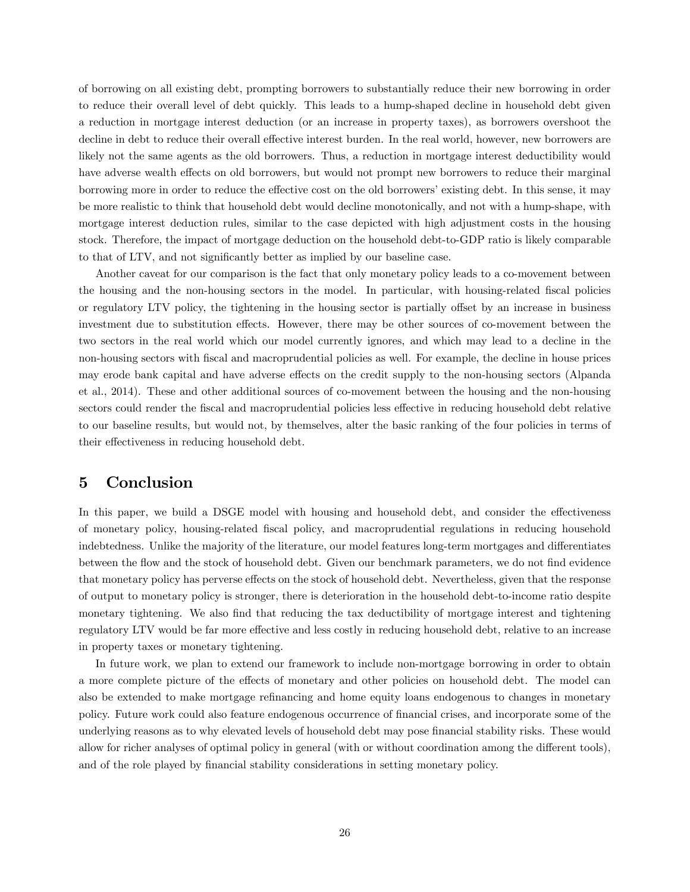of borrowing on all existing debt, prompting borrowers to substantially reduce their new borrowing in order to reduce their overall level of debt quickly. This leads to a hump-shaped decline in household debt given a reduction in mortgage interest deduction (or an increase in property taxes), as borrowers overshoot the decline in debt to reduce their overall effective interest burden. In the real world, however, new borrowers are likely not the same agents as the old borrowers. Thus, a reduction in mortgage interest deductibility would have adverse wealth effects on old borrowers, but would not prompt new borrowers to reduce their marginal borrowing more in order to reduce the effective cost on the old borrowers' existing debt. In this sense, it may be more realistic to think that household debt would decline monotonically, and not with a hump-shape, with mortgage interest deduction rules, similar to the case depicted with high adjustment costs in the housing stock. Therefore, the impact of mortgage deduction on the household debt-to-GDP ratio is likely comparable to that of LTV, and not significantly better as implied by our baseline case.

Another caveat for our comparison is the fact that only monetary policy leads to a co-movement between the housing and the non-housing sectors in the model. In particular, with housing-related fiscal policies or regulatory LTV policy, the tightening in the housing sector is partially offset by an increase in business investment due to substitution effects. However, there may be other sources of co-movement between the two sectors in the real world which our model currently ignores, and which may lead to a decline in the non-housing sectors with fiscal and macroprudential policies as well. For example, the decline in house prices may erode bank capital and have adverse effects on the credit supply to the non-housing sectors (Alpanda et al., 2014). These and other additional sources of co-movement between the housing and the non-housing sectors could render the fiscal and macroprudential policies less effective in reducing household debt relative to our baseline results, but would not, by themselves, alter the basic ranking of the four policies in terms of their effectiveness in reducing household debt.

# 5 Conclusion

In this paper, we build a DSGE model with housing and household debt, and consider the effectiveness of monetary policy, housing-related fiscal policy, and macroprudential regulations in reducing household indebtedness. Unlike the majority of the literature, our model features long-term mortgages and differentiates between the flow and the stock of household debt. Given our benchmark parameters, we do not find evidence that monetary policy has perverse effects on the stock of household debt. Nevertheless, given that the response of output to monetary policy is stronger, there is deterioration in the household debt-to-income ratio despite monetary tightening. We also find that reducing the tax deductibility of mortgage interest and tightening regulatory LTV would be far more effective and less costly in reducing household debt, relative to an increase in property taxes or monetary tightening.

In future work, we plan to extend our framework to include non-mortgage borrowing in order to obtain a more complete picture of the effects of monetary and other policies on household debt. The model can also be extended to make mortgage refinancing and home equity loans endogenous to changes in monetary policy. Future work could also feature endogenous occurrence of financial crises, and incorporate some of the underlying reasons as to why elevated levels of household debt may pose financial stability risks. These would allow for richer analyses of optimal policy in general (with or without coordination among the different tools), and of the role played by financial stability considerations in setting monetary policy.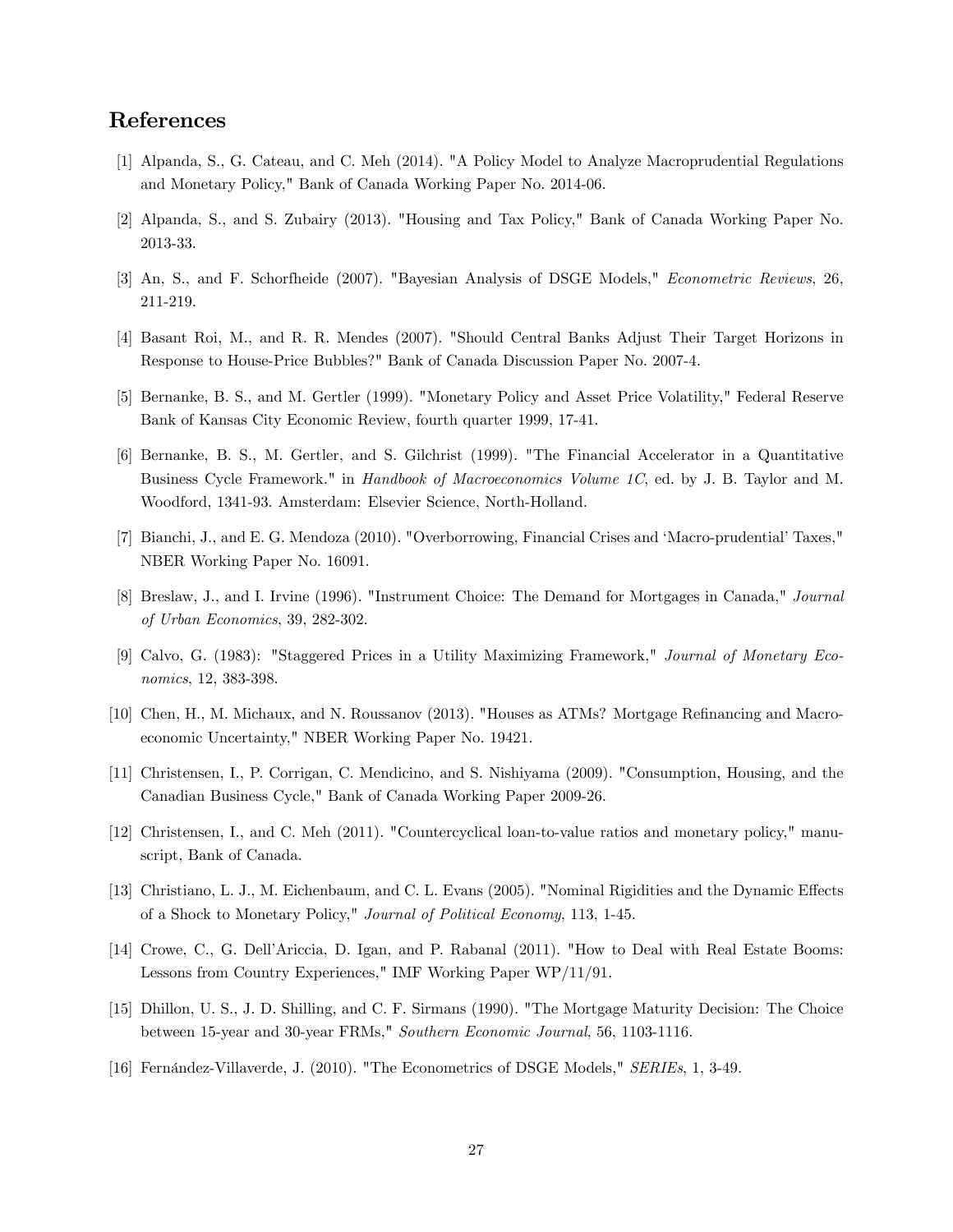## References

[1] Alpanda, S., G. Cateau, and C. Meh (2014). "A Policy Model to Analyze Macroprudential Regulations and Monetary Policy," Bank of Canada Working Paper No. 2014-06.

[2] Alpanda, S., and S. Zubairy (2013). "Housing and Tax Policy," Bank of Canada Working Paper No. 2013-33.

[3] An, S., and F. Schorfheide (2007). "Bayesian Analysis of DSGE Models," *Econometric Reviews*, 26, 211-219.

[4] Basant Roi, M., and R. R. Mendes (2007). "Should Central Banks Adjust Their Target Horizons in Response to House-Price Bubbles?" Bank of Canada Discussion Paper No. 2007-4.

[5] Bernanke, B. S., and M. Gertler (1999). "Monetary Policy and Asset Price Volatility," Federal Reserve Bank of Kansas City Economic Review, fourth quarter 1999, 17-41.

[6] Bernanke, B. S., M. Gertler, and S. Gilchrist (1999). "The Financial Accelerator in a Quantitative Business Cycle Framework." in *Handbook of Macroeconomics Volume 1C*, ed. by J. B. Taylor and M. Woodford, 1341-93. Amsterdam: Elsevier Science, North-Holland.

[7] Bianchi, J., and E. G. Mendoza (2010). "Overborrowing, Financial Crises and 'Macro-prudential' Taxes," NBER Working Paper No. 16091.

[8] Breslaw, J., and I. Irvine (1996). "Instrument Choice: The Demand for Mortgages in Canada," *Journal of Urban Economics*, 39, 282-302.

[9] Calvo, G. (1983): "Staggered Prices in a Utility Maximizing Framework," *Journal of Monetary Economics*, 12, 383-398.

[10] Chen, H., M. Michaux, and N. Roussanov (2013). "Houses as ATMs? Mortgage Refinancing and Macroeconomic Uncertainty," NBER Working Paper No. 19421.

[11] Christensen, I., P. Corrigan, C. Mendicino, and S. Nishiyama (2009). "Consumption, Housing, and the Canadian Business Cycle," Bank of Canada Working Paper 2009-26.

[12] Christensen, I., and C. Meh (2011). "Countercyclical loan-to-value ratios and monetary policy," manuscript, Bank of Canada.

[13] Christiano, L. J., M. Eichenbaum, and C. L. Evans (2005). "Nominal Rigidities and the Dynamic Effects of a Shock to Monetary Policy," *Journal of Political Economy*, 113, 1-45.

[14] Crowe, C., G. Dell'Ariccia, D. Igan, and P. Rabanal (2011). "How to Deal with Real Estate Booms: Lessons from Country Experiences," IMF Working Paper WP/11/91.

[15] Dhillon, U. S., J. D. Shilling, and C. F. Sirmans (1990). "The Mortgage Maturity Decision: The Choice between 15-year and 30-year FRMs," *Southern Economic Journal*, 56, 1103-1116.

[16] Fernández-Villaverde, J. (2010). "The Econometrics of DSGE Models," *SERIEs*, 1, 3-49.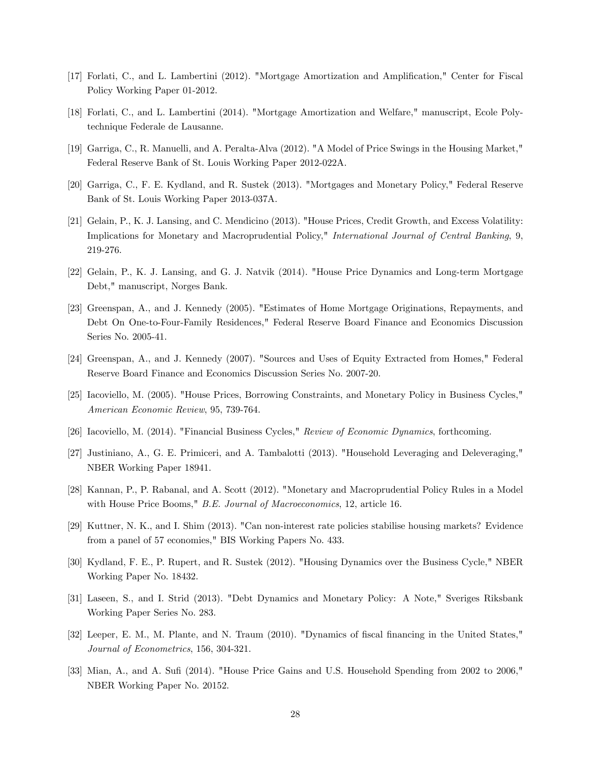[17] Forlati, C., and L. Lambertini (2012). "Mortgage Amortization and Amplification," Center for Fiscal Policy Working Paper 01-2012.

[18] Forlati, C., and L. Lambertini (2014). "Mortgage Amortization and Welfare," manuscript, Ecole Polytechnique Federale de Lausanne.

[19] Garriga, C., R. Manuelli, and A. Peralta-Alva (2012). "A Model of Price Swings in the Housing Market," Federal Reserve Bank of St. Louis Working Paper 2012-022A.

[20] Garriga, C., F. E. Kydland, and R. Sustek (2013). "Mortgages and Monetary Policy," Federal Reserve Bank of St. Louis Working Paper 2013-037A.

[21] Gelain, P., K. J. Lansing, and C. Mendicino (2013). "House Prices, Credit Growth, and Excess Volatility: Implications for Monetary and Macroprudential Policy," *International Journal of Central Banking*, 9, 219-276.

[22] Gelain, P., K. J. Lansing, and G. J. Natvik (2014). "House Price Dynamics and Long-term Mortgage Debt," manuscript, Norges Bank.

[23] Greenspan, A., and J. Kennedy (2005). "Estimates of Home Mortgage Originations, Repayments, and Debt On One-to-Four-Family Residences," Federal Reserve Board Finance and Economics Discussion Series No. 2005-41.

[24] Greenspan, A., and J. Kennedy (2007). "Sources and Uses of Equity Extracted from Homes," Federal Reserve Board Finance and Economics Discussion Series No. 2007-20.

[25] Iacoviello, M. (2005). "House Prices, Borrowing Constraints, and Monetary Policy in Business Cycles," *American Economic Review*, 95, 739-764.

[26] Iacoviello, M. (2014). "Financial Business Cycles," *Review of Economic Dynamics*, forthcoming.

[27] Justiniano, A., G. E. Primiceri, and A. Tambalotti (2013). "Household Leveraging and Deleveraging," NBER Working Paper 18941.

[28] Kannan, P., P. Rabanal, and A. Scott (2012). "Monetary and Macroprudential Policy Rules in a Model with House Price Booms," *B.E. Journal of Macroeconomics*, 12, article 16.

[29] Kuttner, N. K., and I. Shim (2013). "Can non-interest rate policies stabilise housing markets? Evidence from a panel of 57 economies," BIS Working Papers No. 433.

[30] Kydland, F. E., P. Rupert, and R. Sustek (2012). "Housing Dynamics over the Business Cycle," NBER Working Paper No. 18432.

[31] Laseen, S., and I. Strid (2013). "Debt Dynamics and Monetary Policy: A Note," Sveriges Riksbank Working Paper Series No. 283.

[32] Leeper, E. M., M. Plante, and N. Traum (2010). "Dynamics of fiscal financing in the United States," *Journal of Econometrics*, 156, 304-321.

[33] Mian, A., and A. Sufi (2014). "House Price Gains and U.S. Household Spending from 2002 to 2006," NBER Working Paper No. 20152.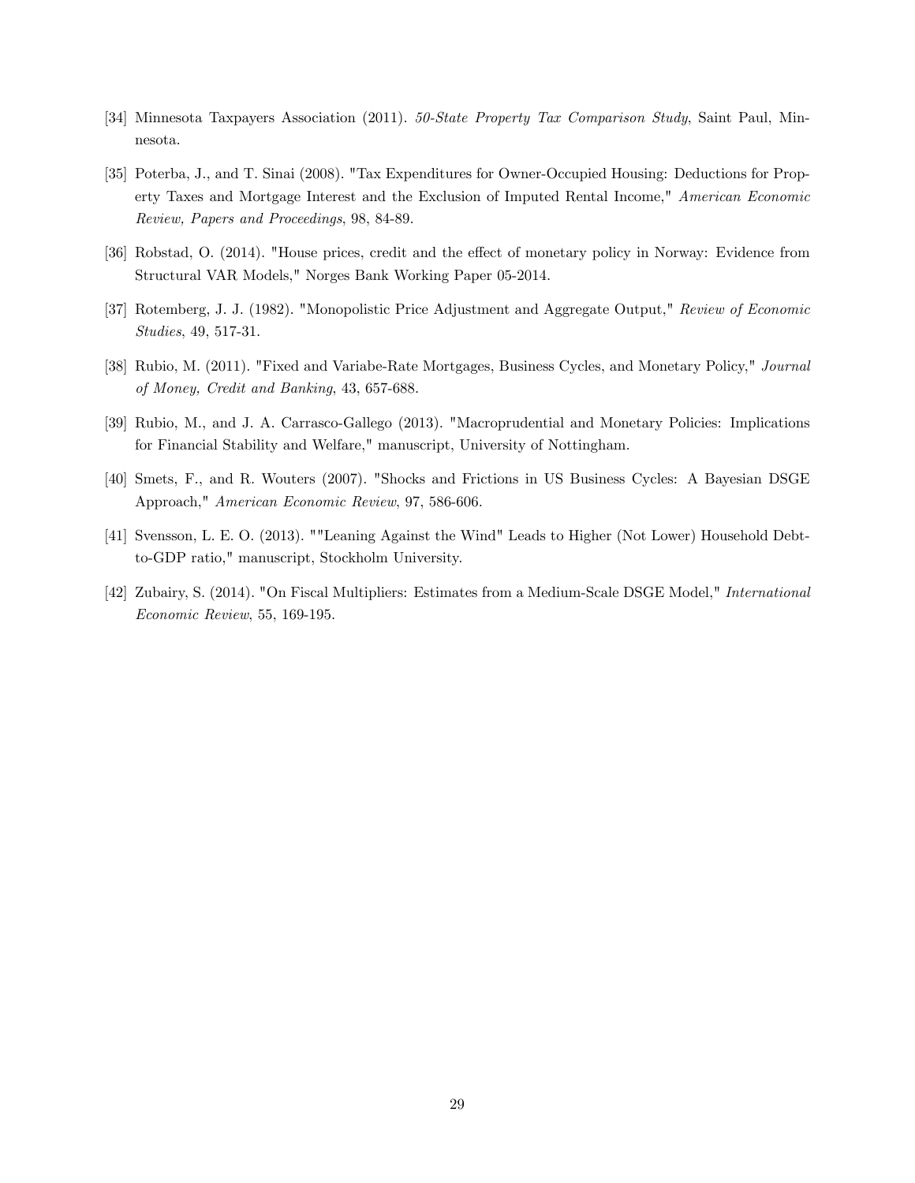[34] Minnesota Taxpayers Association (2011). *50-State Property Tax Comparison Study*, Saint Paul, Minnesota.

[35] Poterba, J., and T. Sinai (2008). "Tax Expenditures for Owner-Occupied Housing: Deductions for Property Taxes and Mortgage Interest and the Exclusion of Imputed Rental Income," *American Economic Review, Papers and Proceedings*, 98, 84-89.

[36] Robstad, O. (2014). "House prices, credit and the effect of monetary policy in Norway: Evidence from Structural VAR Models," Norges Bank Working Paper 05-2014.

[37] Rotemberg, J. J. (1982). "Monopolistic Price Adjustment and Aggregate Output," *Review of Economic Studies*, 49, 517-31.

[38] Rubio, M. (2011). "Fixed and Variabe-Rate Mortgages, Business Cycles, and Monetary Policy," *Journal of Money, Credit and Banking*, 43, 657-688.

[39] Rubio, M., and J. A. Carrasco-Gallego (2013). "Macroprudential and Monetary Policies: Implications for Financial Stability and Welfare," manuscript, University of Nottingham.

[40] Smets, F., and R. Wouters (2007). "Shocks and Frictions in US Business Cycles: A Bayesian DSGE Approach," *American Economic Review*, 97, 586-606.

[41] Svensson, L. E. O. (2013). ""Leaning Against the Wind" Leads to Higher (Not Lower) Household Debt-to-GDP ratio," manuscript, Stockholm University.

[42] Zubairy, S. (2014). "On Fiscal Multipliers: Estimates from a Medium-Scale DSGE Model," *International Economic Review*, 55, 169-195.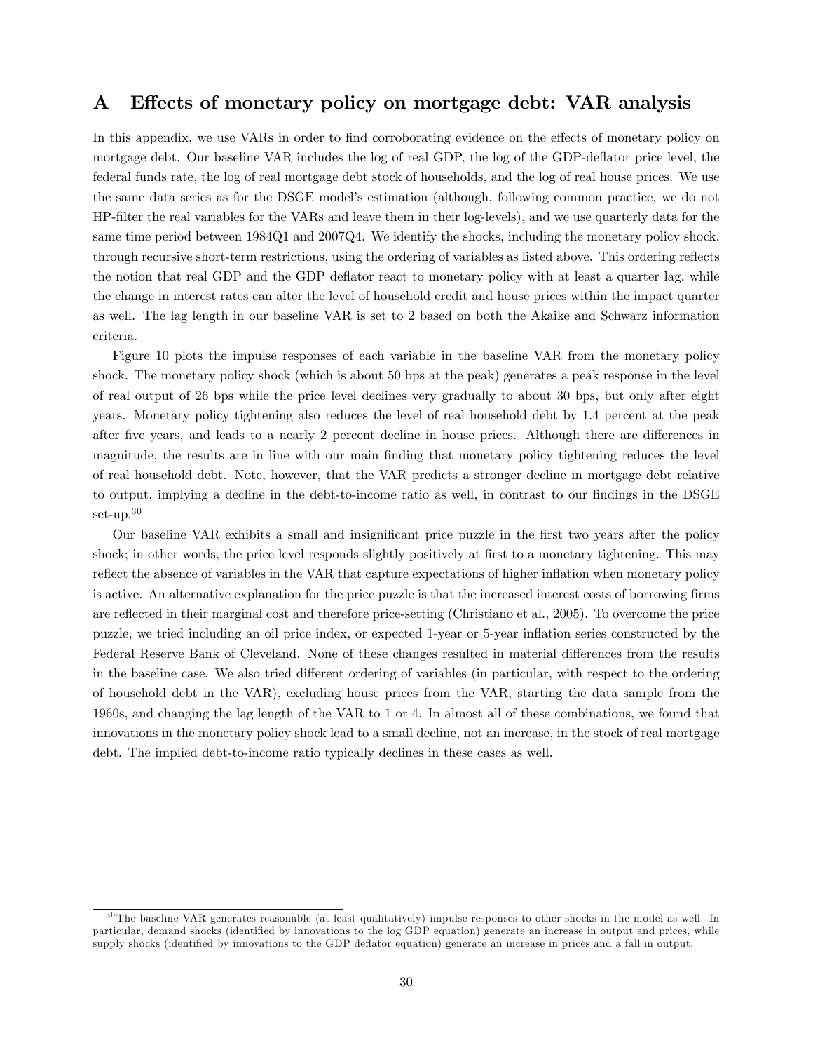# A Effects of monetary policy on mortgage debt: VAR analysis

In this appendix, we use VARs in order to find corroborating evidence on the effects of monetary policy on mortgage debt. Our baseline VAR includes the log of real GDP, the log of the GDP-deflator price level, the federal funds rate, the log of real mortgage debt stock of households, and the log of real house prices. We use the same data series as for the DSGE model's estimation (although, following common practice, we do not HP-filter the real variables for the VARs and leave them in their log-levels), and we use quarterly data for the same time period between 1984Q1 and 2007Q4. We identify the shocks, including the monetary policy shock, through recursive short-term restrictions, using the ordering of variables as listed above. This ordering reflects the notion that real GDP and the GDP deflator react to monetary policy with at least a quarter lag, while the change in interest rates can alter the level of household credit and house prices within the impact quarter as well. The lag length in our baseline VAR is set to 2 based on both the Akaike and Schwarz information criteria.

Figure 10 plots the impulse responses of each variable in the baseline VAR from the monetary policy shock. The monetary policy shock (which is about 50 bps at the peak) generates a peak response in the level of real output of 26 bps while the price level declines very gradually to about 30 bps, but only after eight years. Monetary policy tightening also reduces the level of real household debt by 1.4 percent at the peak after five years, and leads to a nearly 2 percent decline in house prices. Although there are differences in magnitude, the results are in line with our main finding that monetary policy tightening reduces the level of real household debt. Note, however, that the VAR predicts a stronger decline in mortgage debt relative to output, implying a decline in the debt-to-income ratio as well, in contrast to our findings in the DSGE set-up.[30]

Our baseline VAR exhibits a small and insignificant price puzzle in the first two years after the policy shock; in other words, the price level responds slightly positively at first to a monetary tightening. This may reflect the absence of variables in the VAR that capture expectations of higher inflation when monetary policy is active. An alternative explanation for the price puzzle is that the increased interest costs of borrowing firms are reflected in their marginal cost and therefore price-setting (Christiano et al., 2005). To overcome the price puzzle, we tried including an oil price index, or expected 1-year or 5-year inflation series constructed by the Federal Reserve Bank of Cleveland. None of these changes resulted in material differences from the results in the baseline case. We also tried different ordering of variables (in particular, with respect to the ordering of household debt in the VAR), excluding house prices from the VAR, starting the data sample from the 1960s, and changing the lag length of the VAR to 1 or 4. In almost all of these combinations, we found that innovations in the monetary policy shock lead to a small decline, not an increase, in the stock of real mortgage debt. The implied debt-to-income ratio typically declines in these cases as well.

[30] The baseline VAR generates reasonable (at least qualitatively) impulse responses to other shocks in the model as well. In particular, demand shocks (identified by innovations to the log GDP equation) generate an increase in output and prices, while supply shocks (identified by innovations to the GDP deflator equation) generate an increase in prices and a fall in output.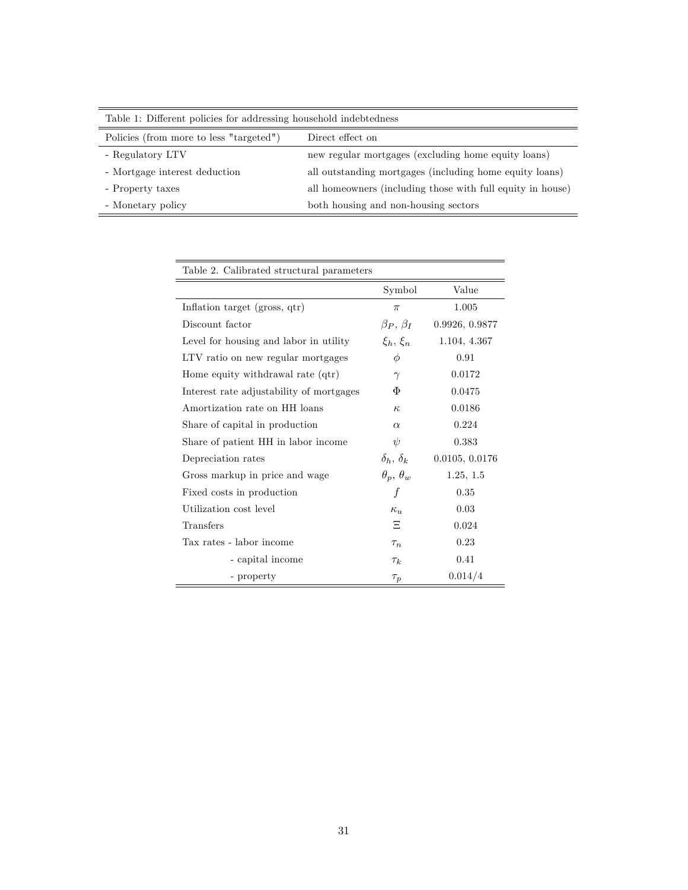Table 1: Different policies for addressing household indebtedness

| Policies (from more to less "targeted") | Direct effect on |
|---|---|
| - Regulatory LTV | new regular mortgages (excluding home equity loans) |
| - Mortgage interest deduction | all outstanding mortgages (including home equity loans) |
| - Property taxes | all homeowners (including those with full equity in house) |
| - Monetary policy | both housing and non-housing sectors |

Table 2. Calibrated structural parameters

| | Symbol | Value |
|---|---|---|
| Inflation target (gross, qtr) | $\pi$ | 1.005 |
| Discount factor | $\beta_P$, $\beta_I$ | 0.9926, 0.9877 |
| Level for housing and labor in utility | $\xi_h$, $\xi_n$ | 1.104, 4.367 |
| LTV ratio on new regular mortgages | $\phi$ | 0.91 |
| Home equity withdrawal rate (qtr) | $\gamma$ | 0.0172 |
| Interest rate adjustability of mortgages | $\Phi$ | 0.0475 |
| Amortization rate on HH loans | $\kappa$ | 0.0186 |
| Share of capital in production | $\alpha$ | 0.224 |
| Share of patient HH in labor income | $\psi$ | 0.383 |
| Depreciation rates | $\delta_h$, $\delta_k$ | 0.0105, 0.0176 |
| Gross markup in price and wage | $\theta_p$, $\theta_w$ | 1.25, 1.5 |
| Fixed costs in production | $f$ | 0.35 |
| Utilization cost level | $\kappa_u$ | 0.03 |
| Transfers | $\Xi$ | 0.024 |
| Tax rates - labor income | $\tau_n$ | 0.23 |
| - capital income | $\tau_k$ | 0.41 |
| - property | $\tau_p$ | 0.014/4 |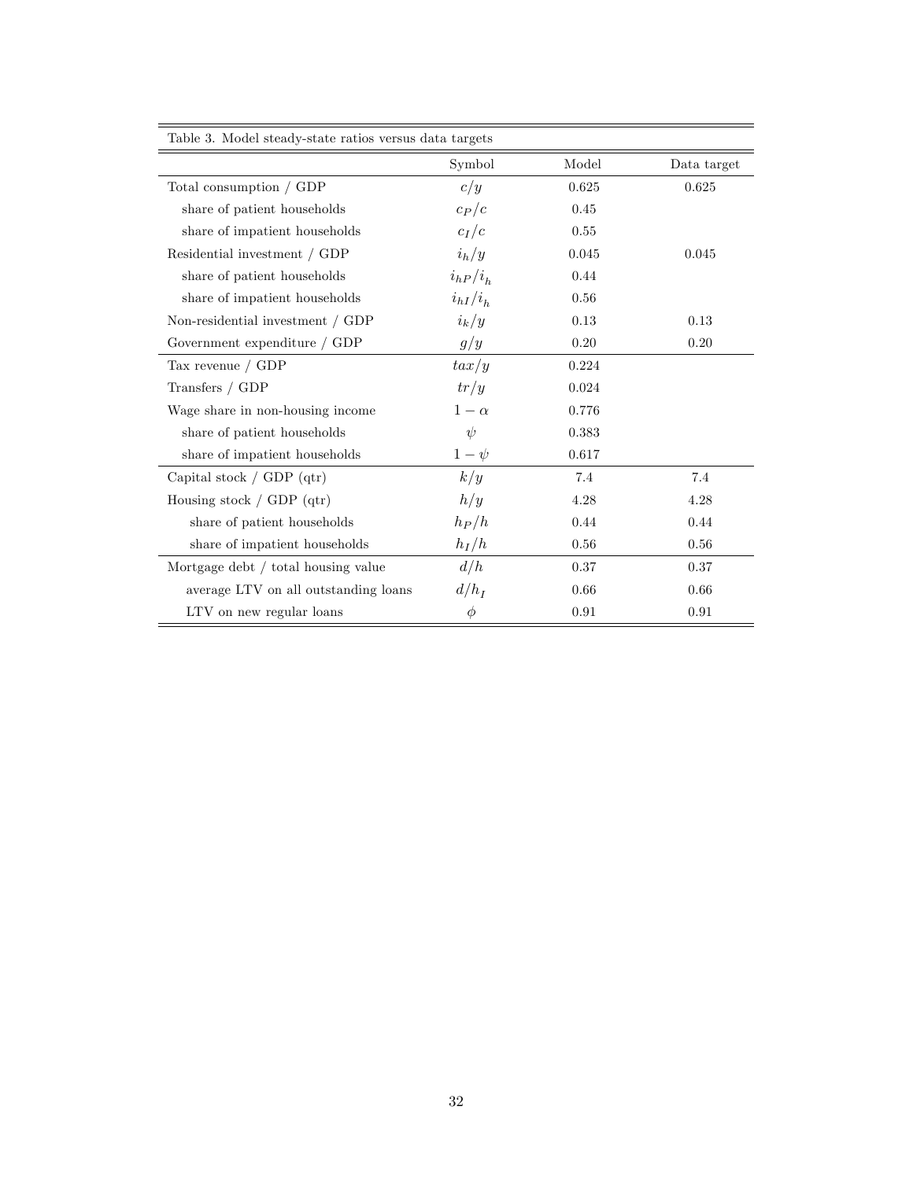Table 3. Model steady-state ratios versus data targets

| | Symbol | Model | Data target |
|---|---|---|---|
| Total consumption / GDP | $c/y$ | 0.625 | 0.625 |
| share of patient households | $c_P/c$ | 0.45 | |
| share of impatient households | $c_I/c$ | 0.55 | |
| Residential investment / GDP | $i_h/y$ | 0.045 | 0.045 |
| share of patient households | $i_{hP}/i_h$ | 0.44 | |
| share of impatient households | $i_{hI}/i_h$ | 0.56 | |
| Non-residential investment / GDP | $i_k/y$ | 0.13 | 0.13 |
| Government expenditure / GDP | $g/y$ | 0.20 | 0.20 |
| Tax revenue / GDP | $tax/y$ | 0.224 | |
| Transfers / GDP | $tr/y$ | 0.024 | |
| Wage share in non-housing income | $1-\alpha$ | 0.776 | |
| share of patient households | $\psi$ | 0.383 | |
| share of impatient households | $1-\psi$ | 0.617 | |
| Capital stock / GDP (qtr) | $k/y$ | 7.4 | 7.4 |
| Housing stock / GDP (qtr) | $h/y$ | 4.28 | 4.28 |
| share of patient households | $h_P/h$ | 0.44 | 0.44 |
| share of impatient households | $h_I/h$ | 0.56 | 0.56 |
| Mortgage debt / total housing value | $d/h$ | 0.37 | 0.37 |
| average LTV on all outstanding loans | $d/h_I$ | 0.66 | 0.66 |
| LTV on new regular loans | $\phi$ | 0.91 | 0.91 |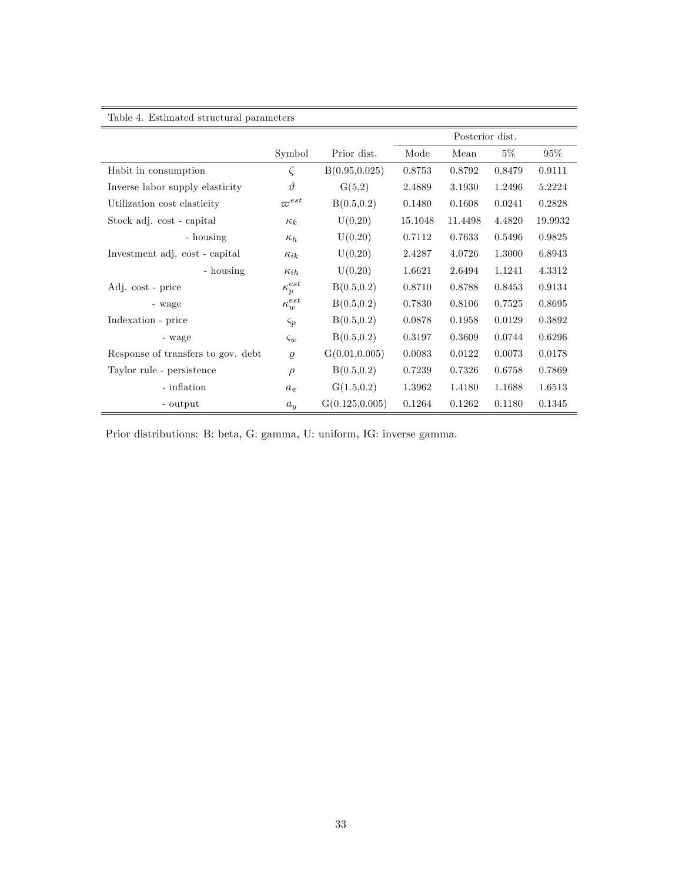Table 4. Estimated structural parameters

| | Symbol | Prior dist. | Posterior dist. Mode | Mean | 5% | 95% |
|---|---|---|---|---|---|---|
| Habit in consumption | $\zeta$ | B(0.95,0.025) | 0.8753 | 0.8792 | 0.8479 | 0.9111 |
| Inverse labor supply elasticity | $\vartheta$ | G(5,2) | 2.4889 | 3.1930 | 1.2496 | 5.2224 |
| Utilization cost elasticity | $\varpi^{est}$ | B(0.5,0.2) | 0.1480 | 0.1608 | 0.0241 | 0.2828 |
| Stock adj. cost - capital | $\kappa_k$ | U(0,20) | 15.1048 | 11.4498 | 4.4820 | 19.9932 |
| - housing | $\kappa_h$ | U(0,20) | 0.7112 | 0.7633 | 0.5496 | 0.9825 |
| Investment adj. cost - capital | $\kappa_{ik}$ | U(0,20) | 2.4287 | 4.0726 | 1.3000 | 6.8943 |
| - housing | $\kappa_{ih}$ | U(0,20) | 1.6621 | 2.6494 | 1.1241 | 4.3312 |
| Adj. cost - price | $\kappa_p^{est}$ | B(0.5,0.2) | 0.8710 | 0.8788 | 0.8453 | 0.9134 |
| - wage | $\kappa_w^{est}$ | B(0.5,0.2) | 0.7830 | 0.8106 | 0.7525 | 0.8695 |
| Indexation - price | $\varsigma_p$ | B(0.5,0.2) | 0.0878 | 0.1958 | 0.0129 | 0.3892 |
| - wage | $\varsigma_w$ | B(0.5,0.2) | 0.3197 | 0.3609 | 0.0744 | 0.6296 |
| Response of transfers to gov. debt | $\varrho$ | G(0.01,0.005) | 0.0083 | 0.0122 | 0.0073 | 0.0178 |
| Taylor rule - persistence | $\rho$ | B(0.5,0.2) | 0.7239 | 0.7326 | 0.6758 | 0.7869 |
| - inflation | $a_\pi$ | G(1.5,0.2) | 1.3962 | 1.4180 | 1.1688 | 1.6513 |
| - output | $a_y$ | G(0.125,0.005) | 0.1264 | 0.1262 | 0.1180 | 0.1345 |

Prior distributions: B: beta, G: gamma, U: uniform, IG: inverse gamma.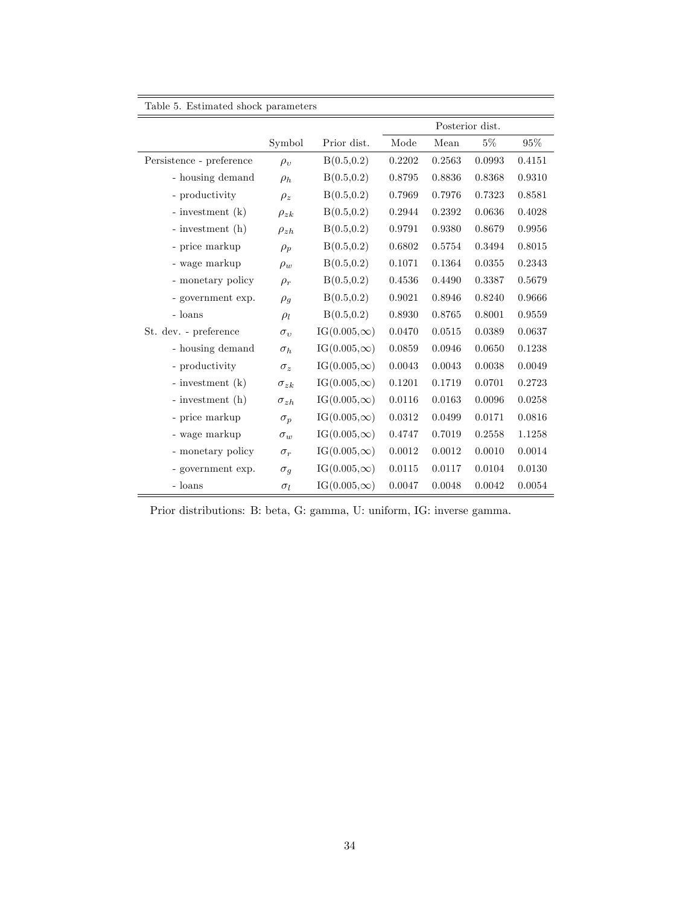Table 5. Estimated shock parameters

| | Symbol | Prior dist. | Posterior dist. | | | |
|---|---|---|---|---|---|---|
| | | | Mode | Mean | 5% | 95% |
| Persistence - preference | $\rho_v$ | B(0.5,0.2) | 0.2202 | 0.2563 | 0.0993 | 0.4151 |
| - housing demand | $\rho_h$ | B(0.5,0.2) | 0.8795 | 0.8836 | 0.8368 | 0.9310 |
| - productivity | $\rho_z$ | B(0.5,0.2) | 0.7969 | 0.7976 | 0.7323 | 0.8581 |
| - investment (k) | $\rho_{zk}$ | B(0.5,0.2) | 0.2944 | 0.2392 | 0.0636 | 0.4028 |
| - investment (h) | $\rho_{zh}$ | B(0.5,0.2) | 0.9791 | 0.9380 | 0.8679 | 0.9956 |
| - price markup | $\rho_p$ | B(0.5,0.2) | 0.6802 | 0.5754 | 0.3494 | 0.8015 |
| - wage markup | $\rho_w$ | B(0.5,0.2) | 0.1071 | 0.1364 | 0.0355 | 0.2343 |
| - monetary policy | $\rho_r$ | B(0.5,0.2) | 0.4536 | 0.4490 | 0.3387 | 0.5679 |
| - government exp. | $\rho_g$ | B(0.5,0.2) | 0.9021 | 0.8946 | 0.8240 | 0.9666 |
| - loans | $\rho_l$ | B(0.5,0.2) | 0.8930 | 0.8765 | 0.8001 | 0.9559 |
| St. dev. - preference | $\sigma_v$ | IG(0.005,$\infty$) | 0.0470 | 0.0515 | 0.0389 | 0.0637 |
| - housing demand | $\sigma_h$ | IG(0.005,$\infty$) | 0.0859 | 0.0946 | 0.0650 | 0.1238 |
| - productivity | $\sigma_z$ | IG(0.005,$\infty$) | 0.0043 | 0.0043 | 0.0038 | 0.0049 |
| - investment (k) | $\sigma_{zk}$ | IG(0.005,$\infty$) | 0.1201 | 0.1719 | 0.0701 | 0.2723 |
| - investment (h) | $\sigma_{zh}$ | IG(0.005,$\infty$) | 0.0116 | 0.0163 | 0.0096 | 0.0258 |
| - price markup | $\sigma_p$ | IG(0.005,$\infty$) | 0.0312 | 0.0499 | 0.0171 | 0.0816 |
| - wage markup | $\sigma_w$ | IG(0.005,$\infty$) | 0.4747 | 0.7019 | 0.2558 | 1.1258 |
| - monetary policy | $\sigma_r$ | IG(0.005,$\infty$) | 0.0012 | 0.0012 | 0.0010 | 0.0014 |
| - government exp. | $\sigma_g$ | IG(0.005,$\infty$) | 0.0115 | 0.0117 | 0.0104 | 0.0130 |
| - loans | $\sigma_l$ | IG(0.005,$\infty$) | 0.0047 | 0.0048 | 0.0042 | 0.0054 |

Prior distributions: B: beta, G: gamma, U: uniform, IG: inverse gamma.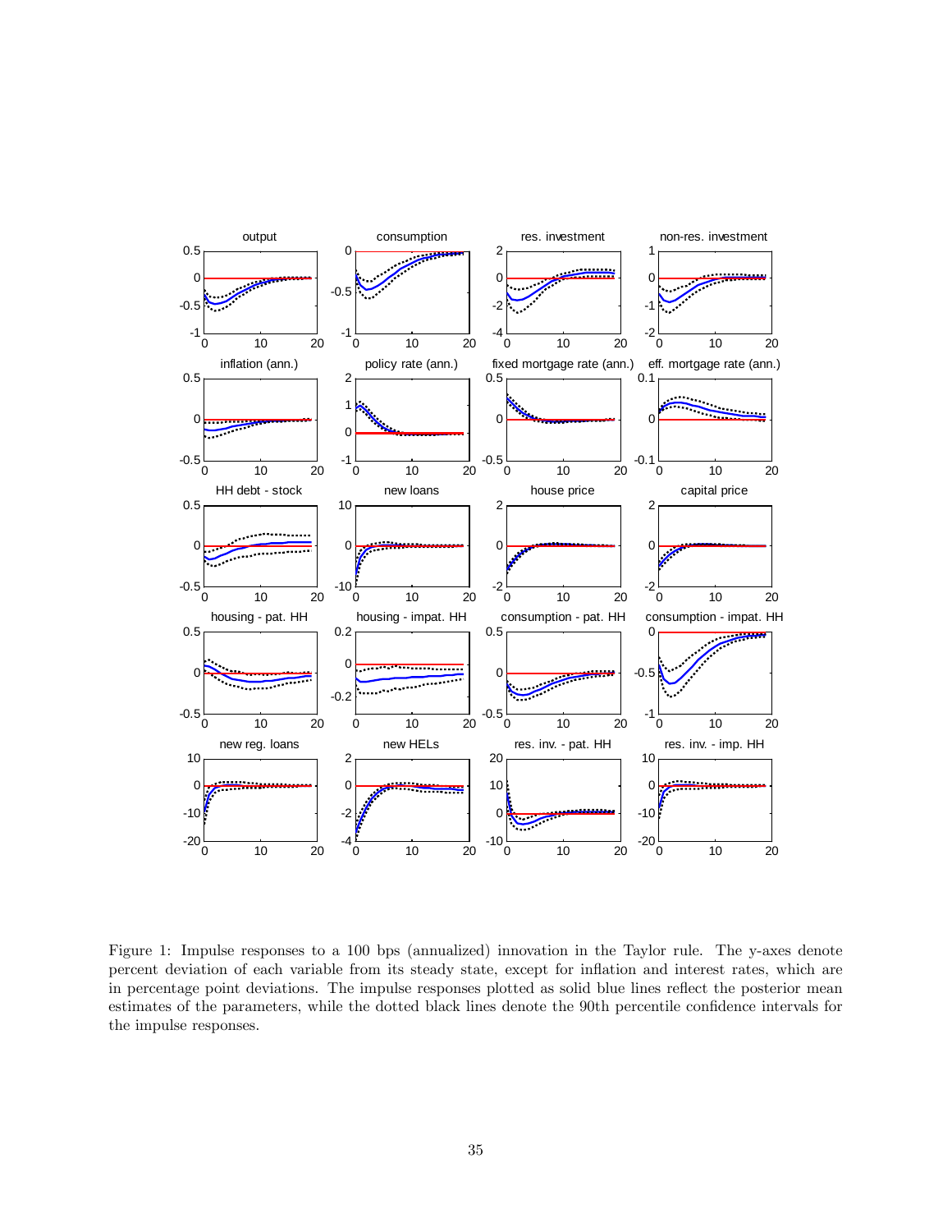Figure 1: Impulse responses to a 100 bps (annualized) innovation in the Taylor rule. The y-axes denote percent deviation of each variable from its steady state, except for inflation and interest rates, which are in percentage point deviations. The impulse responses plotted as solid blue lines reflect the posterior mean estimates of the parameters, while the dotted black lines denote the 90th percentile confidence intervals for the impulse responses.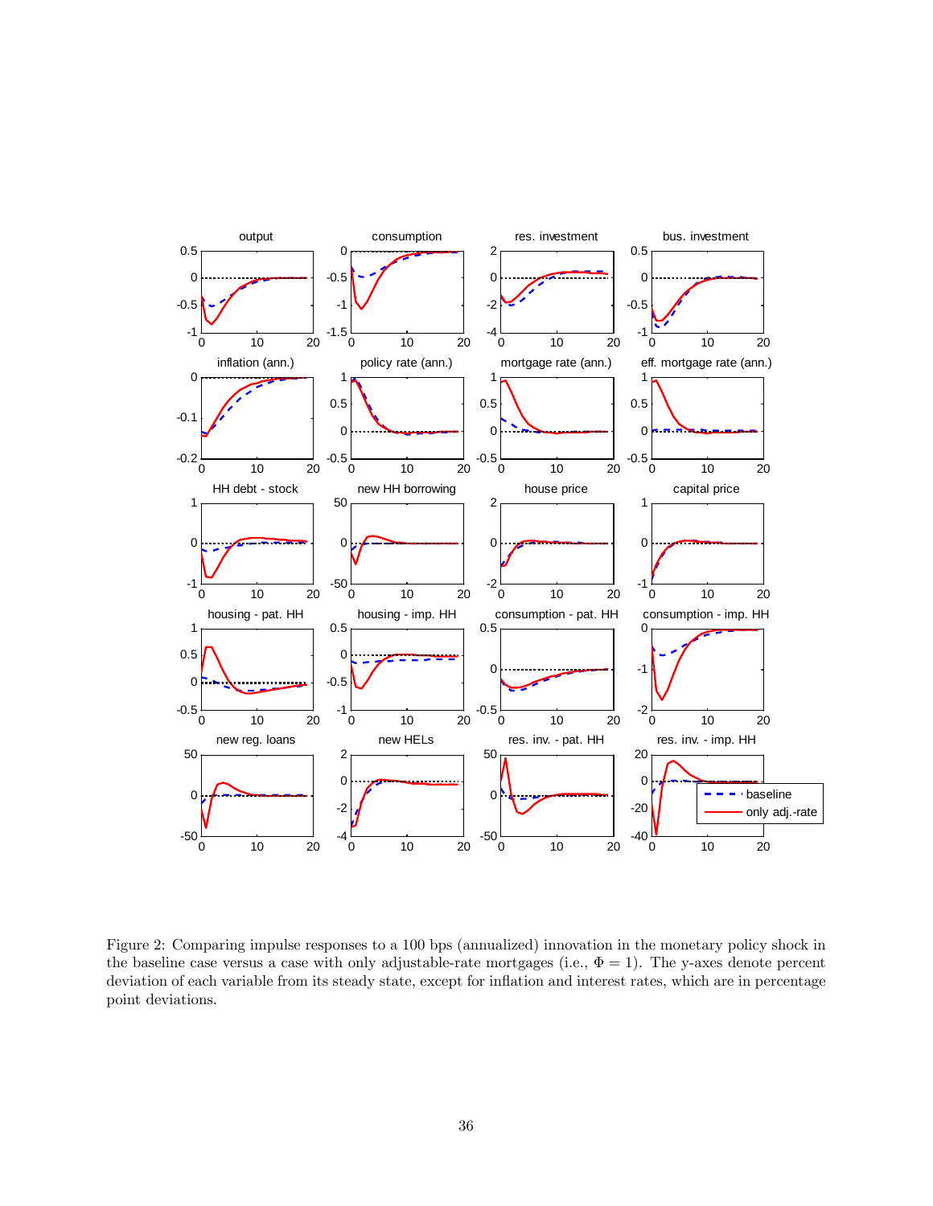Figure 2: Comparing impulse responses to a 100 bps (annualized) innovation in the monetary policy shock in the baseline case versus a case with only adjustable-rate mortgages (i.e., $\Phi = 1$). The y-axes denote percent deviation of each variable from its steady state, except for inflation and interest rates, which are in percentage point deviations.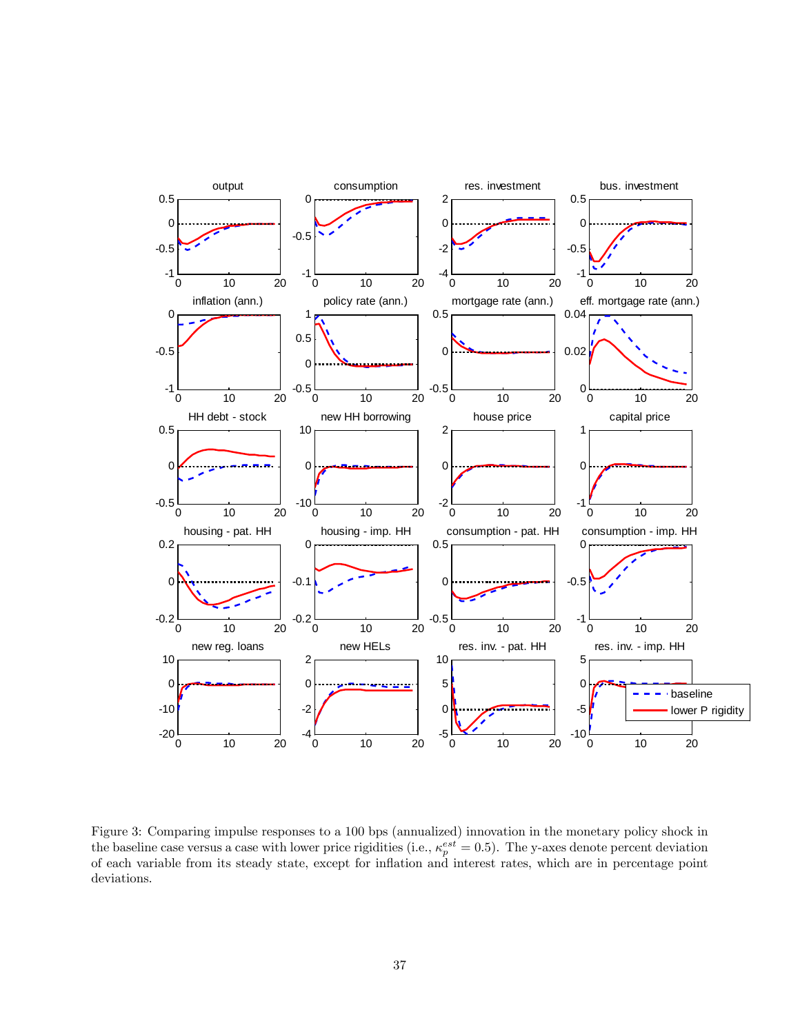Figure 3: Comparing impulse responses to a 100 bps (annualized) innovation in the monetary policy shock in the baseline case versus a case with lower price rigidities (i.e., $\kappa_p^{est} = 0.5$). The y-axes denote percent deviation of each variable from its steady state, except for inflation and interest rates, which are in percentage point deviations.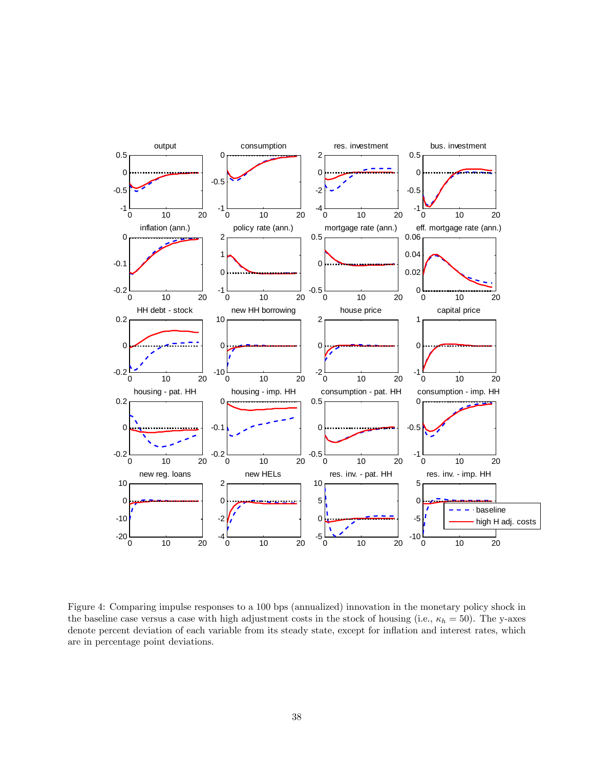Figure 4: Comparing impulse responses to a 100 bps (annualized) innovation in the monetary policy shock in the baseline case versus a case with high adjustment costs in the stock of housing (i.e., $\kappa_h = 50$). The y-axes denote percent deviation of each variable from its steady state, except for inflation and interest rates, which are in percentage point deviations.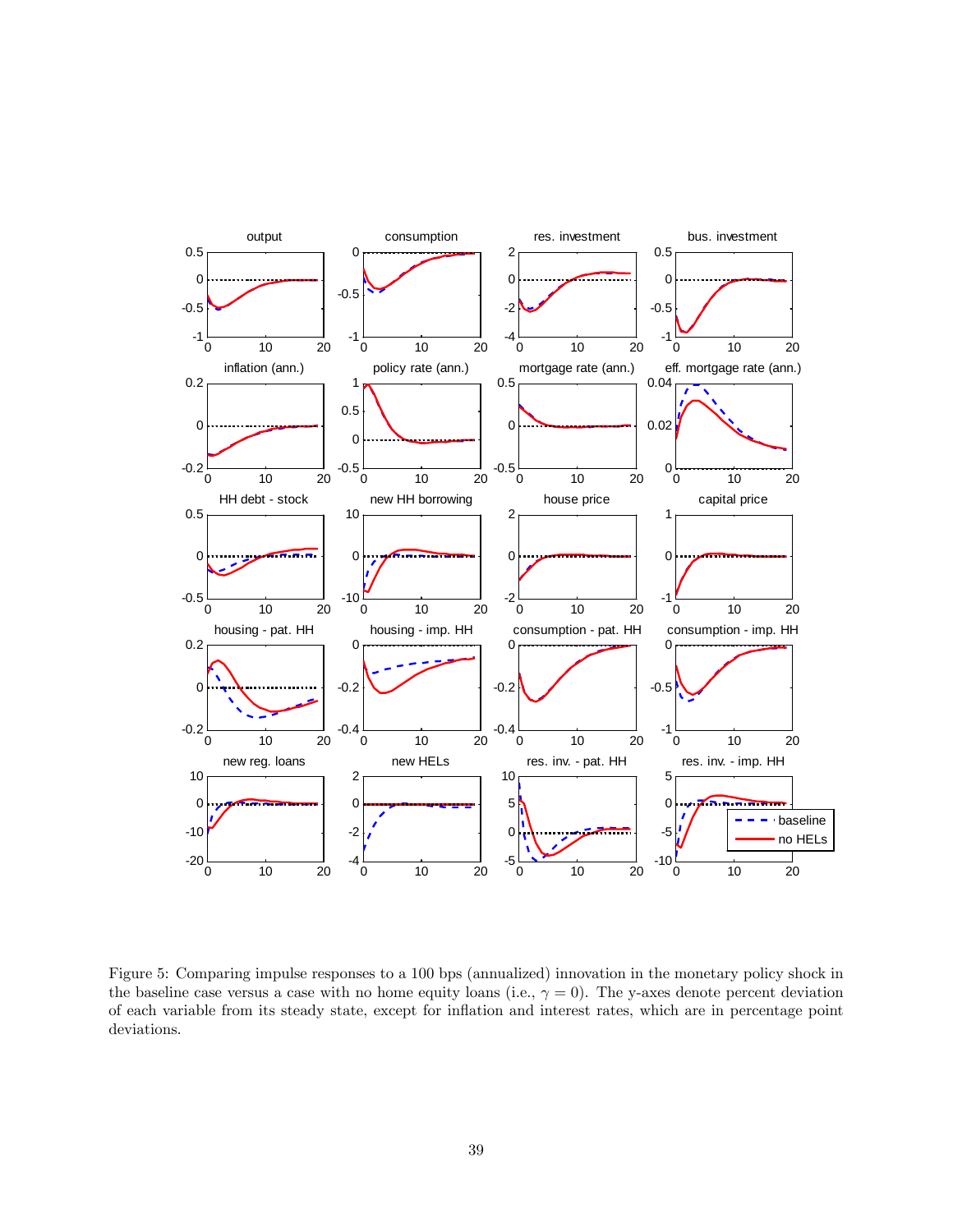Figure 5: Comparing impulse responses to a 100 bps (annualized) innovation in the monetary policy shock in the baseline case versus a case with no home equity loans (i.e., $\gamma = 0$). The y-axes denote percent deviation of each variable from its steady state, except for inflation and interest rates, which are in percentage point deviations.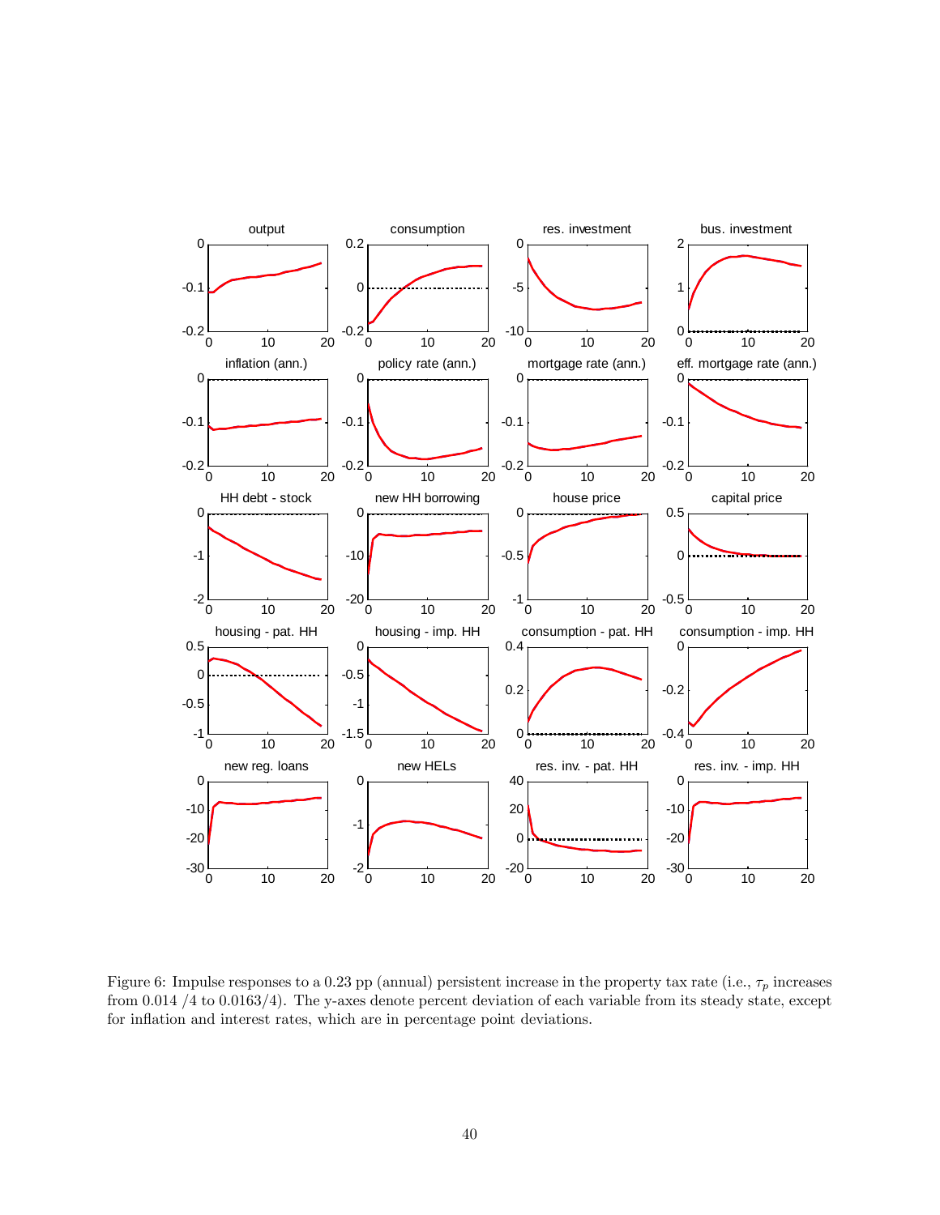Figure 6: Impulse responses to a 0.23 pp (annual) persistent increase in the property tax rate (i.e., $\tau_p$ increases from 0.014 /4 to 0.0163/4). The y-axes denote percent deviation of each variable from its steady state, except for inflation and interest rates, which are in percentage point deviations.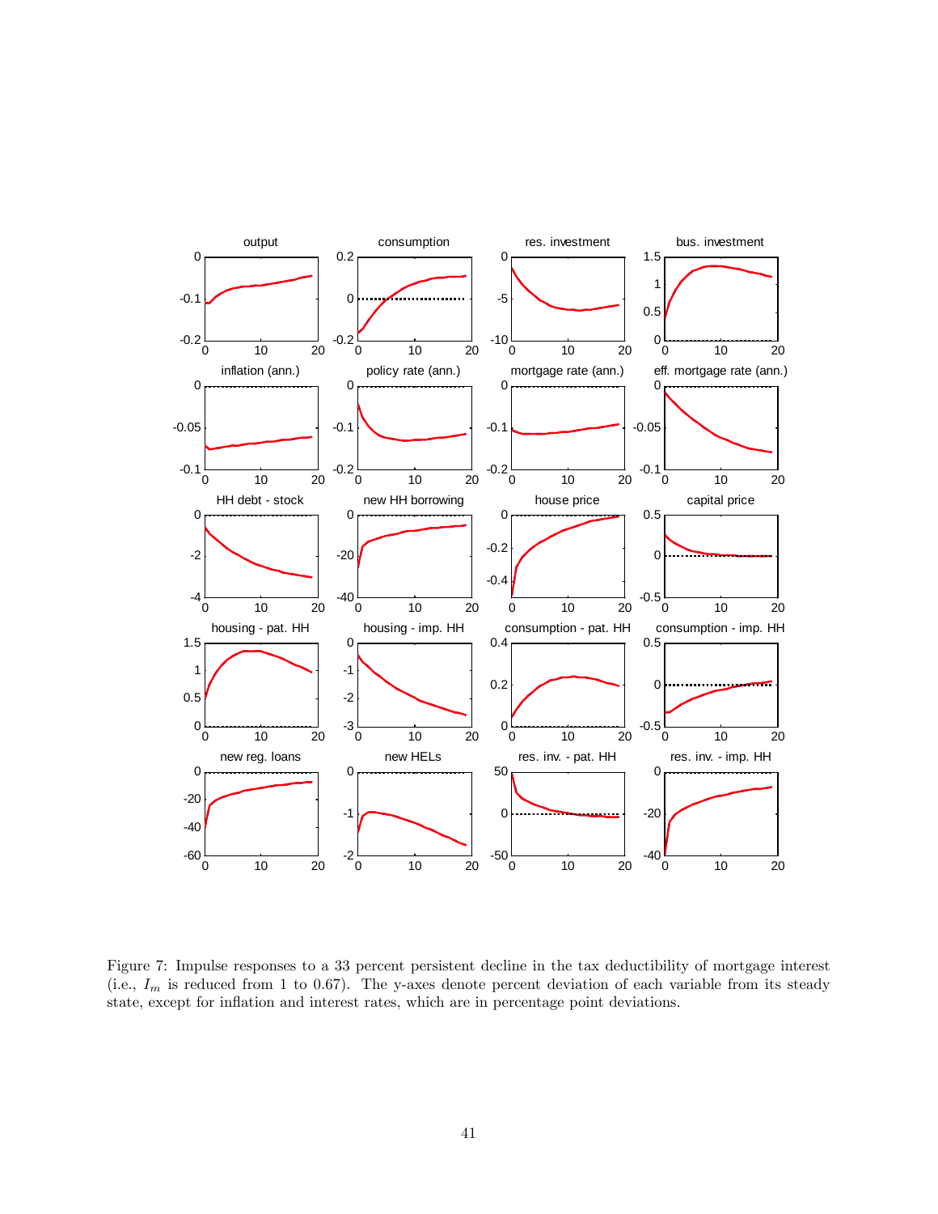Figure 7: Impulse responses to a 33 percent persistent decline in the tax deductibility of mortgage interest (i.e., $I_m$ is reduced from 1 to 0.67). The y-axes denote percent deviation of each variable from its steady state, except for inflation and interest rates, which are in percentage point deviations.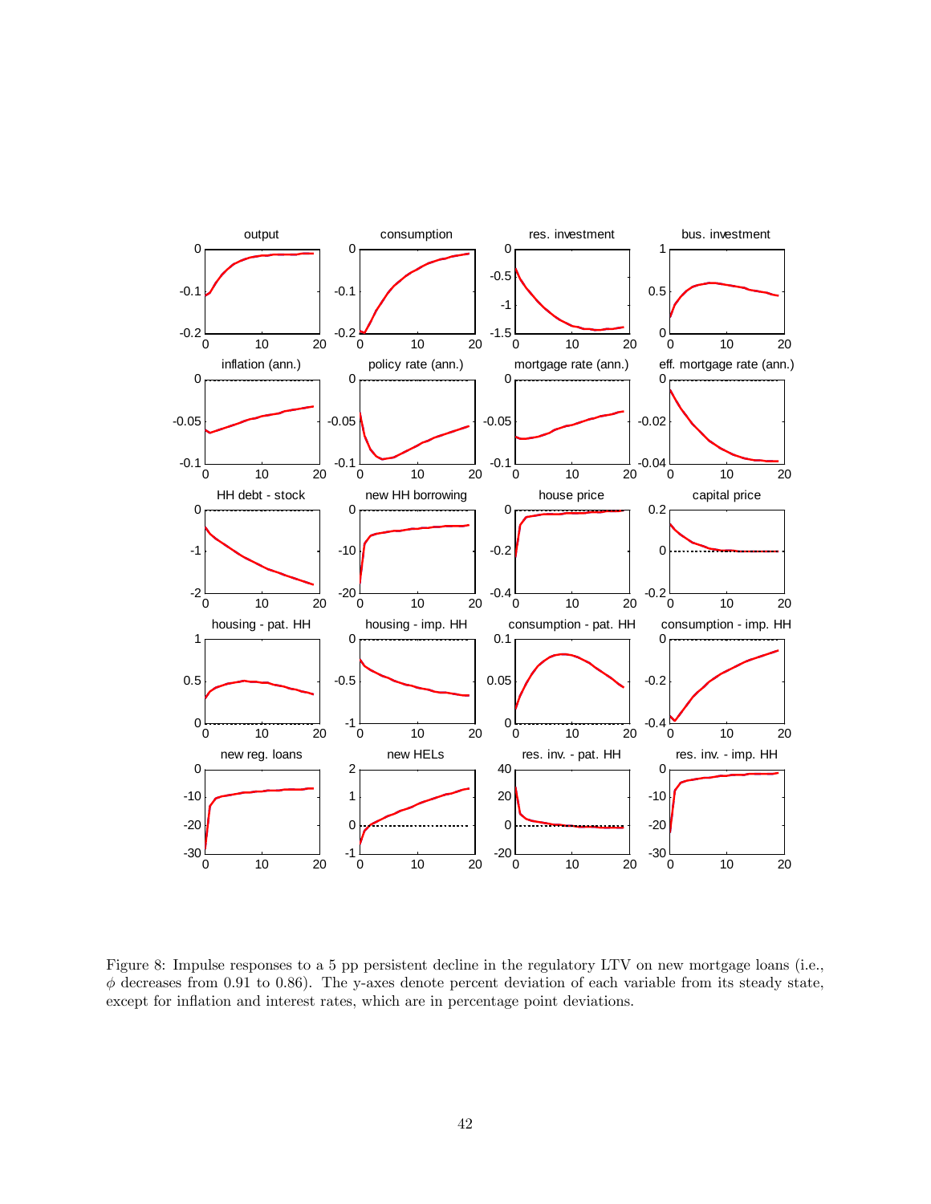Figure 8: Impulse responses to a 5 pp persistent decline in the regulatory LTV on new mortgage loans (i.e., $\phi$ decreases from 0.91 to 0.86). The y-axes denote percent deviation of each variable from its steady state, except for inflation and interest rates, which are in percentage point deviations.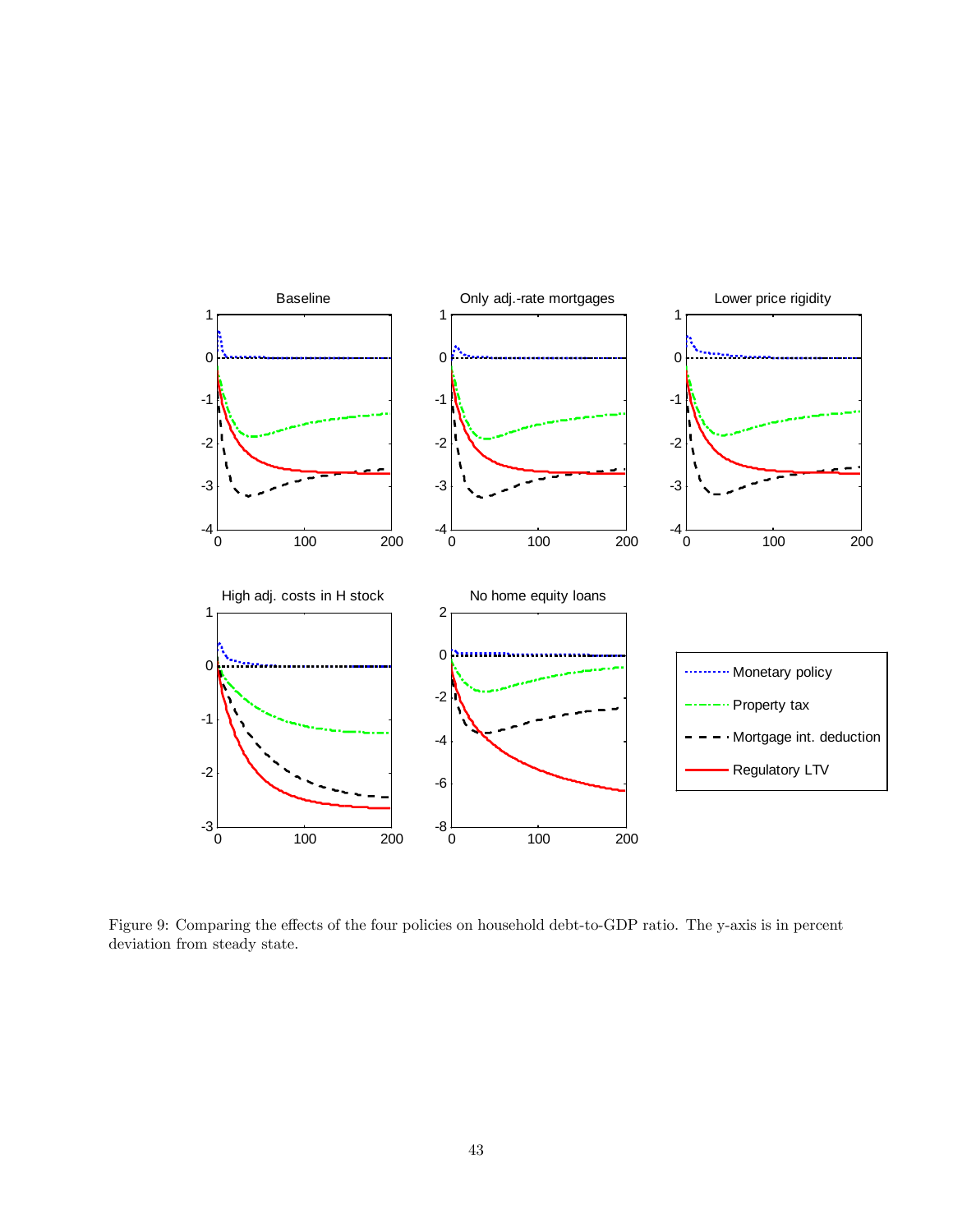Figure 9: Comparing the effects of the four policies on household debt-to-GDP ratio. The y-axis is in percent deviation from steady state.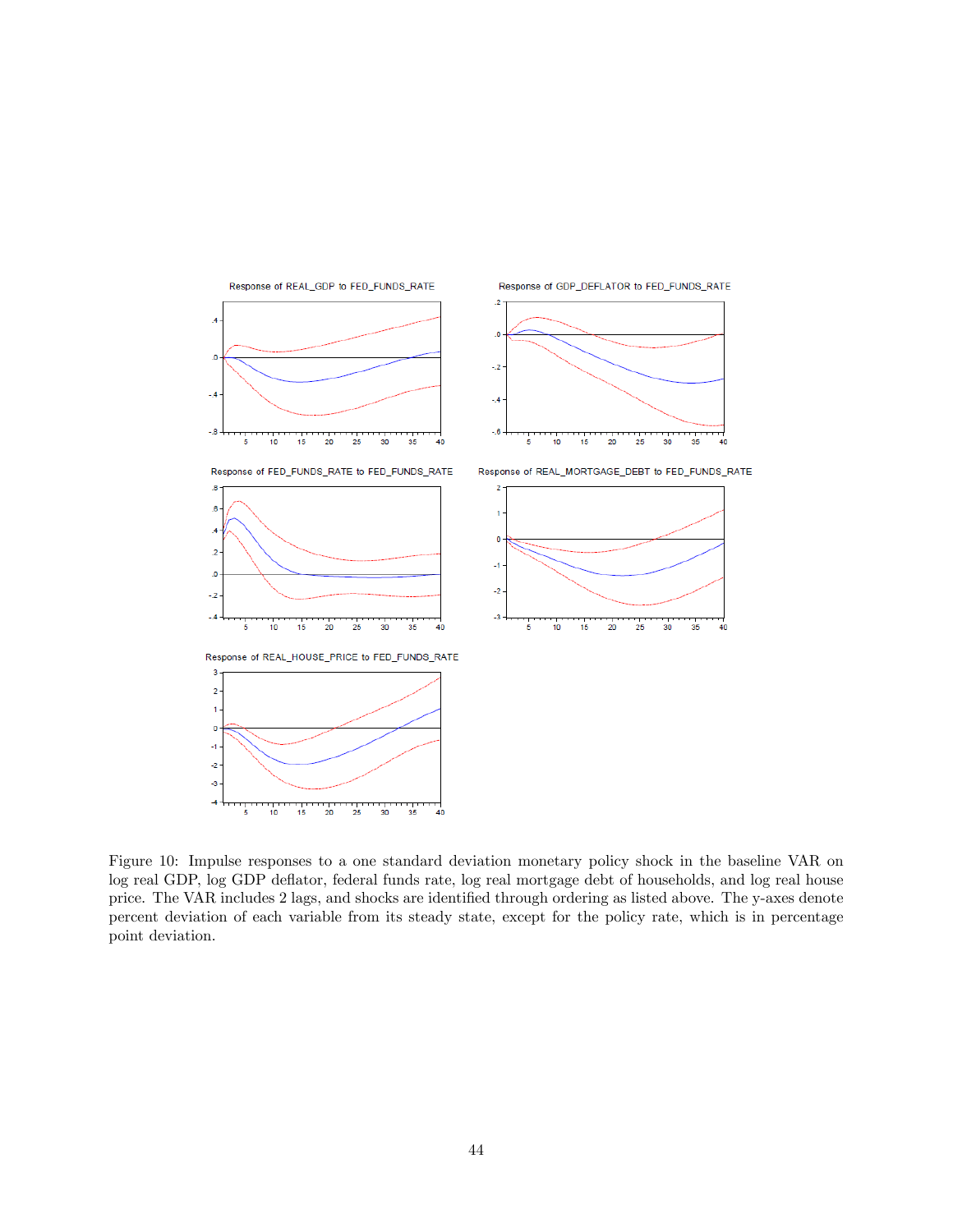Response of REAL_GDP to FED_FUNDS_RATE

.4
.0
-.4
-.8

5 10 15 20 25 30 35 40

Response of GDP_DEFLATOR to FED_FUNDS_RATE

.2
.0
-.2
-.4
-.6

5 10 15 20 25 30 35 40

Response of FED_FUNDS_RATE to FED_FUNDS_RATE

.8
.6
.4
.2
.0
-.2
-.4

5 10 15 20 25 30 35 40

Response of REAL_MORTGAGE_DEBT to FED_FUNDS_RATE

2
1
0
-1
-2
-3

5 10 15 20 25 30 35 40

Response of REAL_HOUSE_PRICE to FED_FUNDS_RATE

3
2
1
0
-1
-2
-3
-4

5 10 15 20 25 30 35 40

Figure 10: Impulse responses to a one standard deviation monetary policy shock in the baseline VAR on log real GDP, log GDP deflator, federal funds rate, log real mortgage debt of households, and log real house price. The VAR includes 2 lags, and shocks are identified through ordering as listed above. The y-axes denote percent deviation of each variable from its steady state, except for the policy rate, which is in percentage point deviation.